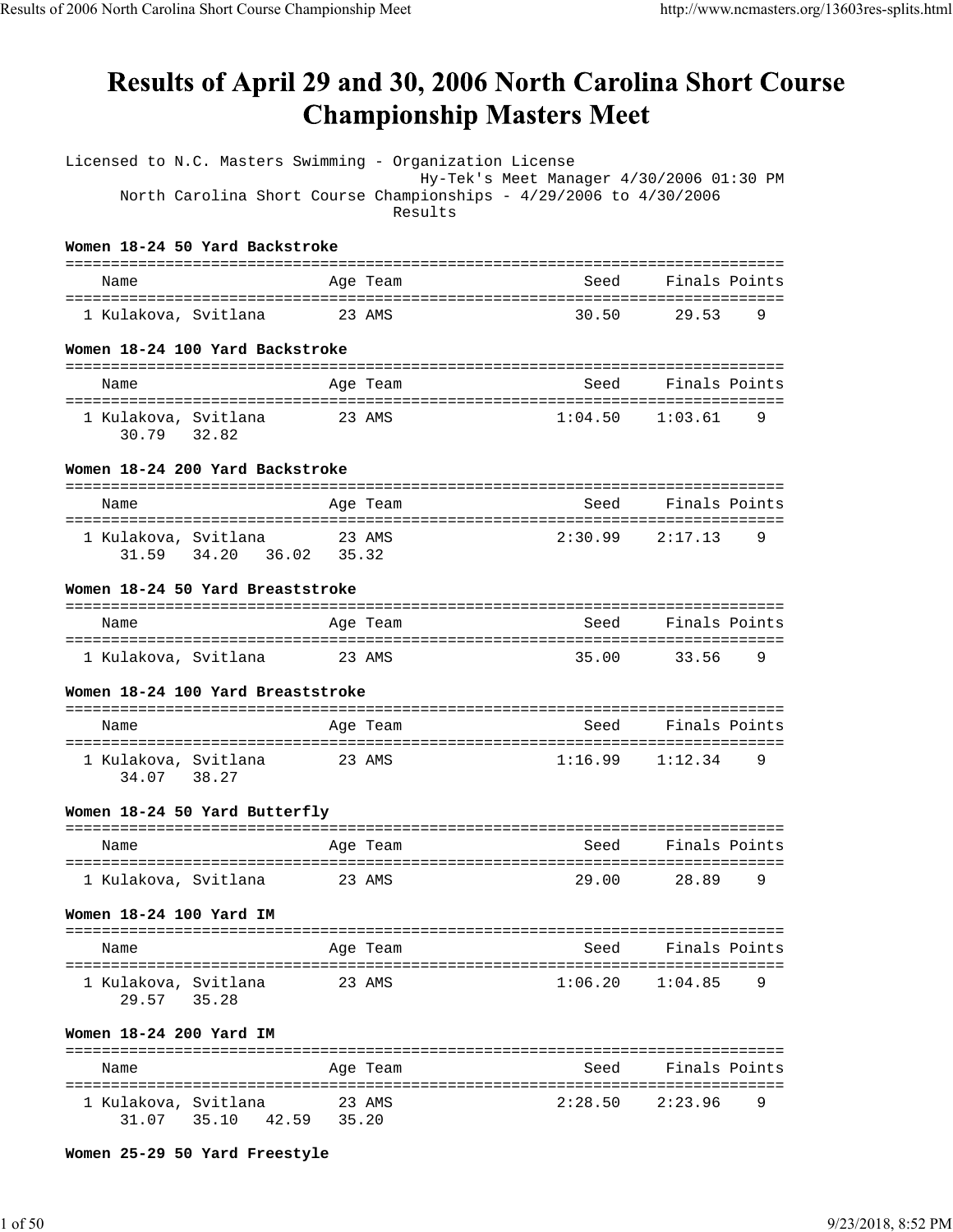# Results of April 29 and 30, 2006 North Carolina Short Course Championship Masters Meet

Licensed to N.C. Masters Swimming - Organization License
Hy-Tek's Meet Manager 4/30/2006 01:30 PM
North Carolina Short Course Championships - 4/29/2006 to 4/30/2006
Results

**Women 18-24 50 Yard Backstroke**

| | Name | Age | Team | Seed | Finals | Points |
|---|---|---|---|---|---|---|
| 1 | Kulakova, Svitlana | 23 | AMS | 30.50 | 29.53 | 9 |

**Women 18-24 100 Yard Backstroke**

| | Name | Age | Team | Seed | Finals | Points |
|---|---|---|---|---|---|---|
| 1 | Kulakova, Svitlana | 23 | AMS | 1:04.50 | 1:03.61 | 9 |
| | 30.79 32.82 | | | | | |

**Women 18-24 200 Yard Backstroke**

| | Name | Age | Team | Seed | Finals | Points |
|---|---|---|---|---|---|---|
| 1 | Kulakova, Svitlana | 23 | AMS | 2:30.99 | 2:17.13 | 9 |
| | 31.59 34.20 36.02 35.32 | | | | | |

**Women 18-24 50 Yard Breaststroke**

| | Name | Age | Team | Seed | Finals | Points |
|---|---|---|---|---|---|---|
| 1 | Kulakova, Svitlana | 23 | AMS | 35.00 | 33.56 | 9 |

**Women 18-24 100 Yard Breaststroke**

| | Name | Age | Team | Seed | Finals | Points |
|---|---|---|---|---|---|---|
| 1 | Kulakova, Svitlana | 23 | AMS | 1:16.99 | 1:12.34 | 9 |
| | 34.07 38.27 | | | | | |

**Women 18-24 50 Yard Butterfly**

| | Name | Age | Team | Seed | Finals | Points |
|---|---|---|---|---|---|---|
| 1 | Kulakova, Svitlana | 23 | AMS | 29.00 | 28.89 | 9 |

**Women 18-24 100 Yard IM**

| | Name | Age | Team | Seed | Finals | Points |
|---|---|---|---|---|---|---|
| 1 | Kulakova, Svitlana | 23 | AMS | 1:06.20 | 1:04.85 | 9 |
| | 29.57 35.28 | | | | | |

**Women 18-24 200 Yard IM**

| | Name | Age | Team | Seed | Finals | Points |
|---|---|---|---|---|---|---|
| 1 | Kulakova, Svitlana | 23 | AMS | 2:28.50 | 2:23.96 | 9 |
| | 31.07 35.10 42.59 35.20 | | | | | |

**Women 25-29 50 Yard Freestyle**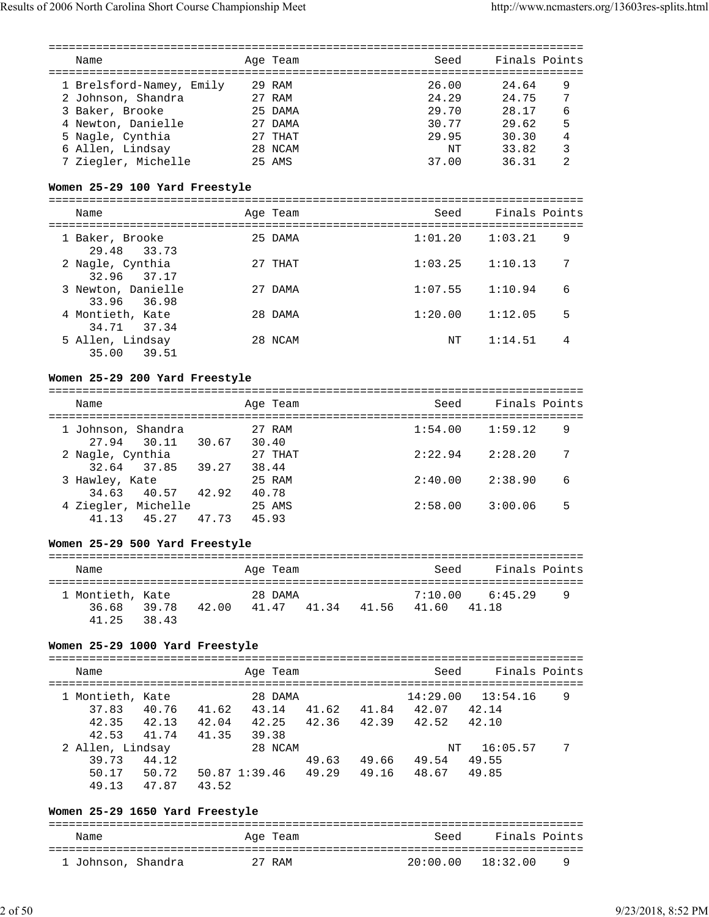| Place | Name | Age | Team | Seed | Finals | Points |
|---|---|---|---|---|---|---|
| 1 | Brelsford-Namey, Emily | 29 | RAM | 26.00 | 24.64 | 9 |
| 2 | Johnson, Shandra | 27 | RAM | 24.29 | 24.75 | 7 |
| 3 | Baker, Brooke | 25 | DAMA | 29.70 | 28.17 | 6 |
| 4 | Newton, Danielle | 27 | DAMA | 30.77 | 29.62 | 5 |
| 5 | Nagle, Cynthia | 27 | THAT | 29.95 | 30.30 | 4 |
| 6 | Allen, Lindsay | 28 | NCAM | NT | 33.82 | 3 |
| 7 | Ziegler, Michelle | 25 | AMS | 37.00 | 36.31 | 2 |

**Women 25-29 100 Yard Freestyle**

| Place | Name | Age | Team | Seed | Finals | Points | Splits |
|---|---|---|---|---|---|---|---|
| 1 | Baker, Brooke | 25 | DAMA | 1:01.20 | 1:03.21 | 9 | 29.48 33.73 |
| 2 | Nagle, Cynthia | 27 | THAT | 1:03.25 | 1:10.13 | 7 | 32.96 37.17 |
| 3 | Newton, Danielle | 27 | DAMA | 1:07.55 | 1:10.94 | 6 | 33.96 36.98 |
| 4 | Montieth, Kate | 28 | DAMA | 1:20.00 | 1:12.05 | 5 | 34.71 37.34 |
| 5 | Allen, Lindsay | 28 | NCAM | NT | 1:14.51 | 4 | 35.00 39.51 |

**Women 25-29 200 Yard Freestyle**

| Place | Name | Age | Team | Seed | Finals | Points | Splits |
|---|---|---|---|---|---|---|---|
| 1 | Johnson, Shandra | 27 | RAM | 1:54.00 | 1:59.12 | 9 | 27.94 30.11 30.67 30.40 |
| 2 | Nagle, Cynthia | 27 | THAT | 2:22.94 | 2:28.20 | 7 | 32.64 37.85 39.27 38.44 |
| 3 | Hawley, Kate | 25 | RAM | 2:40.00 | 2:38.90 | 6 | 34.63 40.57 42.92 40.78 |
| 4 | Ziegler, Michelle | 25 | AMS | 2:58.00 | 3:00.06 | 5 | 41.13 45.27 47.73 45.93 |

**Women 25-29 500 Yard Freestyle**

| Place | Name | Age | Team | Seed | Finals | Points | Splits |
|---|---|---|---|---|---|---|---|
| 1 | Montieth, Kate | 28 | DAMA | 7:10.00 | 6:45.29 | 9 | 36.68 39.78 42.00 41.47 41.34 41.56 41.60 41.18 41.25 38.43 |

**Women 25-29 1000 Yard Freestyle**

| Place | Name | Age | Team | Seed | Finals | Points | Splits |
|---|---|---|---|---|---|---|---|
| 1 | Montieth, Kate | 28 | DAMA | 14:29.00 | 13:54.16 | 9 | 37.83 40.76 41.62 43.14 41.62 41.84 42.07 42.14 42.35 42.13 42.04 42.25 42.36 42.39 42.52 42.10 42.53 41.74 41.35 39.38 |
| 2 | Allen, Lindsay | 28 | NCAM | NT | 16:05.57 | 7 | 39.73 44.12 49.63 49.66 49.54 49.55 50.17 50.72 50.87 1:39.46 49.29 49.16 48.67 49.85 49.13 47.87 43.52 |

**Women 25-29 1650 Yard Freestyle**

| Place | Name | Age | Team | Seed | Finals | Points |
|---|---|---|---|---|---|---|
| 1 | Johnson, Shandra | 27 | RAM | 20:00.00 | 18:32.00 | 9 |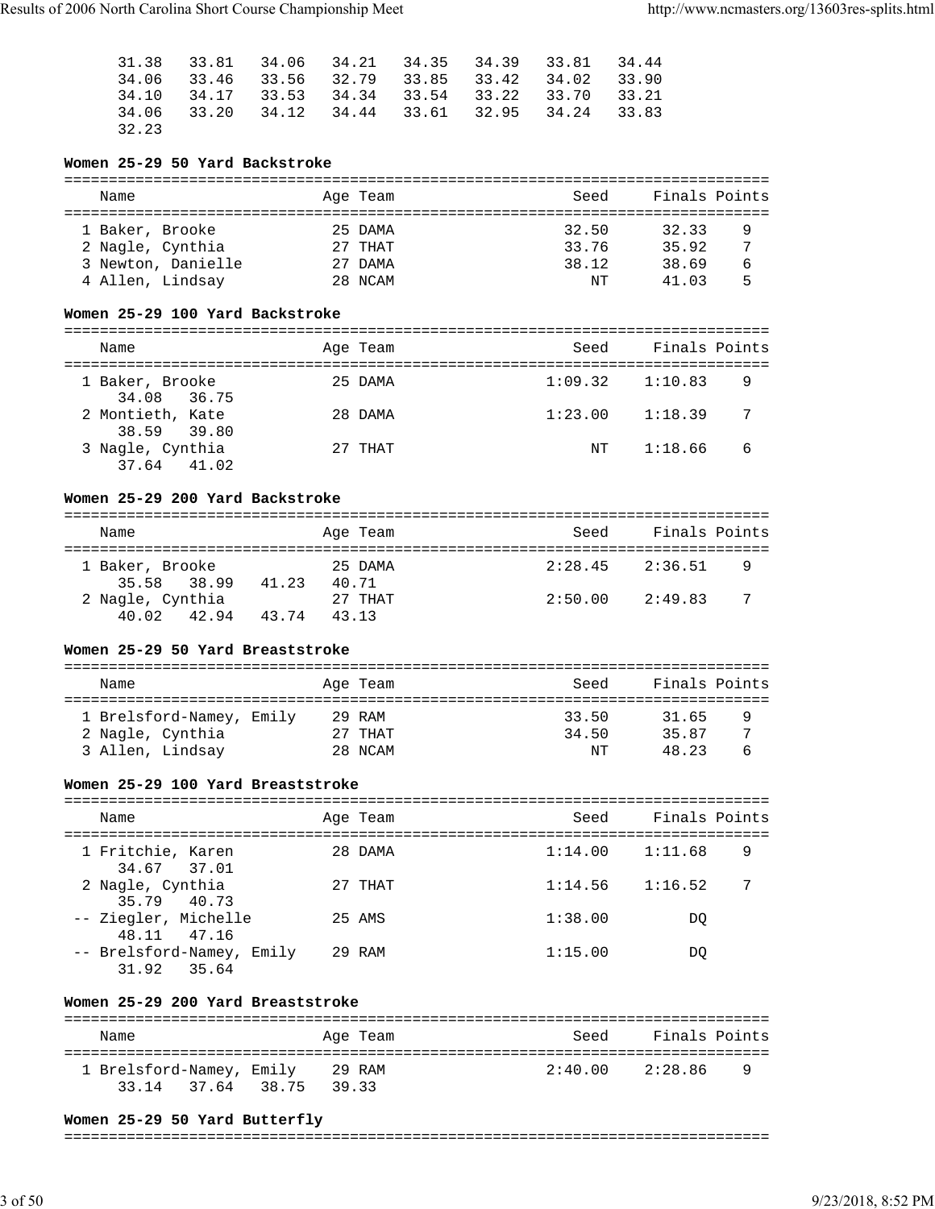```
31.38   33.81   34.06   34.21   34.35   34.39   33.81   34.44
34.06   33.46   33.56   32.79   33.85   33.42   34.02   33.90
34.10   34.17   33.53   34.34   33.54   33.22   33.70   33.21
34.06   33.20   34.12   34.44   33.61   32.95   34.24   33.83
32.23
```

**Women 25-29 50 Yard Backstroke**

| Name | Age | Team | Seed | Finals | Points |
|---|---|---|---|---|---|
| 1 Baker, Brooke | 25 | DAMA | 32.50 | 32.33 | 9 |
| 2 Nagle, Cynthia | 27 | THAT | 33.76 | 35.92 | 7 |
| 3 Newton, Danielle | 27 | DAMA | 38.12 | 38.69 | 6 |
| 4 Allen, Lindsay | 28 | NCAM | NT | 41.03 | 5 |

**Women 25-29 100 Yard Backstroke**

| Name | Age | Team | Seed | Finals | Points |
|---|---|---|---|---|---|
| 1 Baker, Brooke | 25 | DAMA | 1:09.32 | 1:10.83 | 9 |
| 34.08 36.75 | | | | | |
| 2 Montieth, Kate | 28 | DAMA | 1:23.00 | 1:18.39 | 7 |
| 38.59 39.80 | | | | | |
| 3 Nagle, Cynthia | 27 | THAT | NT | 1:18.66 | 6 |
| 37.64 41.02 | | | | | |

**Women 25-29 200 Yard Backstroke**

| Name | Age | Team | Seed | Finals | Points |
|---|---|---|---|---|---|
| 1 Baker, Brooke | 25 | DAMA | 2:28.45 | 2:36.51 | 9 |
| 35.58 38.99 41.23 40.71 | | | | | |
| 2 Nagle, Cynthia | 27 | THAT | 2:50.00 | 2:49.83 | 7 |
| 40.02 42.94 43.74 43.13 | | | | | |

**Women 25-29 50 Yard Breaststroke**

| Name | Age | Team | Seed | Finals | Points |
|---|---|---|---|---|---|
| 1 Brelsford-Namey, Emily | 29 | RAM | 33.50 | 31.65 | 9 |
| 2 Nagle, Cynthia | 27 | THAT | 34.50 | 35.87 | 7 |
| 3 Allen, Lindsay | 28 | NCAM | NT | 48.23 | 6 |

**Women 25-29 100 Yard Breaststroke**

| Name | Age | Team | Seed | Finals | Points |
|---|---|---|---|---|---|
| 1 Fritchie, Karen | 28 | DAMA | 1:14.00 | 1:11.68 | 9 |
| 34.67 37.01 | | | | | |
| 2 Nagle, Cynthia | 27 | THAT | 1:14.56 | 1:16.52 | 7 |
| 35.79 40.73 | | | | | |
| -- Ziegler, Michelle | 25 | AMS | 1:38.00 | DQ | |
| 48.11 47.16 | | | | | |
| -- Brelsford-Namey, Emily | 29 | RAM | 1:15.00 | DQ | |
| 31.92 35.64 | | | | | |

**Women 25-29 200 Yard Breaststroke**

| Name | Age | Team | Seed | Finals | Points |
|---|---|---|---|---|---|
| 1 Brelsford-Namey, Emily | 29 | RAM | 2:40.00 | 2:28.86 | 9 |
| 33.14 37.64 38.75 39.33 | | | | | |

**Women 25-29 50 Yard Butterfly**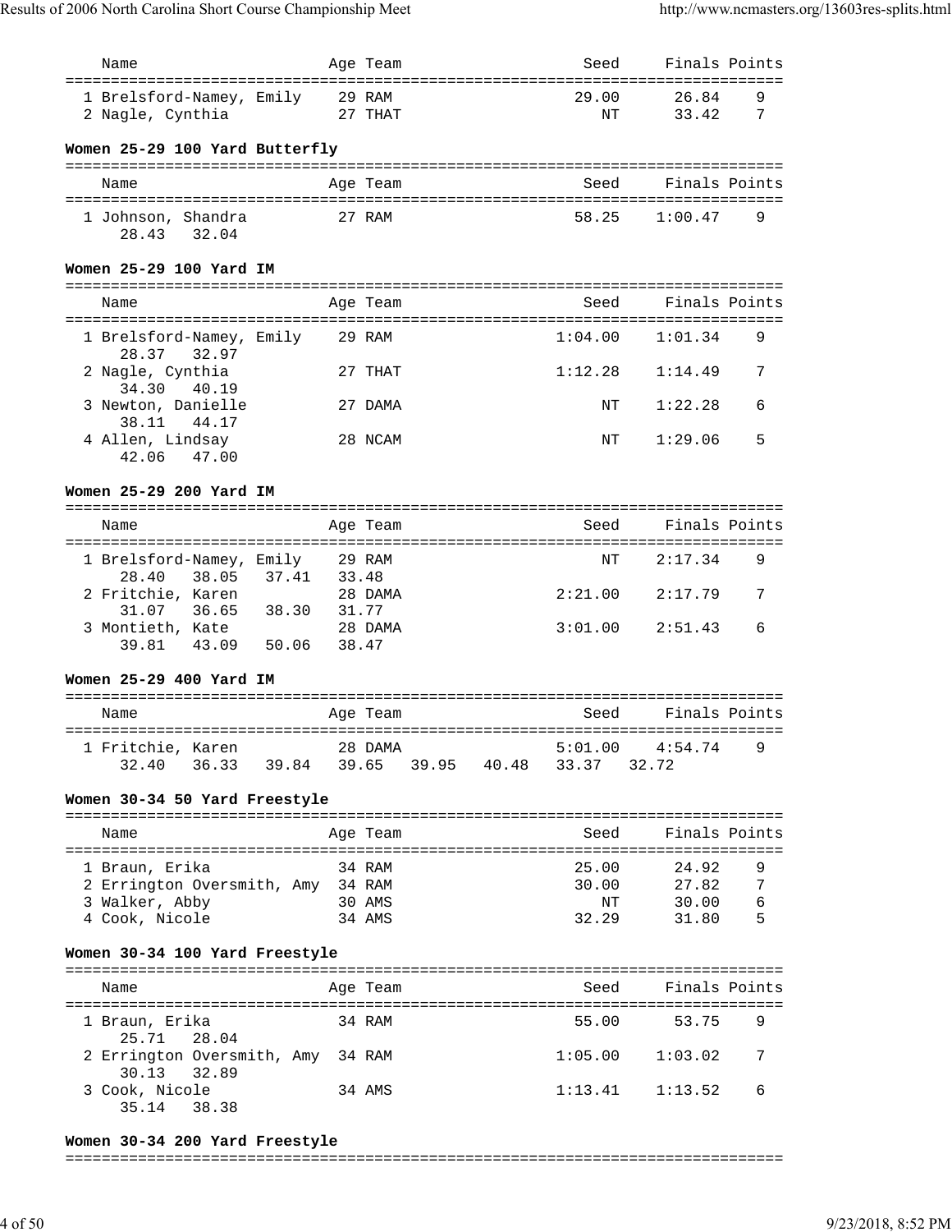| Name | Age | Team | Seed | Finals | Points |
|---|---|---|---|---|---|
| 1 Brelsford-Namey, Emily | 29 | RAM | 29.00 | 26.84 | 9 |
| 2 Nagle, Cynthia | 27 | THAT | NT | 33.42 | 7 |

**Women 25-29 100 Yard Butterfly**

| Name | Age | Team | Seed | Finals | Points |
|---|---|---|---|---|---|
| 1 Johnson, Shandra | 27 | RAM | 58.25 | 1:00.47 | 9 |
| 28.43 32.04 | | | | | |

**Women 25-29 100 Yard IM**

| Name | Age | Team | Seed | Finals | Points |
|---|---|---|---|---|---|
| 1 Brelsford-Namey, Emily | 29 | RAM | 1:04.00 | 1:01.34 | 9 |
| 28.37 32.97 | | | | | |
| 2 Nagle, Cynthia | 27 | THAT | 1:12.28 | 1:14.49 | 7 |
| 34.30 40.19 | | | | | |
| 3 Newton, Danielle | 27 | DAMA | NT | 1:22.28 | 6 |
| 38.11 44.17 | | | | | |
| 4 Allen, Lindsay | 28 | NCAM | NT | 1:29.06 | 5 |
| 42.06 47.00 | | | | | |

**Women 25-29 200 Yard IM**

| Name | Age | Team | Seed | Finals | Points |
|---|---|---|---|---|---|
| 1 Brelsford-Namey, Emily | 29 | RAM | NT | 2:17.34 | 9 |
| 28.40 38.05 37.41 33.48 | | | | | |
| 2 Fritchie, Karen | 28 | DAMA | 2:21.00 | 2:17.79 | 7 |
| 31.07 36.65 38.30 31.77 | | | | | |
| 3 Montieth, Kate | 28 | DAMA | 3:01.00 | 2:51.43 | 6 |
| 39.81 43.09 50.06 38.47 | | | | | |

**Women 25-29 400 Yard IM**

| Name | Age | Team | Seed | Finals | Points |
|---|---|---|---|---|---|
| 1 Fritchie, Karen | 28 | DAMA | 5:01.00 | 4:54.74 | 9 |
| 32.40 36.33 39.84 39.65 39.95 40.48 33.37 32.72 | | | | | |

**Women 30-34 50 Yard Freestyle**

| Name | Age | Team | Seed | Finals | Points |
|---|---|---|---|---|---|
| 1 Braun, Erika | 34 | RAM | 25.00 | 24.92 | 9 |
| 2 Errington Oversmith, Amy | 34 | RAM | 30.00 | 27.82 | 7 |
| 3 Walker, Abby | 30 | AMS | NT | 30.00 | 6 |
| 4 Cook, Nicole | 34 | AMS | 32.29 | 31.80 | 5 |

**Women 30-34 100 Yard Freestyle**

| Name | Age | Team | Seed | Finals | Points |
|---|---|---|---|---|---|
| 1 Braun, Erika | 34 | RAM | 55.00 | 53.75 | 9 |
| 25.71 28.04 | | | | | |
| 2 Errington Oversmith, Amy | 34 | RAM | 1:05.00 | 1:03.02 | 7 |
| 30.13 32.89 | | | | | |
| 3 Cook, Nicole | 34 | AMS | 1:13.41 | 1:13.52 | 6 |
| 35.14 38.38 | | | | | |

**Women 30-34 200 Yard Freestyle**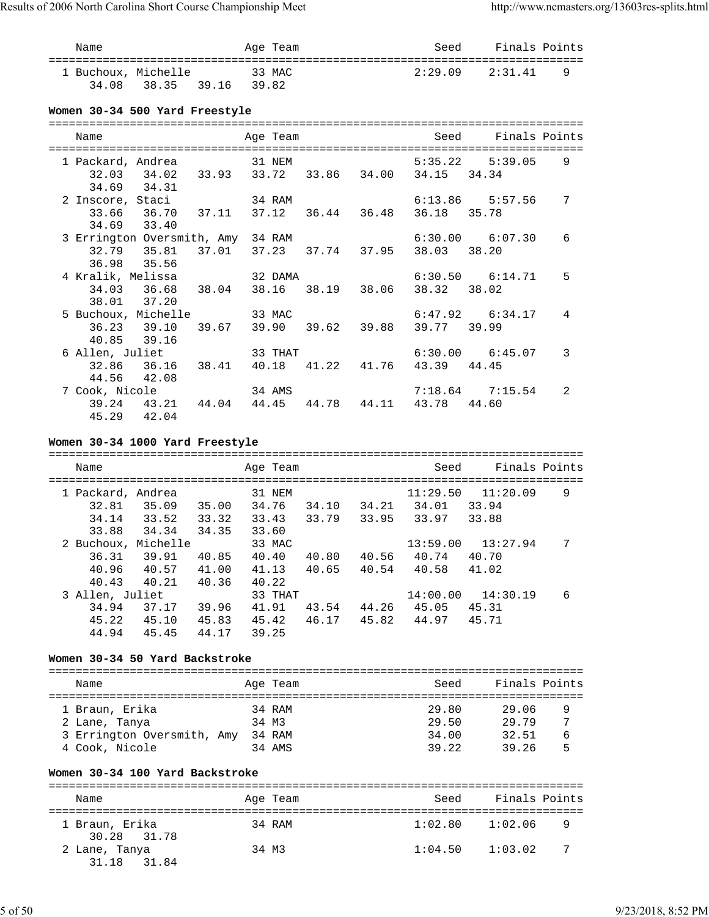| Name | Age | Team | Seed | Finals | Points |
|---|---|---|---|---|---|
| 1 Buchoux, Michelle | 33 | MAC | 2:29.09 | 2:31.41 | 9 |
| 34.08 38.35 39.16 39.82 | | | | | |

### Women 30-34 500 Yard Freestyle

| Name | Age | Team | Seed | Finals | Points |
|---|---|---|---|---|---|
| 1 Packard, Andrea | 31 | NEM | 5:35.22 | 5:39.05 | 9 |
| 32.03 34.02 33.93 33.72 33.86 34.00 34.15 34.34 34.69 34.31 | | | | | |
| 2 Inscore, Staci | 34 | RAM | 6:13.86 | 5:57.56 | 7 |
| 33.66 36.70 37.11 37.12 36.44 36.48 36.18 35.78 34.69 33.40 | | | | | |
| 3 Errington Oversmith, Amy | 34 | RAM | 6:30.00 | 6:07.30 | 6 |
| 32.79 35.81 37.01 37.23 37.74 37.95 38.03 38.20 36.98 35.56 | | | | | |
| 4 Kralik, Melissa | 32 | DAMA | 6:30.50 | 6:14.71 | 5 |
| 34.03 36.68 38.04 38.16 38.19 38.06 38.32 38.02 38.01 37.20 | | | | | |
| 5 Buchoux, Michelle | 33 | MAC | 6:47.92 | 6:34.17 | 4 |
| 36.23 39.10 39.67 39.90 39.62 39.88 39.77 39.99 40.85 39.16 | | | | | |
| 6 Allen, Juliet | 33 | THAT | 6:30.00 | 6:45.07 | 3 |
| 32.86 36.16 38.41 40.18 41.22 41.76 43.39 44.45 44.56 42.08 | | | | | |
| 7 Cook, Nicole | 34 | AMS | 7:18.64 | 7:15.54 | 2 |
| 39.24 43.21 44.04 44.45 44.78 44.11 43.78 44.60 45.29 42.04 | | | | | |

### Women 30-34 1000 Yard Freestyle

| Name | Age | Team | Seed | Finals | Points |
|---|---|---|---|---|---|
| 1 Packard, Andrea | 31 | NEM | 11:29.50 | 11:20.09 | 9 |
| 32.81 35.09 35.00 34.76 34.10 34.21 34.01 33.94 34.14 33.52 33.32 33.43 33.79 33.95 33.97 33.88 33.88 34.34 34.35 33.60 | | | | | |
| 2 Buchoux, Michelle | 33 | MAC | 13:59.00 | 13:27.94 | 7 |
| 36.31 39.91 40.85 40.40 40.80 40.56 40.74 40.70 40.96 40.57 41.00 41.13 40.65 40.54 40.58 41.02 40.43 40.21 40.36 40.22 | | | | | |
| 3 Allen, Juliet | 33 | THAT | 14:00.00 | 14:30.19 | 6 |
| 34.94 37.17 39.96 41.91 43.54 44.26 45.05 45.31 45.22 45.10 45.83 45.42 46.17 45.82 44.97 45.71 44.94 45.45 44.17 39.25 | | | | | |

### Women 30-34 50 Yard Backstroke

| Name | Age | Team | Seed | Finals | Points |
|---|---|---|---|---|---|
| 1 Braun, Erika | 34 | RAM | 29.80 | 29.06 | 9 |
| 2 Lane, Tanya | 34 | M3 | 29.50 | 29.79 | 7 |
| 3 Errington Oversmith, Amy | 34 | RAM | 34.00 | 32.51 | 6 |
| 4 Cook, Nicole | 34 | AMS | 39.22 | 39.26 | 5 |

### Women 30-34 100 Yard Backstroke

| Name | Age | Team | Seed | Finals | Points |
|---|---|---|---|---|---|
| 1 Braun, Erika | 34 | RAM | 1:02.80 | 1:02.06 | 9 |
| 30.28 31.78 | | | | | |
| 2 Lane, Tanya | 34 | M3 | 1:04.50 | 1:03.02 | 7 |
| 31.18 31.84 | | | | | |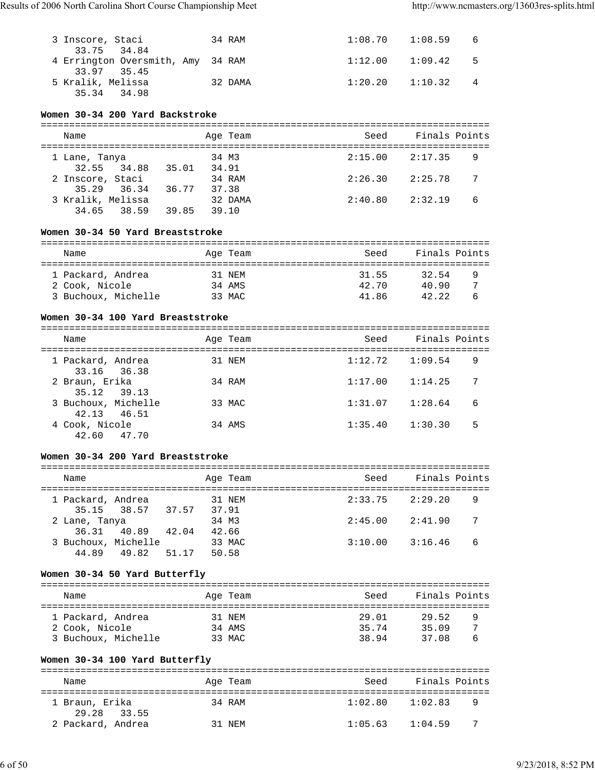```
  3 Inscore, Staci            34 RAM                   1:08.70    1:08.59    6
      33.75   34.84
  4 Errington Oversmith, Amy  34 RAM                   1:12.00    1:09.42    5
      33.97   35.45
  5 Kralik, Melissa           32 DAMA                  1:20.20    1:10.32    4
      35.34   34.98
```

### Women 30-34 200 Yard Backstroke

```
===============================================================================
    Name                    Age Team                    Seed    Finals Points
===============================================================================
  1 Lane, Tanya               34 M3                    2:15.00    2:17.35    9
      32.55   34.88   35.01   34.91
  2 Inscore, Staci            34 RAM                   2:26.30    2:25.78    7
      35.29   36.34   36.77   37.38
  3 Kralik, Melissa           32 DAMA                  2:40.80    2:32.19    6
      34.65   38.59   39.85   39.10
```

### Women 30-34 50 Yard Breaststroke

```
===============================================================================
    Name                    Age Team                    Seed    Finals Points
===============================================================================
  1 Packard, Andrea           31 NEM                     31.55      32.54    9
  2 Cook, Nicole              34 AMS                     42.70      40.90    7
  3 Buchoux, Michelle         33 MAC                     41.86      42.22    6
```

### Women 30-34 100 Yard Breaststroke

```
===============================================================================
    Name                    Age Team                    Seed    Finals Points
===============================================================================
  1 Packard, Andrea           31 NEM                   1:12.72    1:09.54    9
      33.16   36.38
  2 Braun, Erika              34 RAM                   1:17.00    1:14.25    7
      35.12   39.13
  3 Buchoux, Michelle         33 MAC                   1:31.07    1:28.64    6
      42.13   46.51
  4 Cook, Nicole              34 AMS                   1:35.40    1:30.30    5
      42.60   47.70
```

### Women 30-34 200 Yard Breaststroke

```
===============================================================================
    Name                    Age Team                    Seed    Finals Points
===============================================================================
  1 Packard, Andrea           31 NEM                   2:33.75    2:29.20    9
      35.15   38.57   37.57   37.91
  2 Lane, Tanya               34 M3                    2:45.00    2:41.90    7
      36.31   40.89   42.04   42.66
  3 Buchoux, Michelle         33 MAC                   3:10.00    3:16.46    6
      44.89   49.82   51.17   50.58
```

### Women 30-34 50 Yard Butterfly

```
===============================================================================
    Name                    Age Team                    Seed    Finals Points
===============================================================================
  1 Packard, Andrea           31 NEM                     29.01      29.52    9
  2 Cook, Nicole              34 AMS                     35.74      35.09    7
  3 Buchoux, Michelle         33 MAC                     38.94      37.08    6
```

### Women 30-34 100 Yard Butterfly

```
===============================================================================
    Name                    Age Team                    Seed    Finals Points
===============================================================================
  1 Braun, Erika              34 RAM                   1:02.80    1:02.83    9
      29.28   33.55
  2 Packard, Andrea           31 NEM                   1:05.63    1:04.59    7
```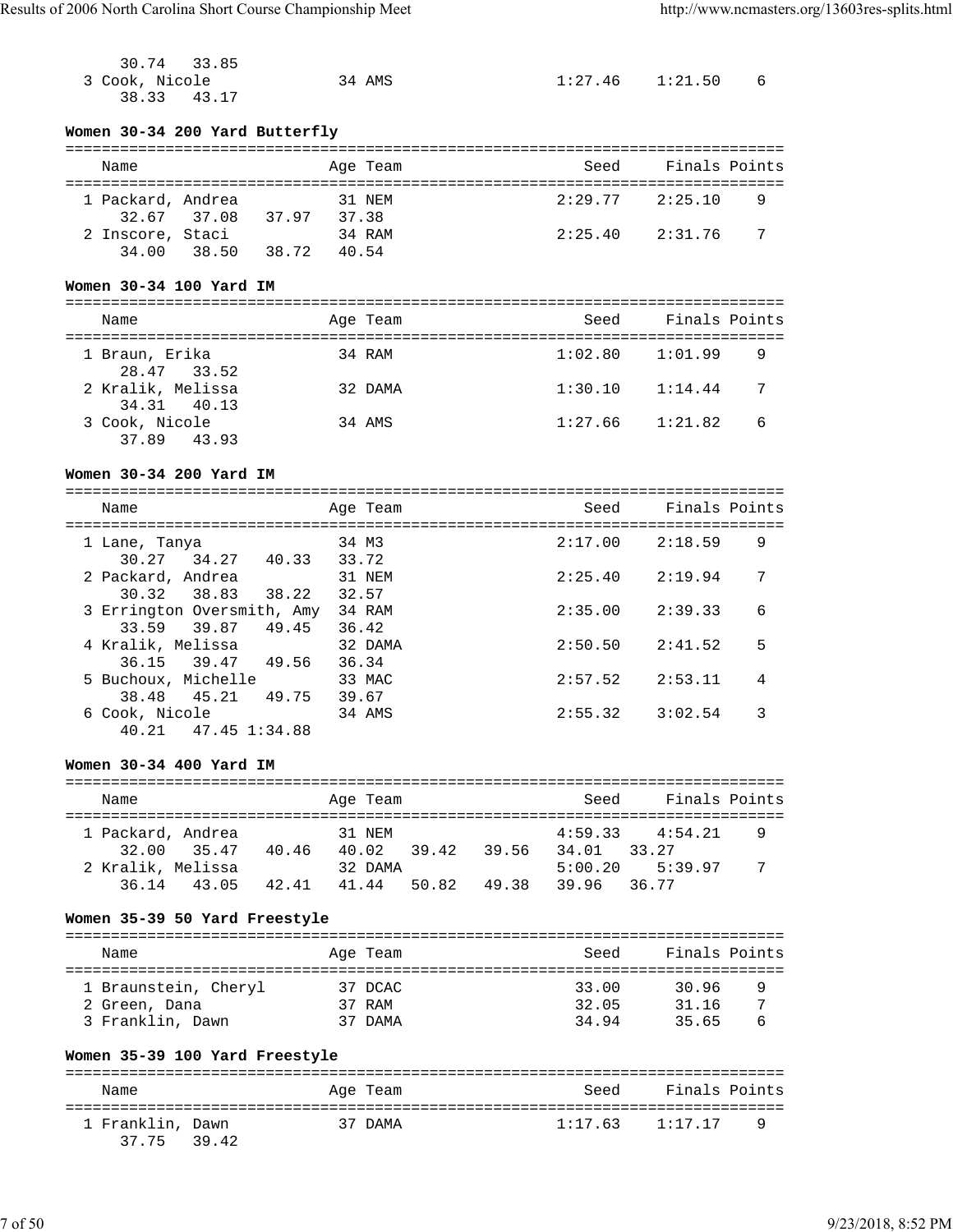```
    30.74   33.85
  3 Cook, Nicole            34 AMS                  1:27.46    1:21.50    6
    38.33   43.17
```

**Women 30-34 200 Yard Butterfly**

```
===============================================================================
    Name                    Age Team                    Seed    Finals Points
===============================================================================
  1 Packard, Andrea         31 NEM                  2:29.77    2:25.10    9
    32.67   37.08   37.97   37.38
  2 Inscore, Staci          34 RAM                  2:25.40    2:31.76    7
    34.00   38.50   38.72   40.54
```

**Women 30-34 100 Yard IM**

```
===============================================================================
    Name                    Age Team                    Seed    Finals Points
===============================================================================
  1 Braun, Erika            34 RAM                  1:02.80    1:01.99    9
    28.47   33.52
  2 Kralik, Melissa         32 DAMA                 1:30.10    1:14.44    7
    34.31   40.13
  3 Cook, Nicole            34 AMS                  1:27.66    1:21.82    6
    37.89   43.93
```

**Women 30-34 200 Yard IM**

```
===============================================================================
    Name                    Age Team                    Seed    Finals Points
===============================================================================
  1 Lane, Tanya             34 M3                   2:17.00    2:18.59    9
    30.27   34.27   40.33   33.72
  2 Packard, Andrea         31 NEM                  2:25.40    2:19.94    7
    30.32   38.83   38.22   32.57
  3 Errington Oversmith, Amy  34 RAM                2:35.00    2:39.33    6
    33.59   39.87   49.45   36.42
  4 Kralik, Melissa         32 DAMA                 2:50.50    2:41.52    5
    36.15   39.47   49.56   36.34
  5 Buchoux, Michelle       33 MAC                  2:57.52    2:53.11    4
    38.48   45.21   49.75   39.67
  6 Cook, Nicole            34 AMS                  2:55.32    3:02.54    3
    40.21   47.45 1:34.88
```

**Women 30-34 400 Yard IM**

```
===============================================================================
    Name                    Age Team                    Seed    Finals Points
===============================================================================
  1 Packard, Andrea         31 NEM                  4:59.33    4:54.21    9
    32.00   35.47   40.46   40.02   39.42   39.56   34.01   33.27
  2 Kralik, Melissa         32 DAMA                 5:00.20    5:39.97    7
    36.14   43.05   42.41   41.44   50.82   49.38   39.96   36.77
```

**Women 35-39 50 Yard Freestyle**

```
===============================================================================
    Name                    Age Team                    Seed    Finals Points
===============================================================================
  1 Braunstein, Cheryl      37 DCAC                   33.00      30.96    9
  2 Green, Dana             37 RAM                    32.05      31.16    7
  3 Franklin, Dawn          37 DAMA                   34.94      35.65    6
```

**Women 35-39 100 Yard Freestyle**

```
===============================================================================
    Name                    Age Team                    Seed    Finals Points
===============================================================================
  1 Franklin, Dawn          37 DAMA                 1:17.63    1:17.17    9
    37.75   39.42
```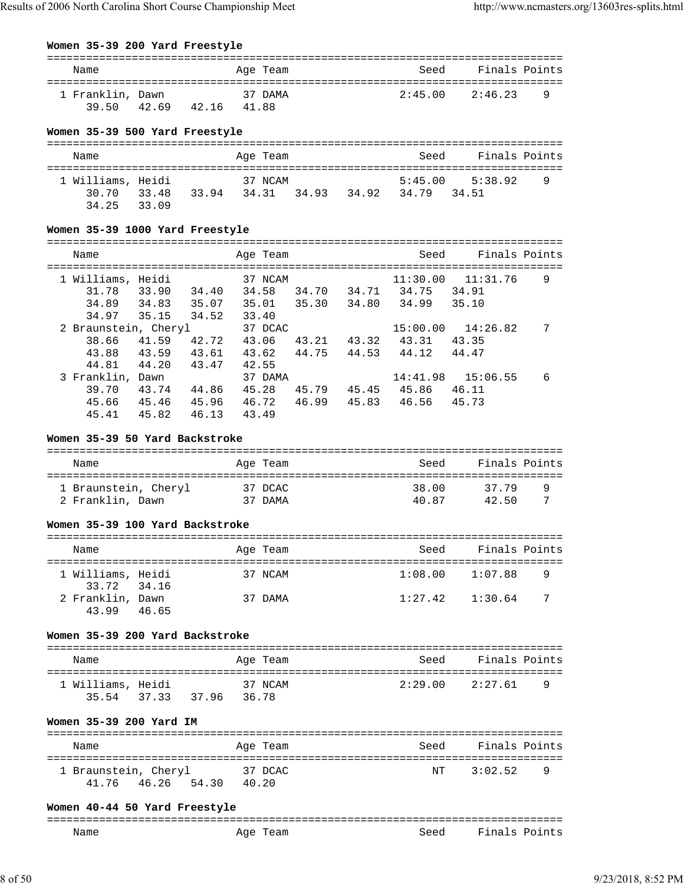### Women 35-39 200 Yard Freestyle

| Name | Age | Team | Seed | Finals | Points |
|---|---|---|---|---|---|
| 1 Franklin, Dawn | 37 | DAMA | 2:45.00 | 2:46.23 | 9 |
| 39.50 42.69 42.16 41.88 | | | | | |

### Women 35-39 500 Yard Freestyle

| Name | Age | Team | Seed | Finals | Points |
|---|---|---|---|---|---|
| 1 Williams, Heidi | 37 | NCAM | 5:45.00 | 5:38.92 | 9 |
| 30.70 33.48 33.94 34.31 34.93 34.92 34.79 34.51 | | | | | |
| 34.25 33.09 | | | | | |

### Women 35-39 1000 Yard Freestyle

| Name | Age | Team | Seed | Finals | Points |
|---|---|---|---|---|---|
| 1 Williams, Heidi | 37 | NCAM | 11:30.00 | 11:31.76 | 9 |
| 31.78 33.90 34.40 34.58 34.70 34.71 34.75 34.91 | | | | | |
| 34.89 34.83 35.07 35.01 35.30 34.80 34.99 35.10 | | | | | |
| 34.97 35.15 34.52 33.40 | | | | | |
| 2 Braunstein, Cheryl | 37 | DCAC | 15:00.00 | 14:26.82 | 7 |
| 38.66 41.59 42.72 43.06 43.21 43.32 43.31 43.35 | | | | | |
| 43.88 43.59 43.61 43.62 44.75 44.53 44.12 44.47 | | | | | |
| 44.81 44.20 43.47 42.55 | | | | | |
| 3 Franklin, Dawn | 37 | DAMA | 14:41.98 | 15:06.55 | 6 |
| 39.70 43.74 44.86 45.28 45.79 45.45 45.86 46.11 | | | | | |
| 45.66 45.46 45.96 46.72 46.99 45.83 46.56 45.73 | | | | | |
| 45.41 45.82 46.13 43.49 | | | | | |

### Women 35-39 50 Yard Backstroke

| Name | Age | Team | Seed | Finals | Points |
|---|---|---|---|---|---|
| 1 Braunstein, Cheryl | 37 | DCAC | 38.00 | 37.79 | 9 |
| 2 Franklin, Dawn | 37 | DAMA | 40.87 | 42.50 | 7 |

### Women 35-39 100 Yard Backstroke

| Name | Age | Team | Seed | Finals | Points |
|---|---|---|---|---|---|
| 1 Williams, Heidi | 37 | NCAM | 1:08.00 | 1:07.88 | 9 |
| 33.72 34.16 | | | | | |
| 2 Franklin, Dawn | 37 | DAMA | 1:27.42 | 1:30.64 | 7 |
| 43.99 46.65 | | | | | |

### Women 35-39 200 Yard Backstroke

| Name | Age | Team | Seed | Finals | Points |
|---|---|---|---|---|---|
| 1 Williams, Heidi | 37 | NCAM | 2:29.00 | 2:27.61 | 9 |
| 35.54 37.33 37.96 36.78 | | | | | |

### Women 35-39 200 Yard IM

| Name | Age | Team | Seed | Finals | Points |
|---|---|---|---|---|---|
| 1 Braunstein, Cheryl | 37 | DCAC | NT | 3:02.52 | 9 |
| 41.76 46.26 54.30 40.20 | | | | | |

### Women 40-44 50 Yard Freestyle

| Name | Age | Team | Seed | Finals | Points |
|---|---|---|---|---|---|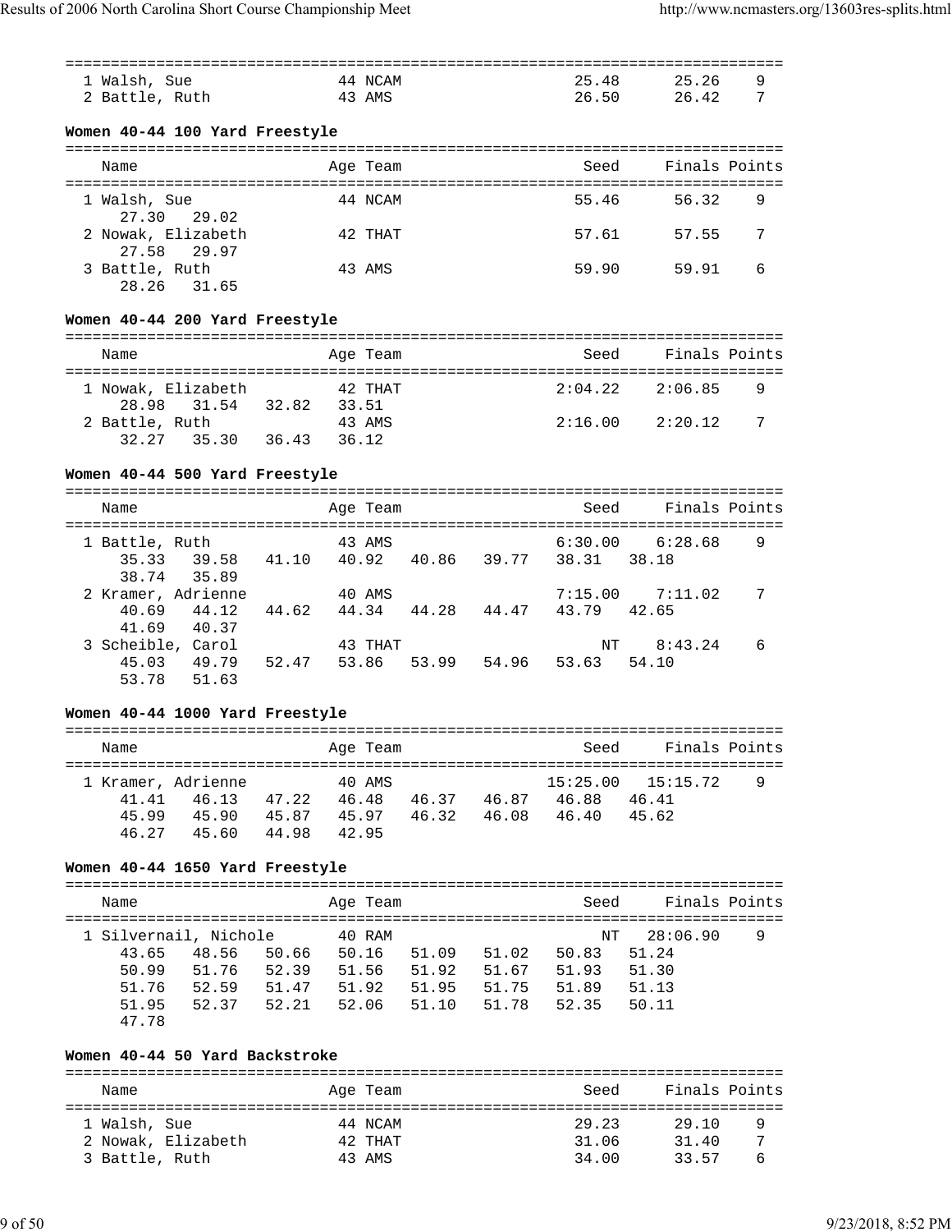| Name | Age | Team | Seed | Finals | Points |
|---|---|---|---|---|---|
| 1 Walsh, Sue | 44 | NCAM | 25.48 | 25.26 | 9 |
| 2 Battle, Ruth | 43 | AMS | 26.50 | 26.42 | 7 |

### Women 40-44 100 Yard Freestyle

| Name | Age | Team | Seed | Finals | Points |
|---|---|---|---|---|---|
| 1 Walsh, Sue | 44 | NCAM | 55.46 | 56.32 | 9 |
| 27.30 29.02 | | | | | |
| 2 Nowak, Elizabeth | 42 | THAT | 57.61 | 57.55 | 7 |
| 27.58 29.97 | | | | | |
| 3 Battle, Ruth | 43 | AMS | 59.90 | 59.91 | 6 |
| 28.26 31.65 | | | | | |

### Women 40-44 200 Yard Freestyle

| Name | Age | Team | Seed | Finals | Points |
|---|---|---|---|---|---|
| 1 Nowak, Elizabeth | 42 | THAT | 2:04.22 | 2:06.85 | 9 |
| 28.98 31.54 32.82 33.51 | | | | | |
| 2 Battle, Ruth | 43 | AMS | 2:16.00 | 2:20.12 | 7 |
| 32.27 35.30 36.43 36.12 | | | | | |

### Women 40-44 500 Yard Freestyle

| Name | Age | Team | Seed | Finals | Points |
|---|---|---|---|---|---|
| 1 Battle, Ruth | 43 | AMS | 6:30.00 | 6:28.68 | 9 |
| 35.33 39.58 41.10 40.92 40.86 39.77 38.31 38.18 38.74 35.89 | | | | | |
| 2 Kramer, Adrienne | 40 | AMS | 7:15.00 | 7:11.02 | 7 |
| 40.69 44.12 44.62 44.34 44.28 44.47 43.79 42.65 41.69 40.37 | | | | | |
| 3 Scheible, Carol | 43 | THAT | NT | 8:43.24 | 6 |
| 45.03 49.79 52.47 53.86 53.99 54.96 53.63 54.10 53.78 51.63 | | | | | |

### Women 40-44 1000 Yard Freestyle

| Name | Age | Team | Seed | Finals | Points |
|---|---|---|---|---|---|
| 1 Kramer, Adrienne | 40 | AMS | 15:25.00 | 15:15.72 | 9 |
| 41.41 46.13 47.22 46.48 46.37 46.87 46.88 46.41 45.99 45.90 45.87 45.97 46.32 46.08 46.40 45.62 46.27 45.60 44.98 42.95 | | | | | |

### Women 40-44 1650 Yard Freestyle

| Name | Age | Team | Seed | Finals | Points |
|---|---|---|---|---|---|
| 1 Silvernail, Nichole | 40 | RAM | NT | 28:06.90 | 9 |
| 43.65 48.56 50.66 50.16 51.09 51.02 50.83 51.24 50.99 51.76 52.39 51.56 51.92 51.67 51.93 51.30 51.76 52.59 51.47 51.92 51.95 51.75 51.89 51.13 51.95 52.37 52.21 52.06 51.10 51.78 52.35 50.11 47.78 | | | | | |

### Women 40-44 50 Yard Backstroke

| Name | Age | Team | Seed | Finals | Points |
|---|---|---|---|---|---|
| 1 Walsh, Sue | 44 | NCAM | 29.23 | 29.10 | 9 |
| 2 Nowak, Elizabeth | 42 | THAT | 31.06 | 31.40 | 7 |
| 3 Battle, Ruth | 43 | AMS | 34.00 | 33.57 | 6 |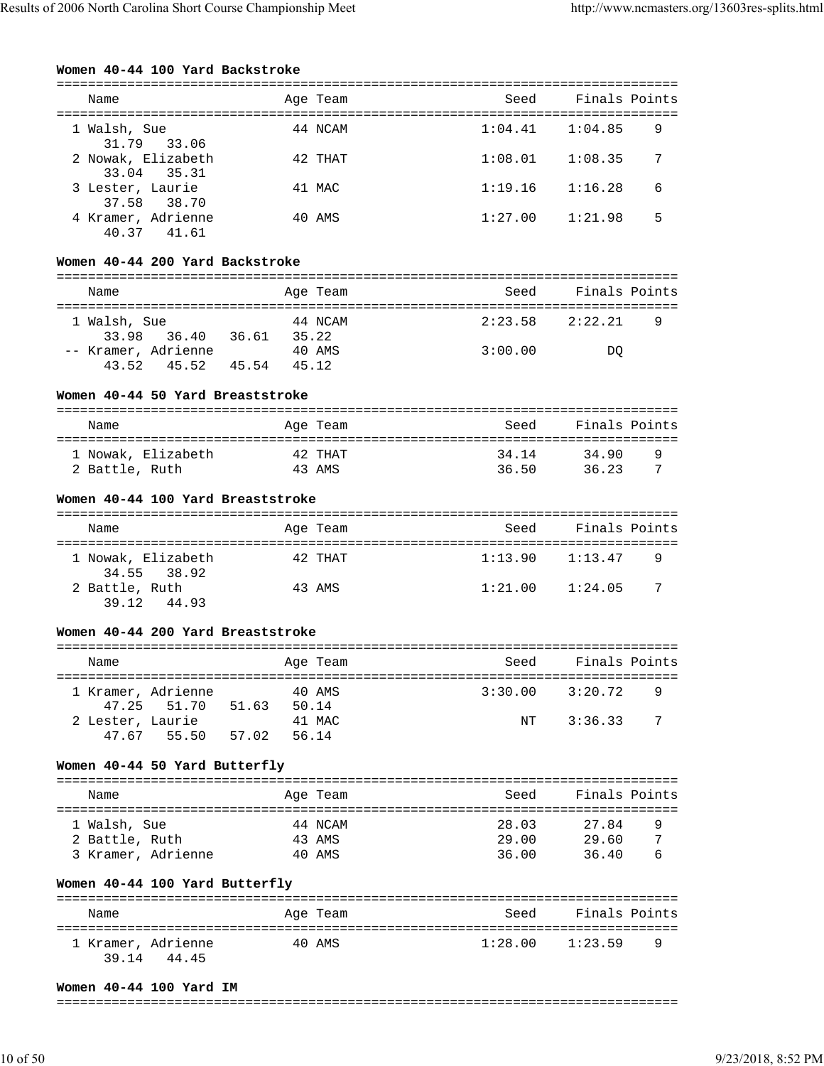**Women 40-44 100 Yard Backstroke**

| | Name | Age | Team | Seed | Finals | Points |
|---|---|---|---|---|---|---|
| 1 | Walsh, Sue | 44 | NCAM | 1:04.41 | 1:04.85 | 9 |
| | 31.79 33.06 | | | | | |
| 2 | Nowak, Elizabeth | 42 | THAT | 1:08.01 | 1:08.35 | 7 |
| | 33.04 35.31 | | | | | |
| 3 | Lester, Laurie | 41 | MAC | 1:19.16 | 1:16.28 | 6 |
| | 37.58 38.70 | | | | | |
| 4 | Kramer, Adrienne | 40 | AMS | 1:27.00 | 1:21.98 | 5 |
| | 40.37 41.61 | | | | | |

**Women 40-44 200 Yard Backstroke**

| | Name | Age | Team | Seed | Finals | Points |
|---|---|---|---|---|---|---|
| 1 | Walsh, Sue | 44 | NCAM | 2:23.58 | 2:22.21 | 9 |
| | 33.98 36.40 36.61 35.22 | | | | | |
| -- | Kramer, Adrienne | 40 | AMS | 3:00.00 | DQ | |
| | 43.52 45.52 45.54 45.12 | | | | | |

**Women 40-44 50 Yard Breaststroke**

| | Name | Age | Team | Seed | Finals | Points |
|---|---|---|---|---|---|---|
| 1 | Nowak, Elizabeth | 42 | THAT | 34.14 | 34.90 | 9 |
| 2 | Battle, Ruth | 43 | AMS | 36.50 | 36.23 | 7 |

**Women 40-44 100 Yard Breaststroke**

| | Name | Age | Team | Seed | Finals | Points |
|---|---|---|---|---|---|---|
| 1 | Nowak, Elizabeth | 42 | THAT | 1:13.90 | 1:13.47 | 9 |
| | 34.55 38.92 | | | | | |
| 2 | Battle, Ruth | 43 | AMS | 1:21.00 | 1:24.05 | 7 |
| | 39.12 44.93 | | | | | |

**Women 40-44 200 Yard Breaststroke**

| | Name | Age | Team | Seed | Finals | Points |
|---|---|---|---|---|---|---|
| 1 | Kramer, Adrienne | 40 | AMS | 3:30.00 | 3:20.72 | 9 |
| | 47.25 51.70 51.63 50.14 | | | | | |
| 2 | Lester, Laurie | 41 | MAC | NT | 3:36.33 | 7 |
| | 47.67 55.50 57.02 56.14 | | | | | |

**Women 40-44 50 Yard Butterfly**

| | Name | Age | Team | Seed | Finals | Points |
|---|---|---|---|---|---|---|
| 1 | Walsh, Sue | 44 | NCAM | 28.03 | 27.84 | 9 |
| 2 | Battle, Ruth | 43 | AMS | 29.00 | 29.60 | 7 |
| 3 | Kramer, Adrienne | 40 | AMS | 36.00 | 36.40 | 6 |

**Women 40-44 100 Yard Butterfly**

| | Name | Age | Team | Seed | Finals | Points |
|---|---|---|---|---|---|---|
| 1 | Kramer, Adrienne | 40 | AMS | 1:28.00 | 1:23.59 | 9 |
| | 39.14 44.45 | | | | | |

**Women 40-44 100 Yard IM**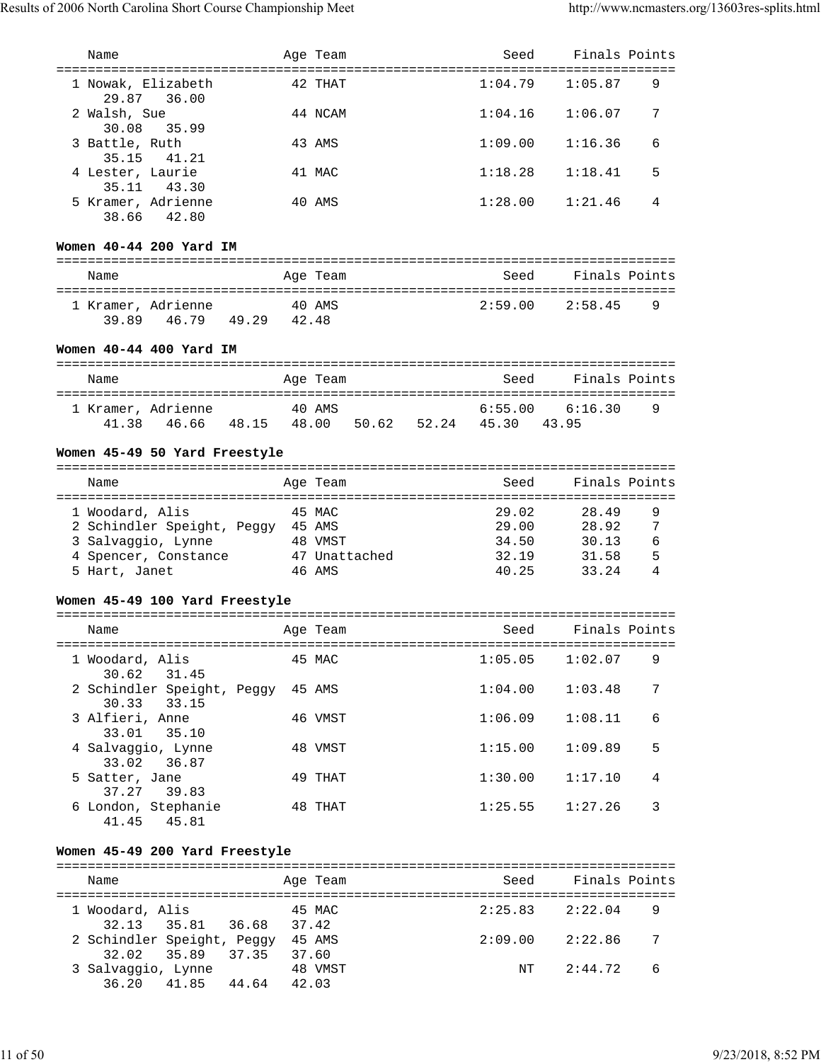| Name | Age | Team | Seed | Finals | Points |
|---|---|---|---|---|---|
| 1 Nowak, Elizabeth | 42 | THAT | 1:04.79 | 1:05.87 | 9 |
| 29.87 36.00 | | | | | |
| 2 Walsh, Sue | 44 | NCAM | 1:04.16 | 1:06.07 | 7 |
| 30.08 35.99 | | | | | |
| 3 Battle, Ruth | 43 | AMS | 1:09.00 | 1:16.36 | 6 |
| 35.15 41.21 | | | | | |
| 4 Lester, Laurie | 41 | MAC | 1:18.28 | 1:18.41 | 5 |
| 35.11 43.30 | | | | | |
| 5 Kramer, Adrienne | 40 | AMS | 1:28.00 | 1:21.46 | 4 |
| 38.66 42.80 | | | | | |

**Women 40-44 200 Yard IM**

| Name | Age | Team | Seed | Finals | Points |
|---|---|---|---|---|---|
| 1 Kramer, Adrienne | 40 | AMS | 2:59.00 | 2:58.45 | 9 |
| 39.89 46.79 49.29 42.48 | | | | | |

**Women 40-44 400 Yard IM**

| Name | Age | Team | Seed | Finals | Points |
|---|---|---|---|---|---|
| 1 Kramer, Adrienne | 40 | AMS | 6:55.00 | 6:16.30 | 9 |
| 41.38 46.66 48.15 48.00 50.62 52.24 45.30 43.95 | | | | | |

**Women 45-49 50 Yard Freestyle**

| Name | Age | Team | Seed | Finals | Points |
|---|---|---|---|---|---|
| 1 Woodard, Alis | 45 | MAC | 29.02 | 28.49 | 9 |
| 2 Schindler Speight, Peggy | 45 | AMS | 29.00 | 28.92 | 7 |
| 3 Salvaggio, Lynne | 48 | VMST | 34.50 | 30.13 | 6 |
| 4 Spencer, Constance | 47 | Unattached | 32.19 | 31.58 | 5 |
| 5 Hart, Janet | 46 | AMS | 40.25 | 33.24 | 4 |

**Women 45-49 100 Yard Freestyle**

| Name | Age | Team | Seed | Finals | Points |
|---|---|---|---|---|---|
| 1 Woodard, Alis | 45 | MAC | 1:05.05 | 1:02.07 | 9 |
| 30.62 31.45 | | | | | |
| 2 Schindler Speight, Peggy | 45 | AMS | 1:04.00 | 1:03.48 | 7 |
| 30.33 33.15 | | | | | |
| 3 Alfieri, Anne | 46 | VMST | 1:06.09 | 1:08.11 | 6 |
| 33.01 35.10 | | | | | |
| 4 Salvaggio, Lynne | 48 | VMST | 1:15.00 | 1:09.89 | 5 |
| 33.02 36.87 | | | | | |
| 5 Satter, Jane | 49 | THAT | 1:30.00 | 1:17.10 | 4 |
| 37.27 39.83 | | | | | |
| 6 London, Stephanie | 48 | THAT | 1:25.55 | 1:27.26 | 3 |
| 41.45 45.81 | | | | | |

**Women 45-49 200 Yard Freestyle**

| Name | Age | Team | Seed | Finals | Points |
|---|---|---|---|---|---|
| 1 Woodard, Alis | 45 | MAC | 2:25.83 | 2:22.04 | 9 |
| 32.13 35.81 36.68 37.42 | | | | | |
| 2 Schindler Speight, Peggy | 45 | AMS | 2:09.00 | 2:22.86 | 7 |
| 32.02 35.89 37.35 37.60 | | | | | |
| 3 Salvaggio, Lynne | 48 | VMST | NT | 2:44.72 | 6 |
| 36.20 41.85 44.64 42.03 | | | | | |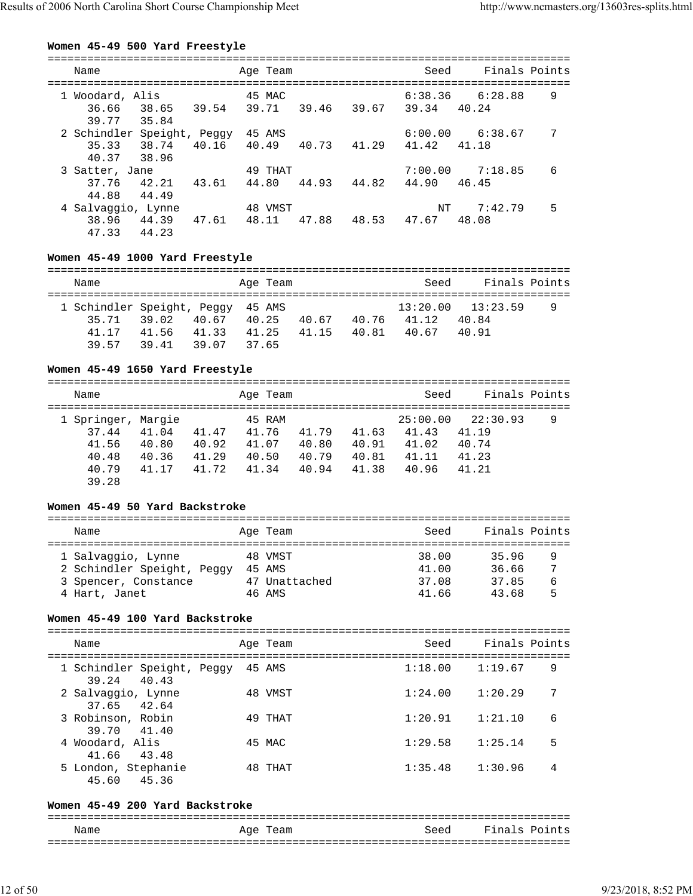**Women 45-49 500 Yard Freestyle**

| Name | Age | Team | Seed | Finals | Points |
|---|---|---|---|---|---|
| 1 Woodard, Alis | 45 | MAC | 6:38.36 | 6:28.88 | 9 |
| 36.66 38.65 39.54 39.71 39.46 39.67 39.34 40.24 39.77 35.84 | | | | | |
| 2 Schindler Speight, Peggy | 45 | AMS | 6:00.00 | 6:38.67 | 7 |
| 35.33 38.74 40.16 40.49 40.73 41.29 41.42 41.18 40.37 38.96 | | | | | |
| 3 Satter, Jane | 49 | THAT | 7:00.00 | 7:18.85 | 6 |
| 37.76 42.21 43.61 44.80 44.93 44.82 44.90 46.45 44.88 44.49 | | | | | |
| 4 Salvaggio, Lynne | 48 | VMST | NT | 7:42.79 | 5 |
| 38.96 44.39 47.61 48.11 47.88 48.53 47.67 48.08 47.33 44.23 | | | | | |

**Women 45-49 1000 Yard Freestyle**

| Name | Age | Team | Seed | Finals | Points |
|---|---|---|---|---|---|
| 1 Schindler Speight, Peggy | 45 | AMS | 13:20.00 | 13:23.59 | 9 |
| 35.71 39.02 40.67 40.25 40.67 40.76 41.12 40.84 41.17 41.56 41.33 41.25 41.15 40.81 40.67 40.91 39.57 39.41 39.07 37.65 | | | | | |

**Women 45-49 1650 Yard Freestyle**

| Name | Age | Team | Seed | Finals | Points |
|---|---|---|---|---|---|
| 1 Springer, Margie | 45 | RAM | 25:00.00 | 22:30.93 | 9 |
| 37.44 41.04 41.47 41.76 41.79 41.63 41.43 41.19 41.56 40.80 40.92 41.07 40.80 40.91 41.02 40.74 40.48 40.36 41.29 40.50 40.79 40.81 41.11 41.23 40.79 41.17 41.72 41.34 40.94 41.38 40.96 41.21 39.28 | | | | | |

**Women 45-49 50 Yard Backstroke**

| Name | Age | Team | Seed | Finals | Points |
|---|---|---|---|---|---|
| 1 Salvaggio, Lynne | 48 | VMST | 38.00 | 35.96 | 9 |
| 2 Schindler Speight, Peggy | 45 | AMS | 41.00 | 36.66 | 7 |
| 3 Spencer, Constance | 47 | Unattached | 37.08 | 37.85 | 6 |
| 4 Hart, Janet | 46 | AMS | 41.66 | 43.68 | 5 |

**Women 45-49 100 Yard Backstroke**

| Name | Age | Team | Seed | Finals | Points |
|---|---|---|---|---|---|
| 1 Schindler Speight, Peggy | 45 | AMS | 1:18.00 | 1:19.67 | 9 |
| 39.24 40.43 | | | | | |
| 2 Salvaggio, Lynne | 48 | VMST | 1:24.00 | 1:20.29 | 7 |
| 37.65 42.64 | | | | | |
| 3 Robinson, Robin | 49 | THAT | 1:20.91 | 1:21.10 | 6 |
| 39.70 41.40 | | | | | |
| 4 Woodard, Alis | 45 | MAC | 1:29.58 | 1:25.14 | 5 |
| 41.66 43.48 | | | | | |
| 5 London, Stephanie | 48 | THAT | 1:35.48 | 1:30.96 | 4 |
| 45.60 45.36 | | | | | |

**Women 45-49 200 Yard Backstroke**

| Name | Age | Team | Seed | Finals | Points |
|---|---|---|---|---|---|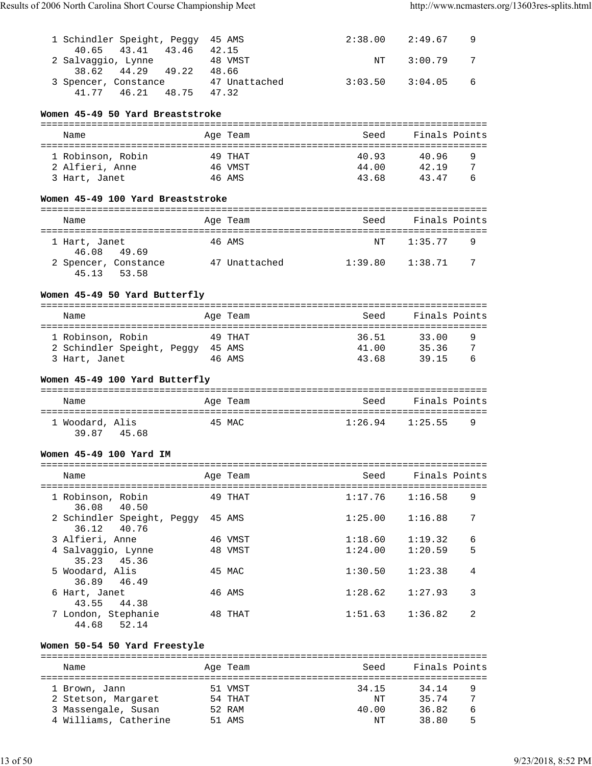| Name | Age | Team | Seed | Finals | Points |
|---|---|---|---|---|---|
| 1 Schindler Speight, Peggy | 45 | AMS | 2:38.00 | 2:49.67 | 9 |
| 40.65 43.41 43.46 42.15 | | | | | |
| 2 Salvaggio, Lynne | 48 | VMST | NT | 3:00.79 | 7 |
| 38.62 44.29 49.22 48.66 | | | | | |
| 3 Spencer, Constance | 47 | Unattached | 3:03.50 | 3:04.05 | 6 |
| 41.77 46.21 48.75 47.32 | | | | | |

### Women 45-49 50 Yard Breaststroke

| Name | Age | Team | Seed | Finals | Points |
|---|---|---|---|---|---|
| 1 Robinson, Robin | 49 | THAT | 40.93 | 40.96 | 9 |
| 2 Alfieri, Anne | 46 | VMST | 44.00 | 42.19 | 7 |
| 3 Hart, Janet | 46 | AMS | 43.68 | 43.47 | 6 |

### Women 45-49 100 Yard Breaststroke

| Name | Age | Team | Seed | Finals | Points |
|---|---|---|---|---|---|
| 1 Hart, Janet | 46 | AMS | NT | 1:35.77 | 9 |
| 46.08 49.69 | | | | | |
| 2 Spencer, Constance | 47 | Unattached | 1:39.80 | 1:38.71 | 7 |
| 45.13 53.58 | | | | | |

### Women 45-49 50 Yard Butterfly

| Name | Age | Team | Seed | Finals | Points |
|---|---|---|---|---|---|
| 1 Robinson, Robin | 49 | THAT | 36.51 | 33.00 | 9 |
| 2 Schindler Speight, Peggy | 45 | AMS | 41.00 | 35.36 | 7 |
| 3 Hart, Janet | 46 | AMS | 43.68 | 39.15 | 6 |

### Women 45-49 100 Yard Butterfly

| Name | Age | Team | Seed | Finals | Points |
|---|---|---|---|---|---|
| 1 Woodard, Alis | 45 | MAC | 1:26.94 | 1:25.55 | 9 |
| 39.87 45.68 | | | | | |

### Women 45-49 100 Yard IM

| Name | Age | Team | Seed | Finals | Points |
|---|---|---|---|---|---|
| 1 Robinson, Robin | 49 | THAT | 1:17.76 | 1:16.58 | 9 |
| 36.08 40.50 | | | | | |
| 2 Schindler Speight, Peggy | 45 | AMS | 1:25.00 | 1:16.88 | 7 |
| 36.12 40.76 | | | | | |
| 3 Alfieri, Anne | 46 | VMST | 1:18.60 | 1:19.32 | 6 |
| 4 Salvaggio, Lynne | 48 | VMST | 1:24.00 | 1:20.59 | 5 |
| 35.23 45.36 | | | | | |
| 5 Woodard, Alis | 45 | MAC | 1:30.50 | 1:23.38 | 4 |
| 36.89 46.49 | | | | | |
| 6 Hart, Janet | 46 | AMS | 1:28.62 | 1:27.93 | 3 |
| 43.55 44.38 | | | | | |
| 7 London, Stephanie | 48 | THAT | 1:51.63 | 1:36.82 | 2 |
| 44.68 52.14 | | | | | |

### Women 50-54 50 Yard Freestyle

| Name | Age | Team | Seed | Finals | Points |
|---|---|---|---|---|---|
| 1 Brown, Jann | 51 | VMST | 34.15 | 34.14 | 9 |
| 2 Stetson, Margaret | 54 | THAT | NT | 35.74 | 7 |
| 3 Massengale, Susan | 52 | RAM | 40.00 | 36.82 | 6 |
| 4 Williams, Catherine | 51 | AMS | NT | 38.80 | 5 |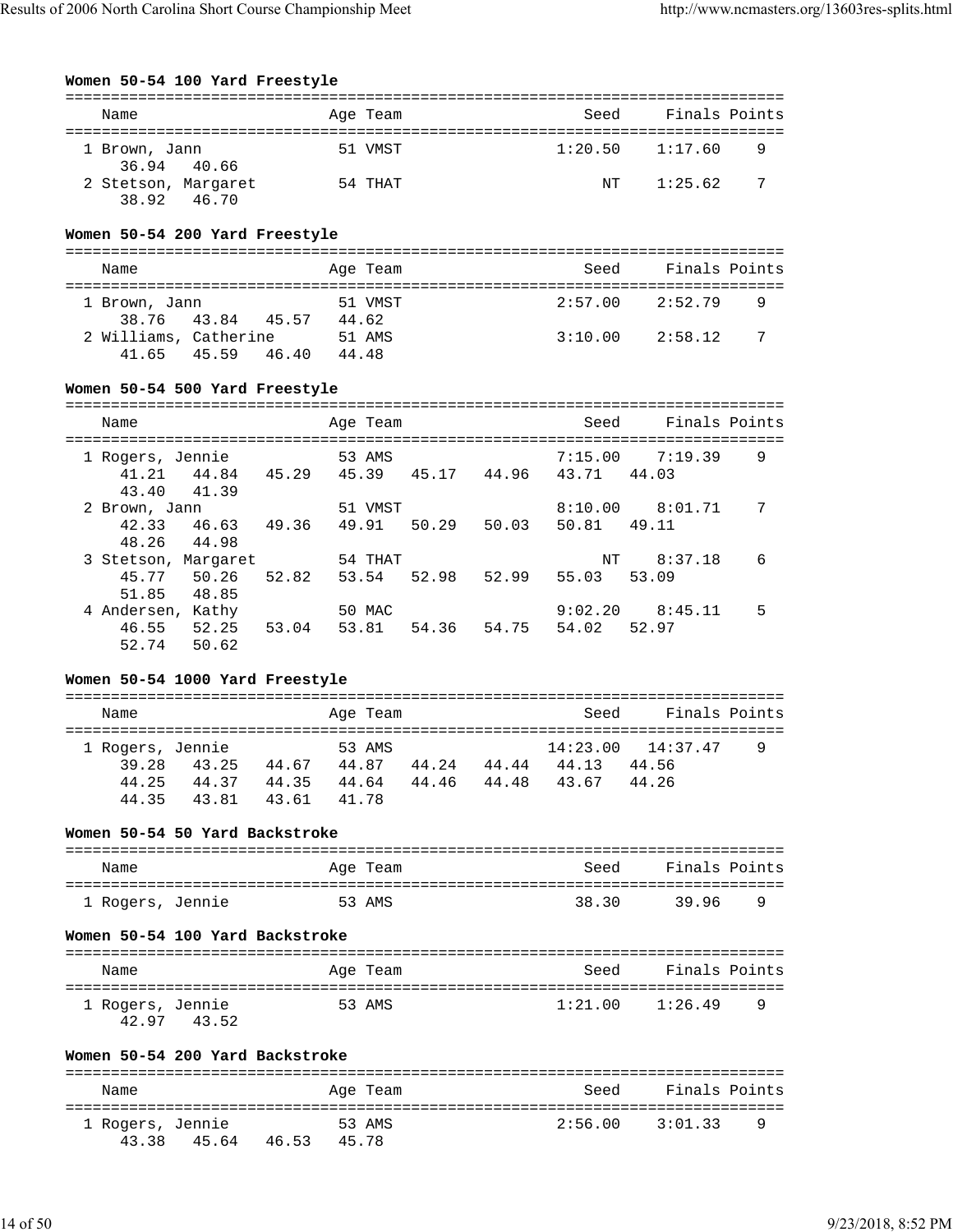### Women 50-54 100 Yard Freestyle

| Name | Age | Team | Seed | Finals | Points |
|---|---|---|---|---|---|
| 1 Brown, Jann | 51 | VMST | 1:20.50 | 1:17.60 | 9 |
| 36.94 40.66 | | | | | |
| 2 Stetson, Margaret | 54 | THAT | NT | 1:25.62 | 7 |
| 38.92 46.70 | | | | | |

### Women 50-54 200 Yard Freestyle

| Name | Age | Team | Seed | Finals | Points |
|---|---|---|---|---|---|
| 1 Brown, Jann | 51 | VMST | 2:57.00 | 2:52.79 | 9 |
| 38.76 43.84 45.57 44.62 | | | | | |
| 2 Williams, Catherine | 51 | AMS | 3:10.00 | 2:58.12 | 7 |
| 41.65 45.59 46.40 44.48 | | | | | |

### Women 50-54 500 Yard Freestyle

| Name | Age | Team | Seed | Finals | Points |
|---|---|---|---|---|---|
| 1 Rogers, Jennie | 53 | AMS | 7:15.00 | 7:19.39 | 9 |
| 41.21 44.84 45.29 45.39 45.17 44.96 43.71 44.03 43.40 41.39 | | | | | |
| 2 Brown, Jann | 51 | VMST | 8:10.00 | 8:01.71 | 7 |
| 42.33 46.63 49.36 49.91 50.29 50.03 50.81 49.11 48.26 44.98 | | | | | |
| 3 Stetson, Margaret | 54 | THAT | NT | 8:37.18 | 6 |
| 45.77 50.26 52.82 53.54 52.98 52.99 55.03 53.09 51.85 48.85 | | | | | |
| 4 Andersen, Kathy | 50 | MAC | 9:02.20 | 8:45.11 | 5 |
| 46.55 52.25 53.04 53.81 54.36 54.75 54.02 52.97 52.74 50.62 | | | | | |

### Women 50-54 1000 Yard Freestyle

| Name | Age | Team | Seed | Finals | Points |
|---|---|---|---|---|---|
| 1 Rogers, Jennie | 53 | AMS | 14:23.00 | 14:37.47 | 9 |
| 39.28 43.25 44.67 44.87 44.24 44.44 44.13 44.56 44.25 44.37 44.35 44.64 44.46 44.48 43.67 44.26 44.35 43.81 43.61 41.78 | | | | | |

### Women 50-54 50 Yard Backstroke

| Name | Age | Team | Seed | Finals | Points |
|---|---|---|---|---|---|
| 1 Rogers, Jennie | 53 | AMS | 38.30 | 39.96 | 9 |

### Women 50-54 100 Yard Backstroke

| Name | Age | Team | Seed | Finals | Points |
|---|---|---|---|---|---|
| 1 Rogers, Jennie | 53 | AMS | 1:21.00 | 1:26.49 | 9 |
| 42.97 43.52 | | | | | |

### Women 50-54 200 Yard Backstroke

| Name | Age | Team | Seed | Finals | Points |
|---|---|---|---|---|---|
| 1 Rogers, Jennie | 53 | AMS | 2:56.00 | 3:01.33 | 9 |
| 43.38 45.64 46.53 45.78 | | | | | |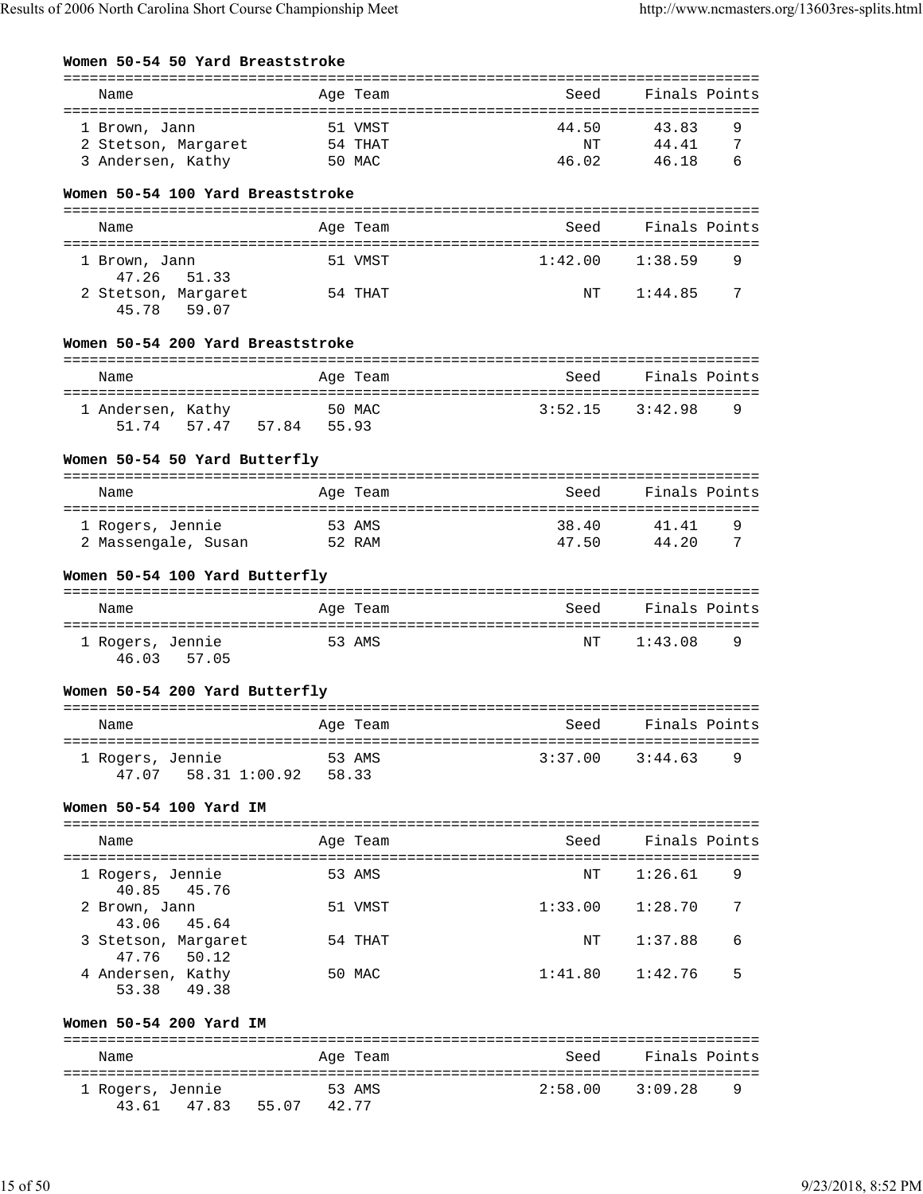### Women 50-54 50 Yard Breaststroke

| Name | Age | Team | Seed | Finals | Points |
|---|---|---|---|---|---|
| 1 Brown, Jann | 51 | VMST | 44.50 | 43.83 | 9 |
| 2 Stetson, Margaret | 54 | THAT | NT | 44.41 | 7 |
| 3 Andersen, Kathy | 50 | MAC | 46.02 | 46.18 | 6 |

### Women 50-54 100 Yard Breaststroke

| Name | Age | Team | Seed | Finals | Points |
|---|---|---|---|---|---|
| 1 Brown, Jann | 51 | VMST | 1:42.00 | 1:38.59 | 9 |
| 47.26 51.33 | | | | | |
| 2 Stetson, Margaret | 54 | THAT | NT | 1:44.85 | 7 |
| 45.78 59.07 | | | | | |

### Women 50-54 200 Yard Breaststroke

| Name | Age | Team | Seed | Finals | Points |
|---|---|---|---|---|---|
| 1 Andersen, Kathy | 50 | MAC | 3:52.15 | 3:42.98 | 9 |
| 51.74 57.47 57.84 55.93 | | | | | |

### Women 50-54 50 Yard Butterfly

| Name | Age | Team | Seed | Finals | Points |
|---|---|---|---|---|---|
| 1 Rogers, Jennie | 53 | AMS | 38.40 | 41.41 | 9 |
| 2 Massengale, Susan | 52 | RAM | 47.50 | 44.20 | 7 |

### Women 50-54 100 Yard Butterfly

| Name | Age | Team | Seed | Finals | Points |
|---|---|---|---|---|---|
| 1 Rogers, Jennie | 53 | AMS | NT | 1:43.08 | 9 |
| 46.03 57.05 | | | | | |

### Women 50-54 200 Yard Butterfly

| Name | Age | Team | Seed | Finals | Points |
|---|---|---|---|---|---|
| 1 Rogers, Jennie | 53 | AMS | 3:37.00 | 3:44.63 | 9 |
| 47.07 58.31 1:00.92 58.33 | | | | | |

### Women 50-54 100 Yard IM

| Name | Age | Team | Seed | Finals | Points |
|---|---|---|---|---|---|
| 1 Rogers, Jennie | 53 | AMS | NT | 1:26.61 | 9 |
| 40.85 45.76 | | | | | |
| 2 Brown, Jann | 51 | VMST | 1:33.00 | 1:28.70 | 7 |
| 43.06 45.64 | | | | | |
| 3 Stetson, Margaret | 54 | THAT | NT | 1:37.88 | 6 |
| 47.76 50.12 | | | | | |
| 4 Andersen, Kathy | 50 | MAC | 1:41.80 | 1:42.76 | 5 |
| 53.38 49.38 | | | | | |

### Women 50-54 200 Yard IM

| Name | Age | Team | Seed | Finals | Points |
|---|---|---|---|---|---|
| 1 Rogers, Jennie | 53 | AMS | 2:58.00 | 3:09.28 | 9 |
| 43.61 47.83 55.07 42.77 | | | | | |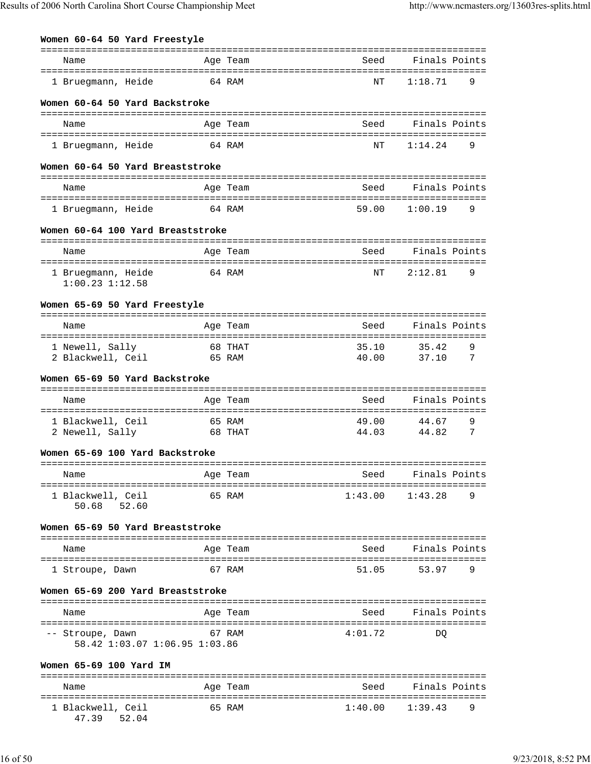### Women 60-64 50 Yard Freestyle

| | Name | Age | Team | Seed | Finals | Points |
|---|---|---|---|---|---|---|
| 1 | Bruegmann, Heide | 64 | RAM | NT | 1:18.71 | 9 |

### Women 60-64 50 Yard Backstroke

| | Name | Age | Team | Seed | Finals | Points |
|---|---|---|---|---|---|---|
| 1 | Bruegmann, Heide | 64 | RAM | NT | 1:14.24 | 9 |

### Women 60-64 50 Yard Breaststroke

| | Name | Age | Team | Seed | Finals | Points |
|---|---|---|---|---|---|---|
| 1 | Bruegmann, Heide | 64 | RAM | 59.00 | 1:00.19 | 9 |

### Women 60-64 100 Yard Breaststroke

| | Name | Age | Team | Seed | Finals | Points |
|---|---|---|---|---|---|---|
| 1 | Bruegmann, Heide | 64 | RAM | NT | 2:12.81 | 9 |
| | 1:00.23 1:12.58 | | | | | |

### Women 65-69 50 Yard Freestyle

| | Name | Age | Team | Seed | Finals | Points |
|---|---|---|---|---|---|---|
| 1 | Newell, Sally | 68 | THAT | 35.10 | 35.42 | 9 |
| 2 | Blackwell, Ceil | 65 | RAM | 40.00 | 37.10 | 7 |

### Women 65-69 50 Yard Backstroke

| | Name | Age | Team | Seed | Finals | Points |
|---|---|---|---|---|---|---|
| 1 | Blackwell, Ceil | 65 | RAM | 49.00 | 44.67 | 9 |
| 2 | Newell, Sally | 68 | THAT | 44.03 | 44.82 | 7 |

### Women 65-69 100 Yard Backstroke

| | Name | Age | Team | Seed | Finals | Points |
|---|---|---|---|---|---|---|
| 1 | Blackwell, Ceil | 65 | RAM | 1:43.00 | 1:43.28 | 9 |
| | 50.68 52.60 | | | | | |

### Women 65-69 50 Yard Breaststroke

| | Name | Age | Team | Seed | Finals | Points |
|---|---|---|---|---|---|---|
| 1 | Stroupe, Dawn | 67 | RAM | 51.05 | 53.97 | 9 |

### Women 65-69 200 Yard Breaststroke

| | Name | Age | Team | Seed | Finals | Points |
|---|---|---|---|---|---|---|
| -- | Stroupe, Dawn | 67 | RAM | 4:01.72 | DQ | |
| | 58.42 1:03.07 1:06.95 1:03.86 | | | | | |

### Women 65-69 100 Yard IM

| | Name | Age | Team | Seed | Finals | Points |
|---|---|---|---|---|---|---|
| 1 | Blackwell, Ceil | 65 | RAM | 1:40.00 | 1:39.43 | 9 |
| | 47.39 52.04 | | | | | |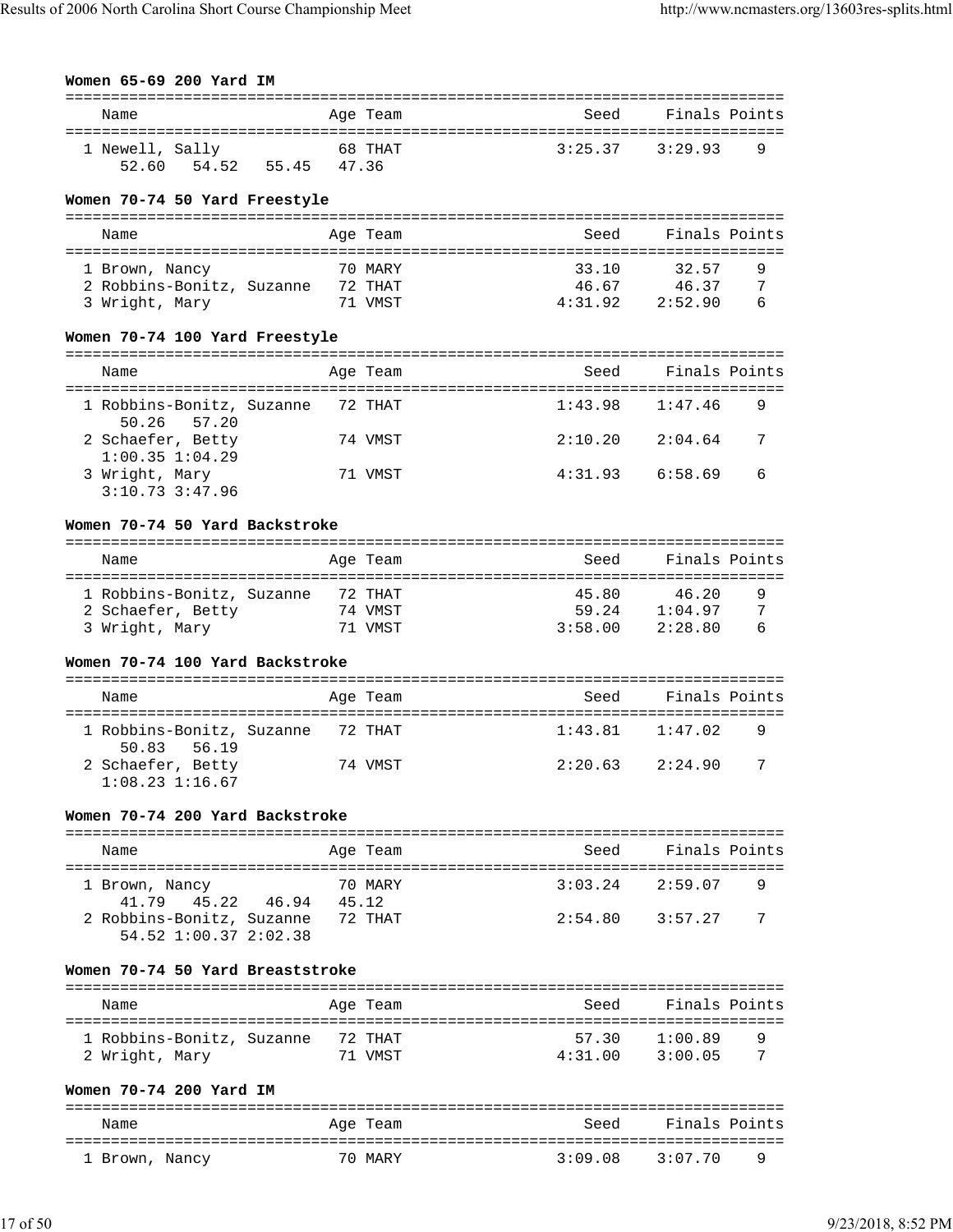### Women 65-69 200 Yard IM

| Name | Age | Team | Seed | Finals | Points |
|---|---|---|---|---|---|
| 1 Newell, Sally | 68 | THAT | 3:25.37 | 3:29.93 | 9 |
| 52.60 54.52 55.45 47.36 | | | | | |

### Women 70-74 50 Yard Freestyle

| Name | Age | Team | Seed | Finals | Points |
|---|---|---|---|---|---|
| 1 Brown, Nancy | 70 | MARY | 33.10 | 32.57 | 9 |
| 2 Robbins-Bonitz, Suzanne | 72 | THAT | 46.67 | 46.37 | 7 |
| 3 Wright, Mary | 71 | VMST | 4:31.92 | 2:52.90 | 6 |

### Women 70-74 100 Yard Freestyle

| Name | Age | Team | Seed | Finals | Points |
|---|---|---|---|---|---|
| 1 Robbins-Bonitz, Suzanne | 72 | THAT | 1:43.98 | 1:47.46 | 9 |
| 50.26 57.20 | | | | | |
| 2 Schaefer, Betty | 74 | VMST | 2:10.20 | 2:04.64 | 7 |
| 1:00.35 1:04.29 | | | | | |
| 3 Wright, Mary | 71 | VMST | 4:31.93 | 6:58.69 | 6 |
| 3:10.73 3:47.96 | | | | | |

### Women 70-74 50 Yard Backstroke

| Name | Age | Team | Seed | Finals | Points |
|---|---|---|---|---|---|
| 1 Robbins-Bonitz, Suzanne | 72 | THAT | 45.80 | 46.20 | 9 |
| 2 Schaefer, Betty | 74 | VMST | 59.24 | 1:04.97 | 7 |
| 3 Wright, Mary | 71 | VMST | 3:58.00 | 2:28.80 | 6 |

### Women 70-74 100 Yard Backstroke

| Name | Age | Team | Seed | Finals | Points |
|---|---|---|---|---|---|
| 1 Robbins-Bonitz, Suzanne | 72 | THAT | 1:43.81 | 1:47.02 | 9 |
| 50.83 56.19 | | | | | |
| 2 Schaefer, Betty | 74 | VMST | 2:20.63 | 2:24.90 | 7 |
| 1:08.23 1:16.67 | | | | | |

### Women 70-74 200 Yard Backstroke

| Name | Age | Team | Seed | Finals | Points |
|---|---|---|---|---|---|
| 1 Brown, Nancy | 70 | MARY | 3:03.24 | 2:59.07 | 9 |
| 41.79 45.22 46.94 45.12 | | | | | |
| 2 Robbins-Bonitz, Suzanne | 72 | THAT | 2:54.80 | 3:57.27 | 7 |
| 54.52 1:00.37 2:02.38 | | | | | |

### Women 70-74 50 Yard Breaststroke

| Name | Age | Team | Seed | Finals | Points |
|---|---|---|---|---|---|
| 1 Robbins-Bonitz, Suzanne | 72 | THAT | 57.30 | 1:00.89 | 9 |
| 2 Wright, Mary | 71 | VMST | 4:31.00 | 3:00.05 | 7 |

### Women 70-74 200 Yard IM

| Name | Age | Team | Seed | Finals | Points |
|---|---|---|---|---|---|
| 1 Brown, Nancy | 70 | MARY | 3:09.08 | 3:07.70 | 9 |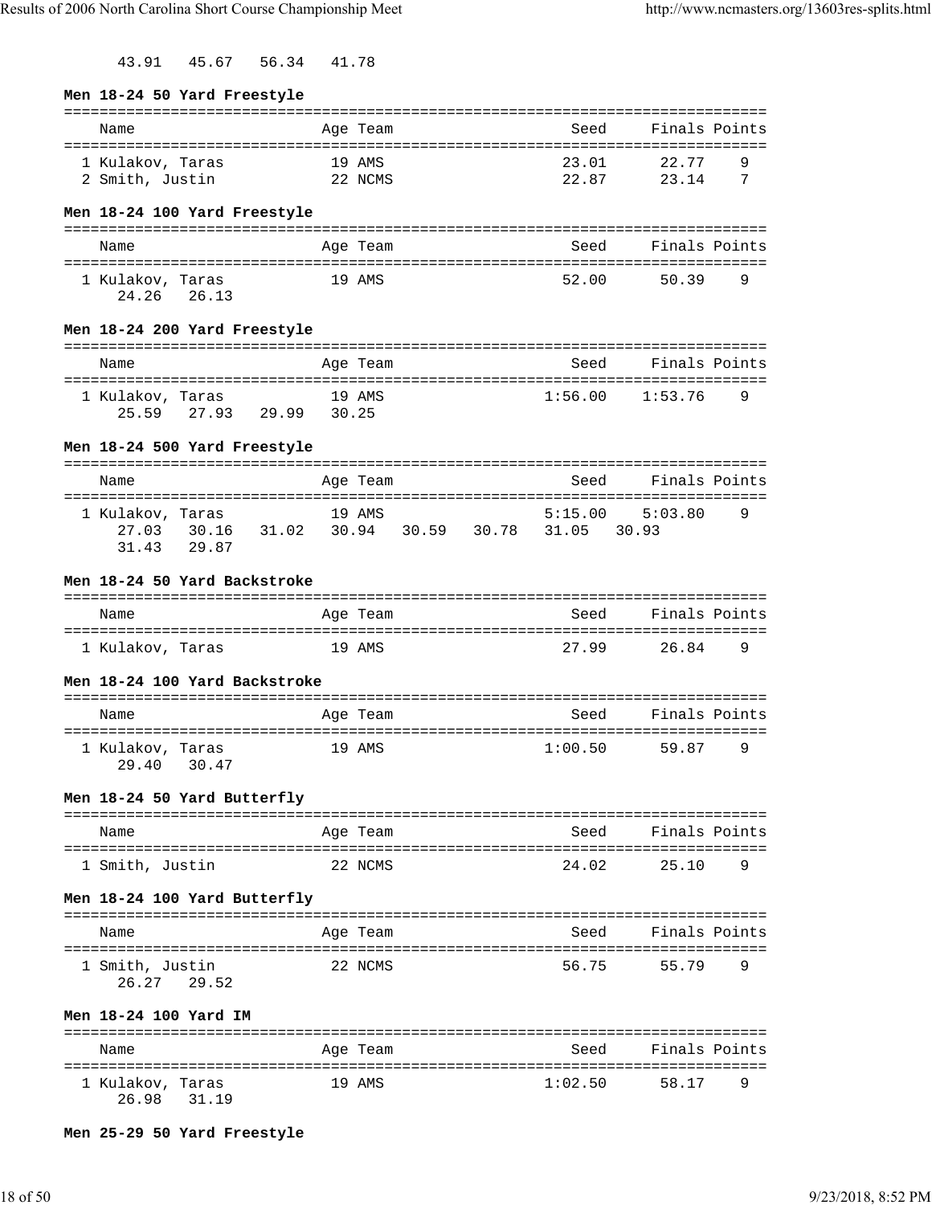43.91   45.67   56.34   41.78

### Men 18-24 50 Yard Freestyle

| Name | Age | Team | Seed | Finals | Points |
|---|---|---|---|---|---|
| 1 Kulakov, Taras | 19 | AMS | 23.01 | 22.77 | 9 |
| 2 Smith, Justin | 22 | NCMS | 22.87 | 23.14 | 7 |

### Men 18-24 100 Yard Freestyle

| Name | Age | Team | Seed | Finals | Points |
|---|---|---|---|---|---|
| 1 Kulakov, Taras | 19 | AMS | 52.00 | 50.39 | 9 |

24.26   26.13

### Men 18-24 200 Yard Freestyle

| Name | Age | Team | Seed | Finals | Points |
|---|---|---|---|---|---|
| 1 Kulakov, Taras | 19 | AMS | 1:56.00 | 1:53.76 | 9 |

25.59   27.93   29.99   30.25

### Men 18-24 500 Yard Freestyle

| Name | Age | Team | Seed | Finals | Points |
|---|---|---|---|---|---|
| 1 Kulakov, Taras | 19 | AMS | 5:15.00 | 5:03.80 | 9 |

27.03   30.16   31.02   30.94   30.59   30.78   31.05   30.93
31.43   29.87

### Men 18-24 50 Yard Backstroke

| Name | Age | Team | Seed | Finals | Points |
|---|---|---|---|---|---|
| 1 Kulakov, Taras | 19 | AMS | 27.99 | 26.84 | 9 |

### Men 18-24 100 Yard Backstroke

| Name | Age | Team | Seed | Finals | Points |
|---|---|---|---|---|---|
| 1 Kulakov, Taras | 19 | AMS | 1:00.50 | 59.87 | 9 |

29.40   30.47

### Men 18-24 50 Yard Butterfly

| Name | Age | Team | Seed | Finals | Points |
|---|---|---|---|---|---|
| 1 Smith, Justin | 22 | NCMS | 24.02 | 25.10 | 9 |

### Men 18-24 100 Yard Butterfly

| Name | Age | Team | Seed | Finals | Points |
|---|---|---|---|---|---|
| 1 Smith, Justin | 22 | NCMS | 56.75 | 55.79 | 9 |

26.27   29.52

### Men 18-24 100 Yard IM

| Name | Age | Team | Seed | Finals | Points |
|---|---|---|---|---|---|
| 1 Kulakov, Taras | 19 | AMS | 1:02.50 | 58.17 | 9 |

26.98   31.19

### Men 25-29 50 Yard Freestyle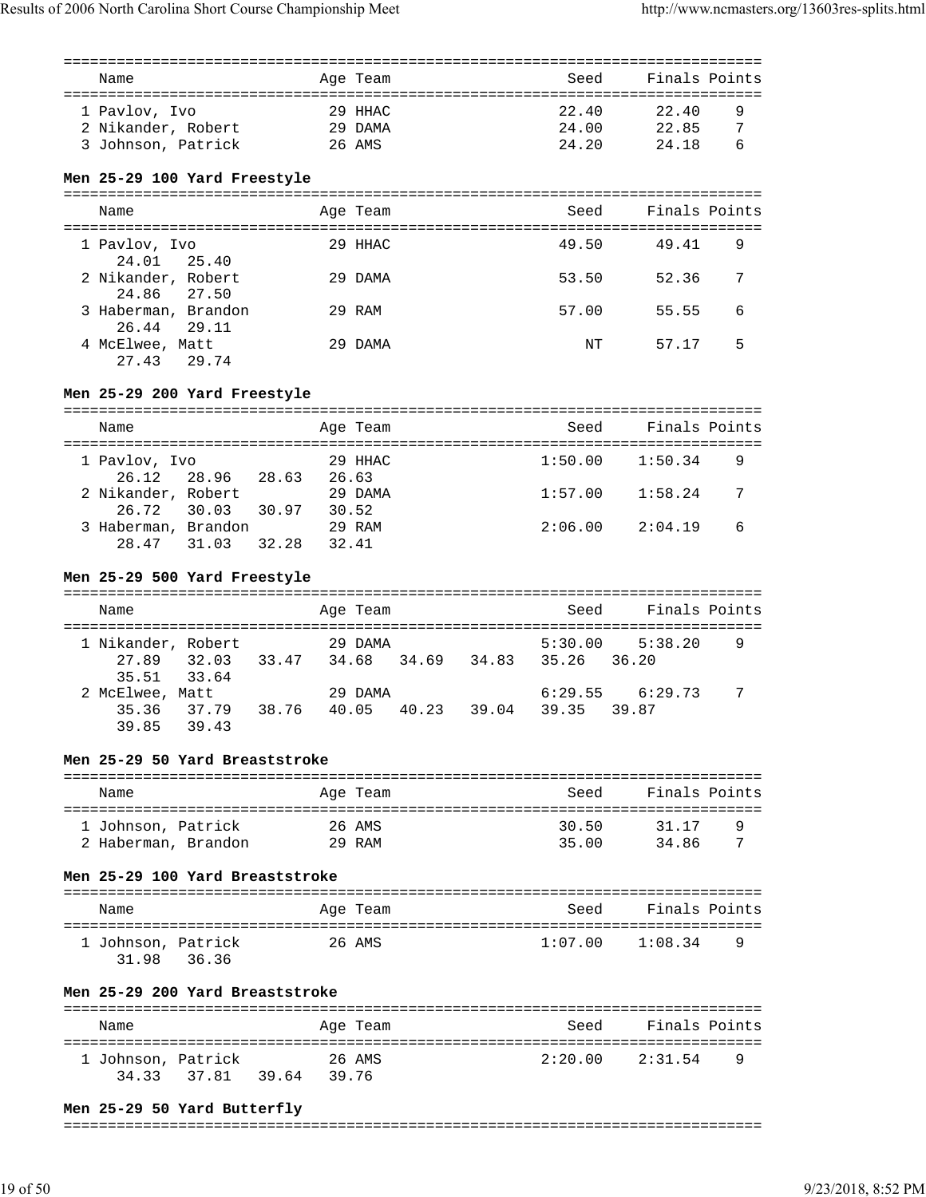| Name | Age | Team | Seed | Finals | Points |
|---|---|---|---|---|---|
| 1 Pavlov, Ivo | 29 | HHAC | 22.40 | 22.40 | 9 |
| 2 Nikander, Robert | 29 | DAMA | 24.00 | 22.85 | 7 |
| 3 Johnson, Patrick | 26 | AMS | 24.20 | 24.18 | 6 |

### Men 25-29 100 Yard Freestyle

| Name | Age | Team | Seed | Finals | Points |
|---|---|---|---|---|---|
| 1 Pavlov, Ivo | 29 | HHAC | 49.50 | 49.41 | 9 |
| 24.01 25.40 | | | | | |
| 2 Nikander, Robert | 29 | DAMA | 53.50 | 52.36 | 7 |
| 24.86 27.50 | | | | | |
| 3 Haberman, Brandon | 29 | RAM | 57.00 | 55.55 | 6 |
| 26.44 29.11 | | | | | |
| 4 McElwee, Matt | 29 | DAMA | NT | 57.17 | 5 |
| 27.43 29.74 | | | | | |

### Men 25-29 200 Yard Freestyle

| Name | Age | Team | Seed | Finals | Points |
|---|---|---|---|---|---|
| 1 Pavlov, Ivo | 29 | HHAC | 1:50.00 | 1:50.34 | 9 |
| 26.12 28.96 28.63 26.63 | | | | | |
| 2 Nikander, Robert | 29 | DAMA | 1:57.00 | 1:58.24 | 7 |
| 26.72 30.03 30.97 30.52 | | | | | |
| 3 Haberman, Brandon | 29 | RAM | 2:06.00 | 2:04.19 | 6 |
| 28.47 31.03 32.28 32.41 | | | | | |

### Men 25-29 500 Yard Freestyle

| Name | Age | Team | Seed | Finals | Points |
|---|---|---|---|---|---|
| 1 Nikander, Robert | 29 | DAMA | 5:30.00 | 5:38.20 | 9 |
| 27.89 32.03 33.47 34.68 34.69 34.83 35.26 36.20 35.51 33.64 | | | | | |
| 2 McElwee, Matt | 29 | DAMA | 6:29.55 | 6:29.73 | 7 |
| 35.36 37.79 38.76 40.05 40.23 39.04 39.35 39.87 39.85 39.43 | | | | | |

### Men 25-29 50 Yard Breaststroke

| Name | Age | Team | Seed | Finals | Points |
|---|---|---|---|---|---|
| 1 Johnson, Patrick | 26 | AMS | 30.50 | 31.17 | 9 |
| 2 Haberman, Brandon | 29 | RAM | 35.00 | 34.86 | 7 |

### Men 25-29 100 Yard Breaststroke

| Name | Age | Team | Seed | Finals | Points |
|---|---|---|---|---|---|
| 1 Johnson, Patrick | 26 | AMS | 1:07.00 | 1:08.34 | 9 |
| 31.98 36.36 | | | | | |

### Men 25-29 200 Yard Breaststroke

| Name | Age | Team | Seed | Finals | Points |
|---|---|---|---|---|---|
| 1 Johnson, Patrick | 26 | AMS | 2:20.00 | 2:31.54 | 9 |
| 34.33 37.81 39.64 39.76 | | | | | |

### Men 25-29 50 Yard Butterfly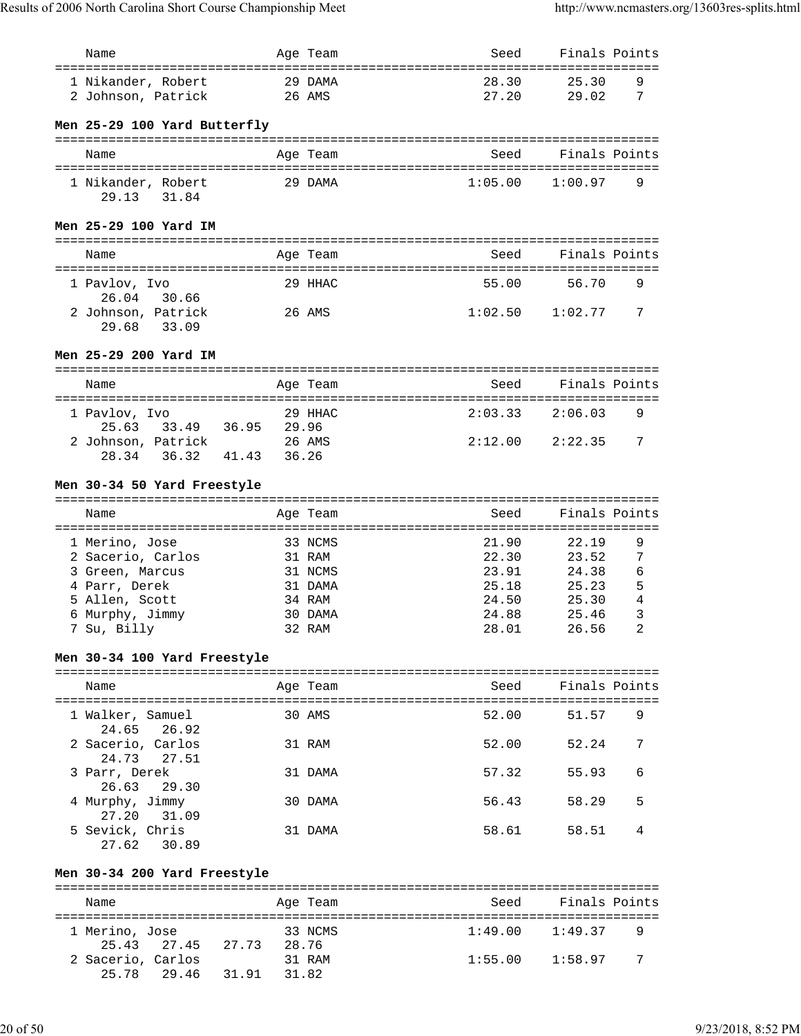| Name | Age | Team | Seed | Finals | Points |
|---|---|---|---|---|---|
| 1 Nikander, Robert | 29 | DAMA | 28.30 | 25.30 | 9 |
| 2 Johnson, Patrick | 26 | AMS | 27.20 | 29.02 | 7 |

**Men 25-29 100 Yard Butterfly**

| Name | Age | Team | Seed | Finals | Points |
|---|---|---|---|---|---|
| 1 Nikander, Robert | 29 | DAMA | 1:05.00 | 1:00.97 | 9 |
| 29.13 31.84 | | | | | |

**Men 25-29 100 Yard IM**

| Name | Age | Team | Seed | Finals | Points |
|---|---|---|---|---|---|
| 1 Pavlov, Ivo | 29 | HHAC | 55.00 | 56.70 | 9 |
| 26.04 30.66 | | | | | |
| 2 Johnson, Patrick | 26 | AMS | 1:02.50 | 1:02.77 | 7 |
| 29.68 33.09 | | | | | |

**Men 25-29 200 Yard IM**

| Name | Age | Team | Seed | Finals | Points |
|---|---|---|---|---|---|
| 1 Pavlov, Ivo | 29 | HHAC | 2:03.33 | 2:06.03 | 9 |
| 25.63 33.49 36.95 29.96 | | | | | |
| 2 Johnson, Patrick | 26 | AMS | 2:12.00 | 2:22.35 | 7 |
| 28.34 36.32 41.43 36.26 | | | | | |

**Men 30-34 50 Yard Freestyle**

| Name | Age | Team | Seed | Finals | Points |
|---|---|---|---|---|---|
| 1 Merino, Jose | 33 | NCMS | 21.90 | 22.19 | 9 |
| 2 Sacerio, Carlos | 31 | RAM | 22.30 | 23.52 | 7 |
| 3 Green, Marcus | 31 | NCMS | 23.91 | 24.38 | 6 |
| 4 Parr, Derek | 31 | DAMA | 25.18 | 25.23 | 5 |
| 5 Allen, Scott | 34 | RAM | 24.50 | 25.30 | 4 |
| 6 Murphy, Jimmy | 30 | DAMA | 24.88 | 25.46 | 3 |
| 7 Su, Billy | 32 | RAM | 28.01 | 26.56 | 2 |

**Men 30-34 100 Yard Freestyle**

| Name | Age | Team | Seed | Finals | Points |
|---|---|---|---|---|---|
| 1 Walker, Samuel | 30 | AMS | 52.00 | 51.57 | 9 |
| 24.65 26.92 | | | | | |
| 2 Sacerio, Carlos | 31 | RAM | 52.00 | 52.24 | 7 |
| 24.73 27.51 | | | | | |
| 3 Parr, Derek | 31 | DAMA | 57.32 | 55.93 | 6 |
| 26.63 29.30 | | | | | |
| 4 Murphy, Jimmy | 30 | DAMA | 56.43 | 58.29 | 5 |
| 27.20 31.09 | | | | | |
| 5 Sevick, Chris | 31 | DAMA | 58.61 | 58.51 | 4 |
| 27.62 30.89 | | | | | |

**Men 30-34 200 Yard Freestyle**

| Name | Age | Team | Seed | Finals | Points |
|---|---|---|---|---|---|
| 1 Merino, Jose | 33 | NCMS | 1:49.00 | 1:49.37 | 9 |
| 25.43 27.45 27.73 28.76 | | | | | |
| 2 Sacerio, Carlos | 31 | RAM | 1:55.00 | 1:58.97 | 7 |
| 25.78 29.46 31.91 31.82 | | | | | |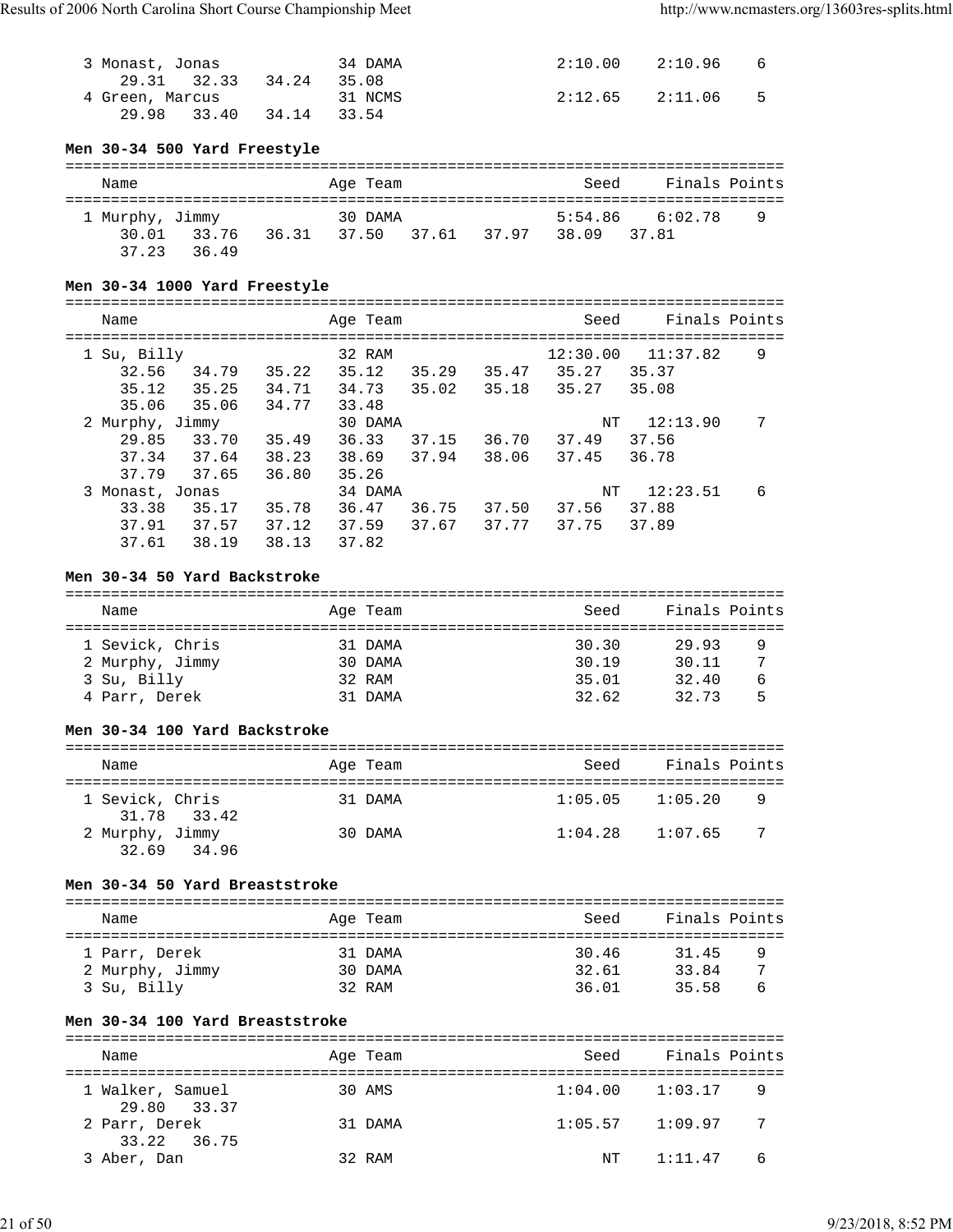```
  3 Monast, Jonas            34 DAMA               2:10.00    2:10.96    6
     29.31   32.33   34.24   35.08
  4 Green, Marcus            31 NCMS               2:12.65    2:11.06    5
     29.98   33.40   34.14   33.54
```

### Men 30-34 500 Yard Freestyle

```
===============================================================================
    Name                    Age Team                    Seed     Finals Points
===============================================================================
  1 Murphy, Jimmy            30 DAMA               5:54.86    6:02.78    9
     30.01   33.76   36.31   37.50   37.61   37.97   38.09   37.81
     37.23   36.49
```

### Men 30-34 1000 Yard Freestyle

```
===============================================================================
    Name                    Age Team                    Seed     Finals Points
===============================================================================
  1 Su, Billy                32 RAM               12:30.00   11:37.82    9
     32.56   34.79   35.22   35.12   35.29   35.47   35.27   35.37
     35.12   35.25   34.71   34.73   35.02   35.18   35.27   35.08
     35.06   35.06   34.77   33.48
  2 Murphy, Jimmy            30 DAMA                     NT   12:13.90    7
     29.85   33.70   35.49   36.33   37.15   36.70   37.49   37.56
     37.34   37.64   38.23   38.69   37.94   38.06   37.45   36.78
     37.79   37.65   36.80   35.26
  3 Monast, Jonas            34 DAMA                     NT   12:23.51    6
     33.38   35.17   35.78   36.47   36.75   37.50   37.56   37.88
     37.91   37.57   37.12   37.59   37.67   37.77   37.75   37.89
     37.61   38.19   38.13   37.82
```

### Men 30-34 50 Yard Backstroke

```
===============================================================================
    Name                    Age Team                    Seed     Finals Points
===============================================================================
  1 Sevick, Chris            31 DAMA                  30.30      29.93    9
  2 Murphy, Jimmy            30 DAMA                  30.19      30.11    7
  3 Su, Billy                32 RAM                   35.01      32.40    6
  4 Parr, Derek              31 DAMA                  32.62      32.73    5
```

### Men 30-34 100 Yard Backstroke

```
===============================================================================
    Name                    Age Team                    Seed     Finals Points
===============================================================================
  1 Sevick, Chris            31 DAMA               1:05.05    1:05.20    9
     31.78   33.42
  2 Murphy, Jimmy            30 DAMA               1:04.28    1:07.65    7
     32.69   34.96
```

### Men 30-34 50 Yard Breaststroke

```
===============================================================================
    Name                    Age Team                    Seed     Finals Points
===============================================================================
  1 Parr, Derek              31 DAMA                  30.46      31.45    9
  2 Murphy, Jimmy            30 DAMA                  32.61      33.84    7
  3 Su, Billy                32 RAM                   36.01      35.58    6
```

### Men 30-34 100 Yard Breaststroke

```
===============================================================================
    Name                    Age Team                    Seed     Finals Points
===============================================================================
  1 Walker, Samuel           30 AMS                1:04.00    1:03.17    9
     29.80   33.37
  2 Parr, Derek              31 DAMA               1:05.57    1:09.97    7
     33.22   36.75
  3 Aber, Dan                32 RAM                     NT    1:11.47    6
```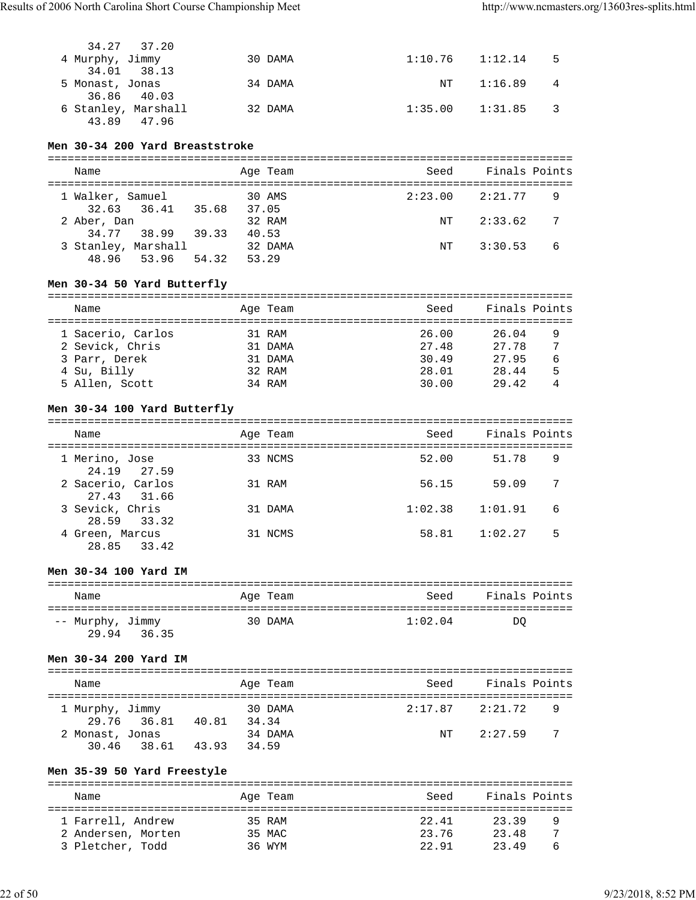| Name | Age | Team | Seed | Finals | Points |
|---|---|---|---|---|---|
| 34.27 37.20 | | | | | |
| 4 Murphy, Jimmy | 30 | DAMA | 1:10.76 | 1:12.14 | 5 |
| 34.01 38.13 | | | | | |
| 5 Monast, Jonas | 34 | DAMA | NT | 1:16.89 | 4 |
| 36.86 40.03 | | | | | |
| 6 Stanley, Marshall | 32 | DAMA | 1:35.00 | 1:31.85 | 3 |
| 43.89 47.96 | | | | | |

**Men 30-34 200 Yard Breaststroke**

| Name | Age | Team | Seed | Finals | Points |
|---|---|---|---|---|---|
| 1 Walker, Samuel | 30 | AMS | 2:23.00 | 2:21.77 | 9 |
| 32.63 36.41 35.68 37.05 | | | | | |
| 2 Aber, Dan | 32 | RAM | NT | 2:33.62 | 7 |
| 34.77 38.99 39.33 40.53 | | | | | |
| 3 Stanley, Marshall | 32 | DAMA | NT | 3:30.53 | 6 |
| 48.96 53.96 54.32 53.29 | | | | | |

**Men 30-34 50 Yard Butterfly**

| Name | Age | Team | Seed | Finals | Points |
|---|---|---|---|---|---|
| 1 Sacerio, Carlos | 31 | RAM | 26.00 | 26.04 | 9 |
| 2 Sevick, Chris | 31 | DAMA | 27.48 | 27.78 | 7 |
| 3 Parr, Derek | 31 | DAMA | 30.49 | 27.95 | 6 |
| 4 Su, Billy | 32 | RAM | 28.01 | 28.44 | 5 |
| 5 Allen, Scott | 34 | RAM | 30.00 | 29.42 | 4 |

**Men 30-34 100 Yard Butterfly**

| Name | Age | Team | Seed | Finals | Points |
|---|---|---|---|---|---|
| 1 Merino, Jose | 33 | NCMS | 52.00 | 51.78 | 9 |
| 24.19 27.59 | | | | | |
| 2 Sacerio, Carlos | 31 | RAM | 56.15 | 59.09 | 7 |
| 27.43 31.66 | | | | | |
| 3 Sevick, Chris | 31 | DAMA | 1:02.38 | 1:01.91 | 6 |
| 28.59 33.32 | | | | | |
| 4 Green, Marcus | 31 | NCMS | 58.81 | 1:02.27 | 5 |
| 28.85 33.42 | | | | | |

**Men 30-34 100 Yard IM**

| Name | Age | Team | Seed | Finals | Points |
|---|---|---|---|---|---|
| -- Murphy, Jimmy | 30 | DAMA | 1:02.04 | DQ | |
| 29.94 36.35 | | | | | |

**Men 30-34 200 Yard IM**

| Name | Age | Team | Seed | Finals | Points |
|---|---|---|---|---|---|
| 1 Murphy, Jimmy | 30 | DAMA | 2:17.87 | 2:21.72 | 9 |
| 29.76 36.81 40.81 34.34 | | | | | |
| 2 Monast, Jonas | 34 | DAMA | NT | 2:27.59 | 7 |
| 30.46 38.61 43.93 34.59 | | | | | |

**Men 35-39 50 Yard Freestyle**

| Name | Age | Team | Seed | Finals | Points |
|---|---|---|---|---|---|
| 1 Farrell, Andrew | 35 | RAM | 22.41 | 23.39 | 9 |
| 2 Andersen, Morten | 35 | MAC | 23.76 | 23.48 | 7 |
| 3 Pletcher, Todd | 36 | WYM | 22.91 | 23.49 | 6 |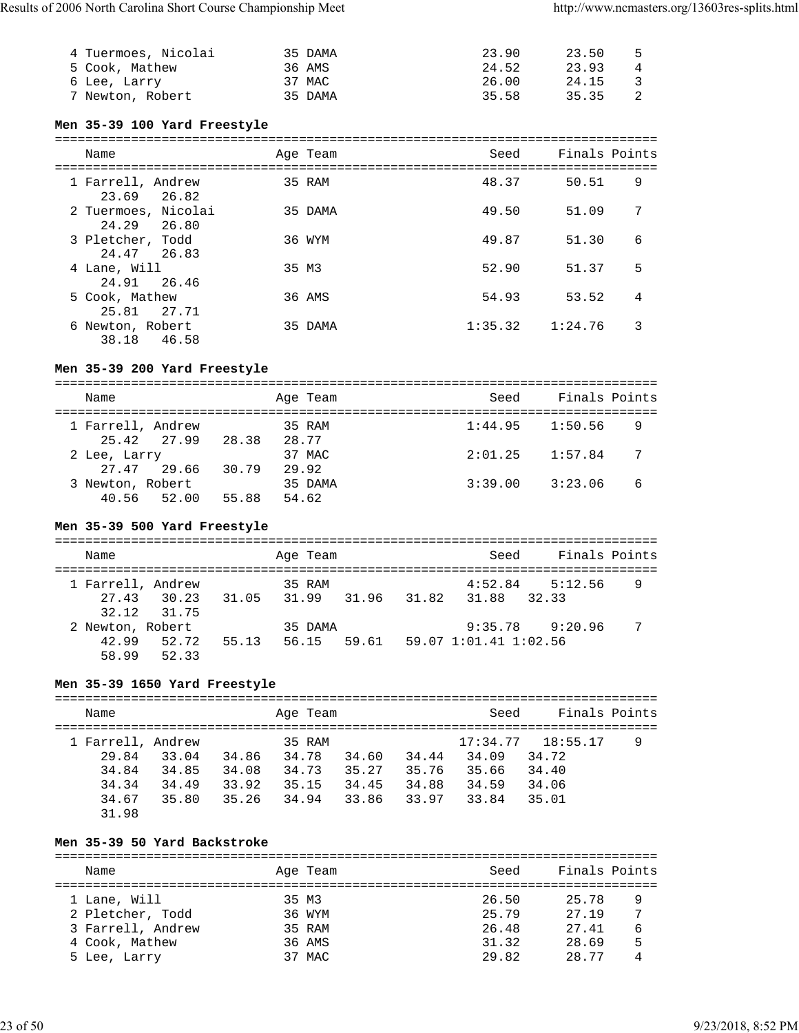| Name | Age | Team | Seed | Finals | Points |
|---|---|---|---|---|---|
| 4 Tuermoes, Nicolai | 35 | DAMA | 23.90 | 23.50 | 5 |
| 5 Cook, Mathew | 36 | AMS | 24.52 | 23.93 | 4 |
| 6 Lee, Larry | 37 | MAC | 26.00 | 24.15 | 3 |
| 7 Newton, Robert | 35 | DAMA | 35.58 | 35.35 | 2 |

### Men 35-39 100 Yard Freestyle

| Name | Age | Team | Seed | Finals | Points |
|---|---|---|---|---|---|
| 1 Farrell, Andrew | 35 | RAM | 48.37 | 50.51 | 9 |
| 23.69 26.82 | | | | | |
| 2 Tuermoes, Nicolai | 35 | DAMA | 49.50 | 51.09 | 7 |
| 24.29 26.80 | | | | | |
| 3 Pletcher, Todd | 36 | WYM | 49.87 | 51.30 | 6 |
| 24.47 26.83 | | | | | |
| 4 Lane, Will | 35 | M3 | 52.90 | 51.37 | 5 |
| 24.91 26.46 | | | | | |
| 5 Cook, Mathew | 36 | AMS | 54.93 | 53.52 | 4 |
| 25.81 27.71 | | | | | |
| 6 Newton, Robert | 35 | DAMA | 1:35.32 | 1:24.76 | 3 |
| 38.18 46.58 | | | | | |

### Men 35-39 200 Yard Freestyle

| Name | Age | Team | Seed | Finals | Points |
|---|---|---|---|---|---|
| 1 Farrell, Andrew | 35 | RAM | 1:44.95 | 1:50.56 | 9 |
| 25.42 27.99 28.38 28.77 | | | | | |
| 2 Lee, Larry | 37 | MAC | 2:01.25 | 1:57.84 | 7 |
| 27.47 29.66 30.79 29.92 | | | | | |
| 3 Newton, Robert | 35 | DAMA | 3:39.00 | 3:23.06 | 6 |
| 40.56 52.00 55.88 54.62 | | | | | |

### Men 35-39 500 Yard Freestyle

| Name | Age | Team | Seed | Finals | Points |
|---|---|---|---|---|---|
| 1 Farrell, Andrew | 35 | RAM | 4:52.84 | 5:12.56 | 9 |
| 27.43 30.23 31.05 31.99 31.96 31.82 31.88 32.33 | | | | | |
| 32.12 31.75 | | | | | |
| 2 Newton, Robert | 35 | DAMA | 9:35.78 | 9:20.96 | 7 |
| 42.99 52.72 55.13 56.15 59.61 59.07 1:01.41 1:02.56 | | | | | |
| 58.99 52.33 | | | | | |

### Men 35-39 1650 Yard Freestyle

| Name | Age | Team | Seed | Finals | Points |
|---|---|---|---|---|---|
| 1 Farrell, Andrew | 35 | RAM | 17:34.77 | 18:55.17 | 9 |
| 29.84 33.04 34.86 34.78 34.60 34.44 34.09 34.72 | | | | | |
| 34.84 34.85 34.08 34.73 35.27 35.76 35.66 34.40 | | | | | |
| 34.34 34.49 33.92 35.15 34.45 34.88 34.59 34.06 | | | | | |
| 34.67 35.80 35.26 34.94 33.86 33.97 33.84 35.01 | | | | | |
| 31.98 | | | | | |

### Men 35-39 50 Yard Backstroke

| Name | Age | Team | Seed | Finals | Points |
|---|---|---|---|---|---|
| 1 Lane, Will | 35 | M3 | 26.50 | 25.78 | 9 |
| 2 Pletcher, Todd | 36 | WYM | 25.79 | 27.19 | 7 |
| 3 Farrell, Andrew | 35 | RAM | 26.48 | 27.41 | 6 |
| 4 Cook, Mathew | 36 | AMS | 31.32 | 28.69 | 5 |
| 5 Lee, Larry | 37 | MAC | 29.82 | 28.77 | 4 |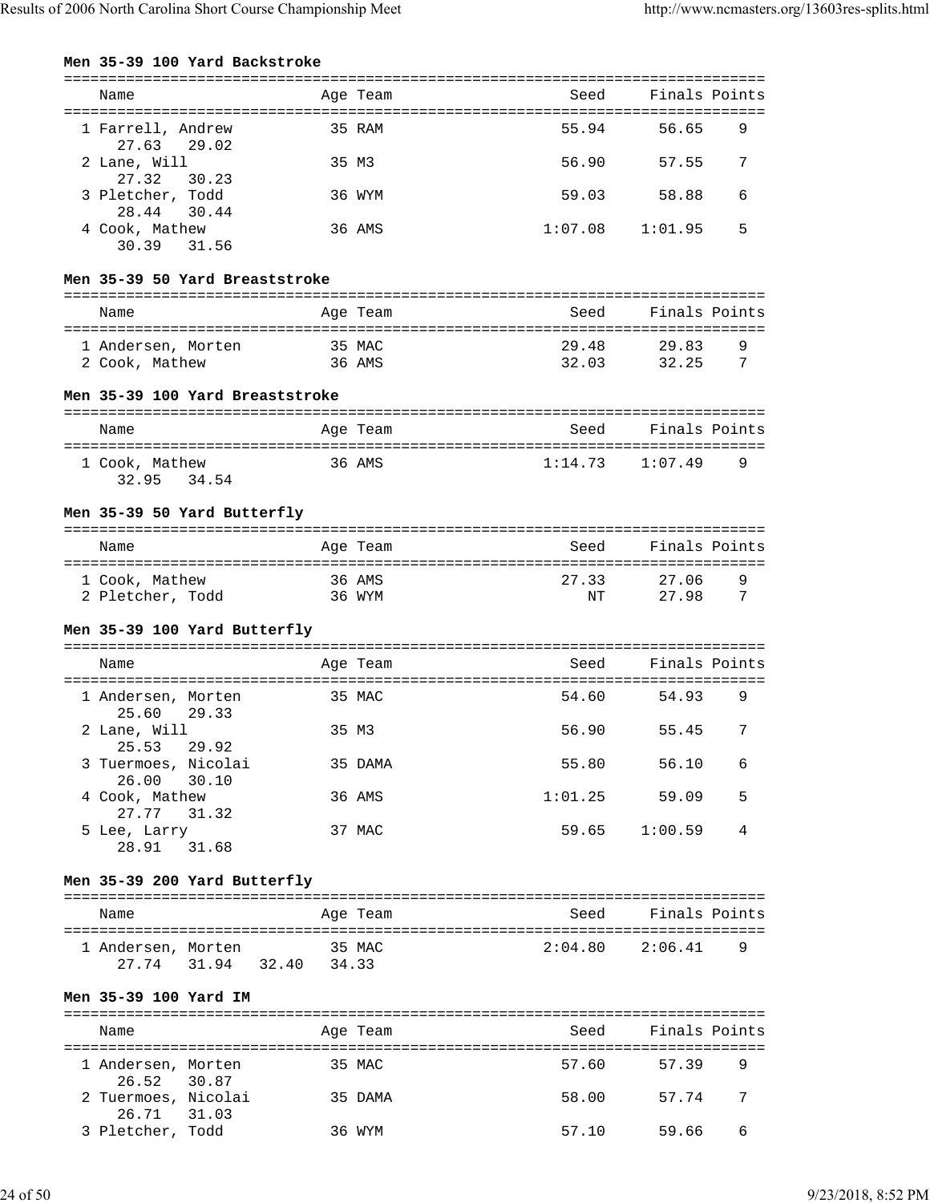### Men 35-39 100 Yard Backstroke

| Name | Age | Team | Seed | Finals | Points |
|---|---|---|---|---|---|
| 1 Farrell, Andrew | 35 | RAM | 55.94 | 56.65 | 9 |
| 27.63 29.02 | | | | | |
| 2 Lane, Will | 35 | M3 | 56.90 | 57.55 | 7 |
| 27.32 30.23 | | | | | |
| 3 Pletcher, Todd | 36 | WYM | 59.03 | 58.88 | 6 |
| 28.44 30.44 | | | | | |
| 4 Cook, Mathew | 36 | AMS | 1:07.08 | 1:01.95 | 5 |
| 30.39 31.56 | | | | | |

### Men 35-39 50 Yard Breaststroke

| Name | Age | Team | Seed | Finals | Points |
|---|---|---|---|---|---|
| 1 Andersen, Morten | 35 | MAC | 29.48 | 29.83 | 9 |
| 2 Cook, Mathew | 36 | AMS | 32.03 | 32.25 | 7 |

### Men 35-39 100 Yard Breaststroke

| Name | Age | Team | Seed | Finals | Points |
|---|---|---|---|---|---|
| 1 Cook, Mathew | 36 | AMS | 1:14.73 | 1:07.49 | 9 |
| 32.95 34.54 | | | | | |

### Men 35-39 50 Yard Butterfly

| Name | Age | Team | Seed | Finals | Points |
|---|---|---|---|---|---|
| 1 Cook, Mathew | 36 | AMS | 27.33 | 27.06 | 9 |
| 2 Pletcher, Todd | 36 | WYM | NT | 27.98 | 7 |

### Men 35-39 100 Yard Butterfly

| Name | Age | Team | Seed | Finals | Points |
|---|---|---|---|---|---|
| 1 Andersen, Morten | 35 | MAC | 54.60 | 54.93 | 9 |
| 25.60 29.33 | | | | | |
| 2 Lane, Will | 35 | M3 | 56.90 | 55.45 | 7 |
| 25.53 29.92 | | | | | |
| 3 Tuermoes, Nicolai | 35 | DAMA | 55.80 | 56.10 | 6 |
| 26.00 30.10 | | | | | |
| 4 Cook, Mathew | 36 | AMS | 1:01.25 | 59.09 | 5 |
| 27.77 31.32 | | | | | |
| 5 Lee, Larry | 37 | MAC | 59.65 | 1:00.59 | 4 |
| 28.91 31.68 | | | | | |

### Men 35-39 200 Yard Butterfly

| Name | Age | Team | Seed | Finals | Points |
|---|---|---|---|---|---|
| 1 Andersen, Morten | 35 | MAC | 2:04.80 | 2:06.41 | 9 |
| 27.74 31.94 32.40 34.33 | | | | | |

### Men 35-39 100 Yard IM

| Name | Age | Team | Seed | Finals | Points |
|---|---|---|---|---|---|
| 1 Andersen, Morten | 35 | MAC | 57.60 | 57.39 | 9 |
| 26.52 30.87 | | | | | |
| 2 Tuermoes, Nicolai | 35 | DAMA | 58.00 | 57.74 | 7 |
| 26.71 31.03 | | | | | |
| 3 Pletcher, Todd | 36 | WYM | 57.10 | 59.66 | 6 |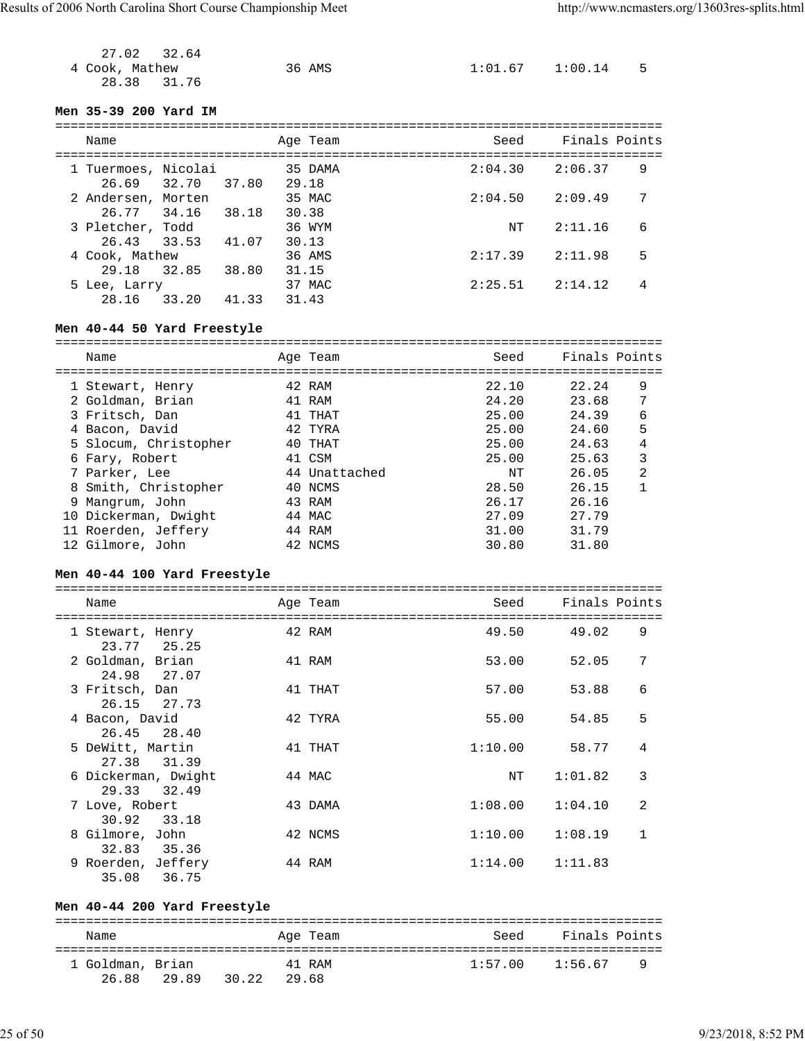27.02 32.64

4 Cook, Mathew 36 AMS 1:01.67 1:00.14 5
28.38 31.76

**Men 35-39 200 Yard IM**

| Name | Age | Team | Seed | Finals | Points |
|---|---|---|---|---|---|
| 1 Tuermoes, Nicolai | 35 | DAMA | 2:04.30 | 2:06.37 | 9 |
| 26.69 32.70 37.80 29.18 | | | | | |
| 2 Andersen, Morten | 35 | MAC | 2:04.50 | 2:09.49 | 7 |
| 26.77 34.16 38.18 30.38 | | | | | |
| 3 Pletcher, Todd | 36 | WYM | NT | 2:11.16 | 6 |
| 26.43 33.53 41.07 30.13 | | | | | |
| 4 Cook, Mathew | 36 | AMS | 2:17.39 | 2:11.98 | 5 |
| 29.18 32.85 38.80 31.15 | | | | | |
| 5 Lee, Larry | 37 | MAC | 2:25.51 | 2:14.12 | 4 |
| 28.16 33.20 41.33 31.43 | | | | | |

**Men 40-44 50 Yard Freestyle**

| Name | Age | Team | Seed | Finals | Points |
|---|---|---|---|---|---|
| 1 Stewart, Henry | 42 | RAM | 22.10 | 22.24 | 9 |
| 2 Goldman, Brian | 41 | RAM | 24.20 | 23.68 | 7 |
| 3 Fritsch, Dan | 41 | THAT | 25.00 | 24.39 | 6 |
| 4 Bacon, David | 42 | TYRA | 25.00 | 24.60 | 5 |
| 5 Slocum, Christopher | 40 | THAT | 25.00 | 24.63 | 4 |
| 6 Fary, Robert | 41 | CSM | 25.00 | 25.63 | 3 |
| 7 Parker, Lee | 44 | Unattached | NT | 26.05 | 2 |
| 8 Smith, Christopher | 40 | NCMS | 28.50 | 26.15 | 1 |
| 9 Mangrum, John | 43 | RAM | 26.17 | 26.16 | |
| 10 Dickerman, Dwight | 44 | MAC | 27.09 | 27.79 | |
| 11 Roerden, Jeffery | 44 | RAM | 31.00 | 31.79 | |
| 12 Gilmore, John | 42 | NCMS | 30.80 | 31.80 | |

**Men 40-44 100 Yard Freestyle**

| Name | Age | Team | Seed | Finals | Points |
|---|---|---|---|---|---|
| 1 Stewart, Henry | 42 | RAM | 49.50 | 49.02 | 9 |
| 23.77 25.25 | | | | | |
| 2 Goldman, Brian | 41 | RAM | 53.00 | 52.05 | 7 |
| 24.98 27.07 | | | | | |
| 3 Fritsch, Dan | 41 | THAT | 57.00 | 53.88 | 6 |
| 26.15 27.73 | | | | | |
| 4 Bacon, David | 42 | TYRA | 55.00 | 54.85 | 5 |
| 26.45 28.40 | | | | | |
| 5 DeWitt, Martin | 41 | THAT | 1:10.00 | 58.77 | 4 |
| 27.38 31.39 | | | | | |
| 6 Dickerman, Dwight | 44 | MAC | NT | 1:01.82 | 3 |
| 29.33 32.49 | | | | | |
| 7 Love, Robert | 43 | DAMA | 1:08.00 | 1:04.10 | 2 |
| 30.92 33.18 | | | | | |
| 8 Gilmore, John | 42 | NCMS | 1:10.00 | 1:08.19 | 1 |
| 32.83 35.36 | | | | | |
| 9 Roerden, Jeffery | 44 | RAM | 1:14.00 | 1:11.83 | |
| 35.08 36.75 | | | | | |

**Men 40-44 200 Yard Freestyle**

| Name | Age | Team | Seed | Finals | Points |
|---|---|---|---|---|---|
| 1 Goldman, Brian | 41 | RAM | 1:57.00 | 1:56.67 | 9 |
| 26.88 29.89 30.22 29.68 | | | | | |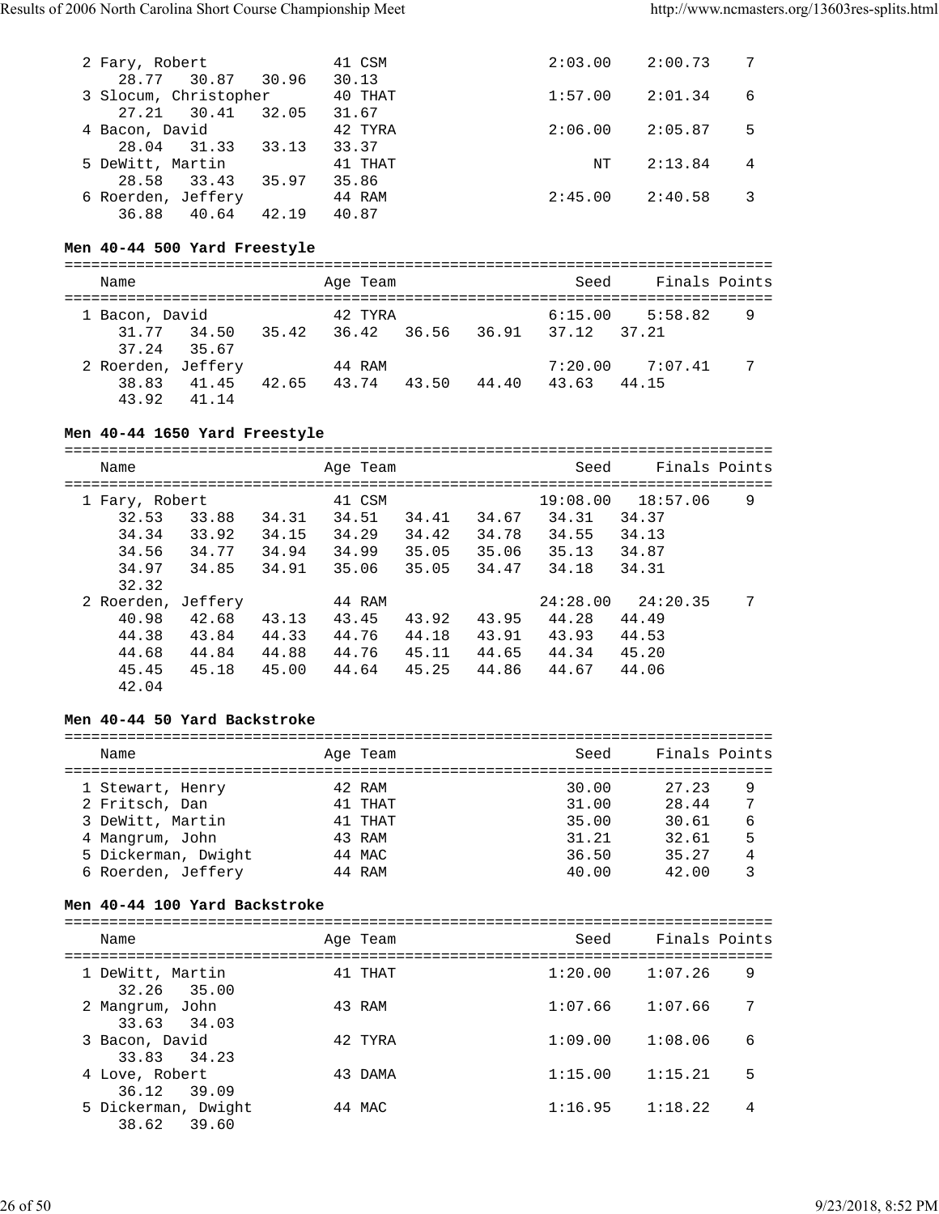```
  2 Fary, Robert             41 CSM                 2:03.00    2:00.73    7
     28.77   30.87   30.96   30.13
  3 Slocum, Christopher      40 THAT                1:57.00    2:01.34    6
     27.21   30.41   32.05   31.67
  4 Bacon, David             42 TYRA                2:06.00    2:05.87    5
     28.04   31.33   33.13   33.37
  5 DeWitt, Martin           41 THAT                     NT    2:13.84    4
     28.58   33.43   35.97   35.86
  6 Roerden, Jeffery         44 RAM                 2:45.00    2:40.58    3
     36.88   40.64   42.19   40.87
```

### Men 40-44 500 Yard Freestyle

```
===============================================================================
    Name                    Age Team                    Seed     Finals Points
===============================================================================
  1 Bacon, David             42 TYRA                6:15.00    5:58.82    9
     31.77   34.50   35.42   36.42   36.56   36.91   37.12   37.21
     37.24   35.67
  2 Roerden, Jeffery         44 RAM                 7:20.00    7:07.41    7
     38.83   41.45   42.65   43.74   43.50   44.40   43.63   44.15
     43.92   41.14
```

### Men 40-44 1650 Yard Freestyle

```
===============================================================================
    Name                    Age Team                    Seed     Finals Points
===============================================================================
  1 Fary, Robert             41 CSM                19:08.00   18:57.06    9
     32.53   33.88   34.31   34.51   34.41   34.67   34.31   34.37
     34.34   33.92   34.15   34.29   34.42   34.78   34.55   34.13
     34.56   34.77   34.94   34.99   35.05   35.06   35.13   34.87
     34.97   34.85   34.91   35.06   35.05   34.47   34.18   34.31
     32.32
  2 Roerden, Jeffery         44 RAM                24:28.00   24:20.35    7
     40.98   42.68   43.13   43.45   43.92   43.95   44.28   44.49
     44.38   43.84   44.33   44.76   44.18   43.91   43.93   44.53
     44.68   44.84   44.88   44.76   45.11   44.65   44.34   45.20
     45.45   45.18   45.00   44.64   45.25   44.86   44.67   44.06
     42.04
```

### Men 40-44 50 Yard Backstroke

```
===============================================================================
    Name                    Age Team                    Seed     Finals Points
===============================================================================
  1 Stewart, Henry           42 RAM                   30.00      27.23    9
  2 Fritsch, Dan             41 THAT                  31.00      28.44    7
  3 DeWitt, Martin           41 THAT                  35.00      30.61    6
  4 Mangrum, John            43 RAM                   31.21      32.61    5
  5 Dickerman, Dwight        44 MAC                   36.50      35.27    4
  6 Roerden, Jeffery         44 RAM                   40.00      42.00    3
```

### Men 40-44 100 Yard Backstroke

```
===============================================================================
    Name                    Age Team                    Seed     Finals Points
===============================================================================
  1 DeWitt, Martin           41 THAT                1:20.00    1:07.26    9
     32.26   35.00
  2 Mangrum, John            43 RAM                 1:07.66    1:07.66    7
     33.63   34.03
  3 Bacon, David             42 TYRA                1:09.00    1:08.06    6
     33.83   34.23
  4 Love, Robert             43 DAMA                1:15.00    1:15.21    5
     36.12   39.09
  5 Dickerman, Dwight        44 MAC                 1:16.95    1:18.22    4
     38.62   39.60
```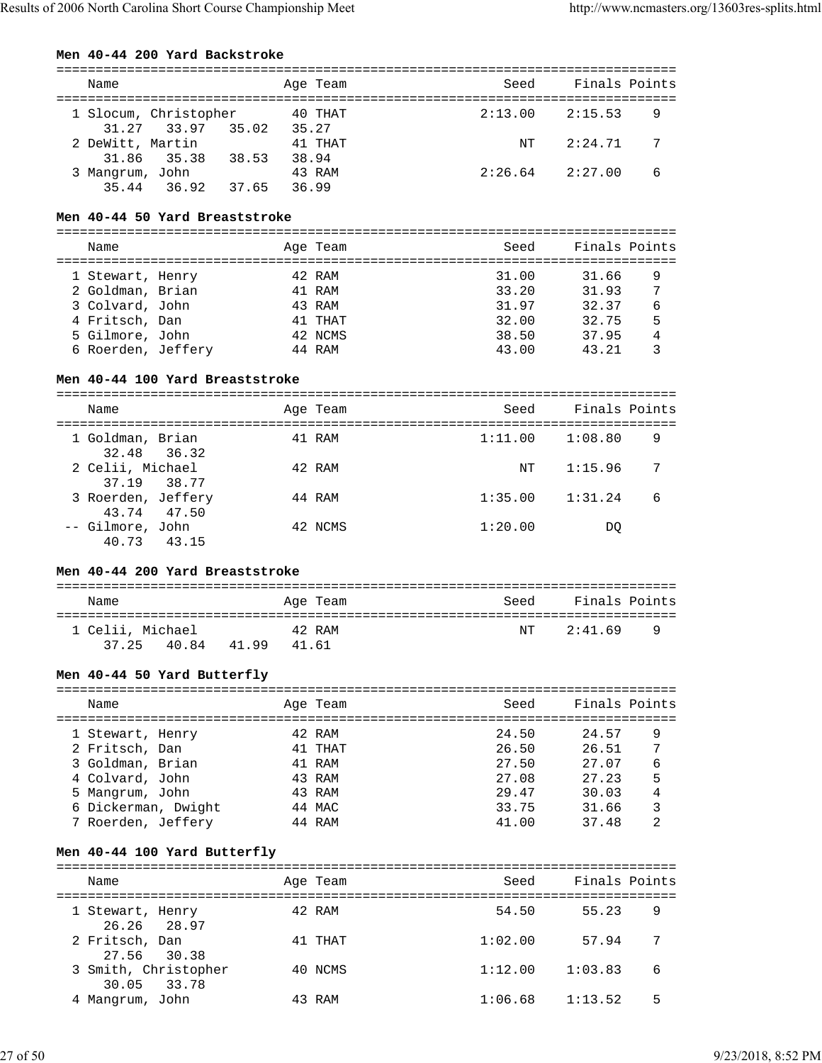### Men 40-44 200 Yard Backstroke

| Place | Name | Age | Team | Seed | Finals | Points |
|---|---|---|---|---|---|---|
| 1 | Slocum, Christopher | 40 | THAT | 2:13.00 | 2:15.53 | 9 |
| | 31.27 33.97 35.02 35.27 | | | | | |
| 2 | DeWitt, Martin | 41 | THAT | NT | 2:24.71 | 7 |
| | 31.86 35.38 38.53 38.94 | | | | | |
| 3 | Mangrum, John | 43 | RAM | 2:26.64 | 2:27.00 | 6 |
| | 35.44 36.92 37.65 36.99 | | | | | |

### Men 40-44 50 Yard Breaststroke

| Place | Name | Age | Team | Seed | Finals | Points |
|---|---|---|---|---|---|---|
| 1 | Stewart, Henry | 42 | RAM | 31.00 | 31.66 | 9 |
| 2 | Goldman, Brian | 41 | RAM | 33.20 | 31.93 | 7 |
| 3 | Colvard, John | 43 | RAM | 31.97 | 32.37 | 6 |
| 4 | Fritsch, Dan | 41 | THAT | 32.00 | 32.75 | 5 |
| 5 | Gilmore, John | 42 | NCMS | 38.50 | 37.95 | 4 |
| 6 | Roerden, Jeffery | 44 | RAM | 43.00 | 43.21 | 3 |

### Men 40-44 100 Yard Breaststroke

| Place | Name | Age | Team | Seed | Finals | Points |
|---|---|---|---|---|---|---|
| 1 | Goldman, Brian | 41 | RAM | 1:11.00 | 1:08.80 | 9 |
| | 32.48 36.32 | | | | | |
| 2 | Celii, Michael | 42 | RAM | NT | 1:15.96 | 7 |
| | 37.19 38.77 | | | | | |
| 3 | Roerden, Jeffery | 44 | RAM | 1:35.00 | 1:31.24 | 6 |
| | 43.74 47.50 | | | | | |
| -- | Gilmore, John | 42 | NCMS | 1:20.00 | DQ | |
| | 40.73 43.15 | | | | | |

### Men 40-44 200 Yard Breaststroke

| Place | Name | Age | Team | Seed | Finals | Points |
|---|---|---|---|---|---|---|
| 1 | Celii, Michael | 42 | RAM | NT | 2:41.69 | 9 |
| | 37.25 40.84 41.99 41.61 | | | | | |

### Men 40-44 50 Yard Butterfly

| Place | Name | Age | Team | Seed | Finals | Points |
|---|---|---|---|---|---|---|
| 1 | Stewart, Henry | 42 | RAM | 24.50 | 24.57 | 9 |
| 2 | Fritsch, Dan | 41 | THAT | 26.50 | 26.51 | 7 |
| 3 | Goldman, Brian | 41 | RAM | 27.50 | 27.07 | 6 |
| 4 | Colvard, John | 43 | RAM | 27.08 | 27.23 | 5 |
| 5 | Mangrum, John | 43 | RAM | 29.47 | 30.03 | 4 |
| 6 | Dickerman, Dwight | 44 | MAC | 33.75 | 31.66 | 3 |
| 7 | Roerden, Jeffery | 44 | RAM | 41.00 | 37.48 | 2 |

### Men 40-44 100 Yard Butterfly

| Place | Name | Age | Team | Seed | Finals | Points |
|---|---|---|---|---|---|---|
| 1 | Stewart, Henry | 42 | RAM | 54.50 | 55.23 | 9 |
| | 26.26 28.97 | | | | | |
| 2 | Fritsch, Dan | 41 | THAT | 1:02.00 | 57.94 | 7 |
| | 27.56 30.38 | | | | | |
| 3 | Smith, Christopher | 40 | NCMS | 1:12.00 | 1:03.83 | 6 |
| | 30.05 33.78 | | | | | |
| 4 | Mangrum, John | 43 | RAM | 1:06.68 | 1:13.52 | 5 |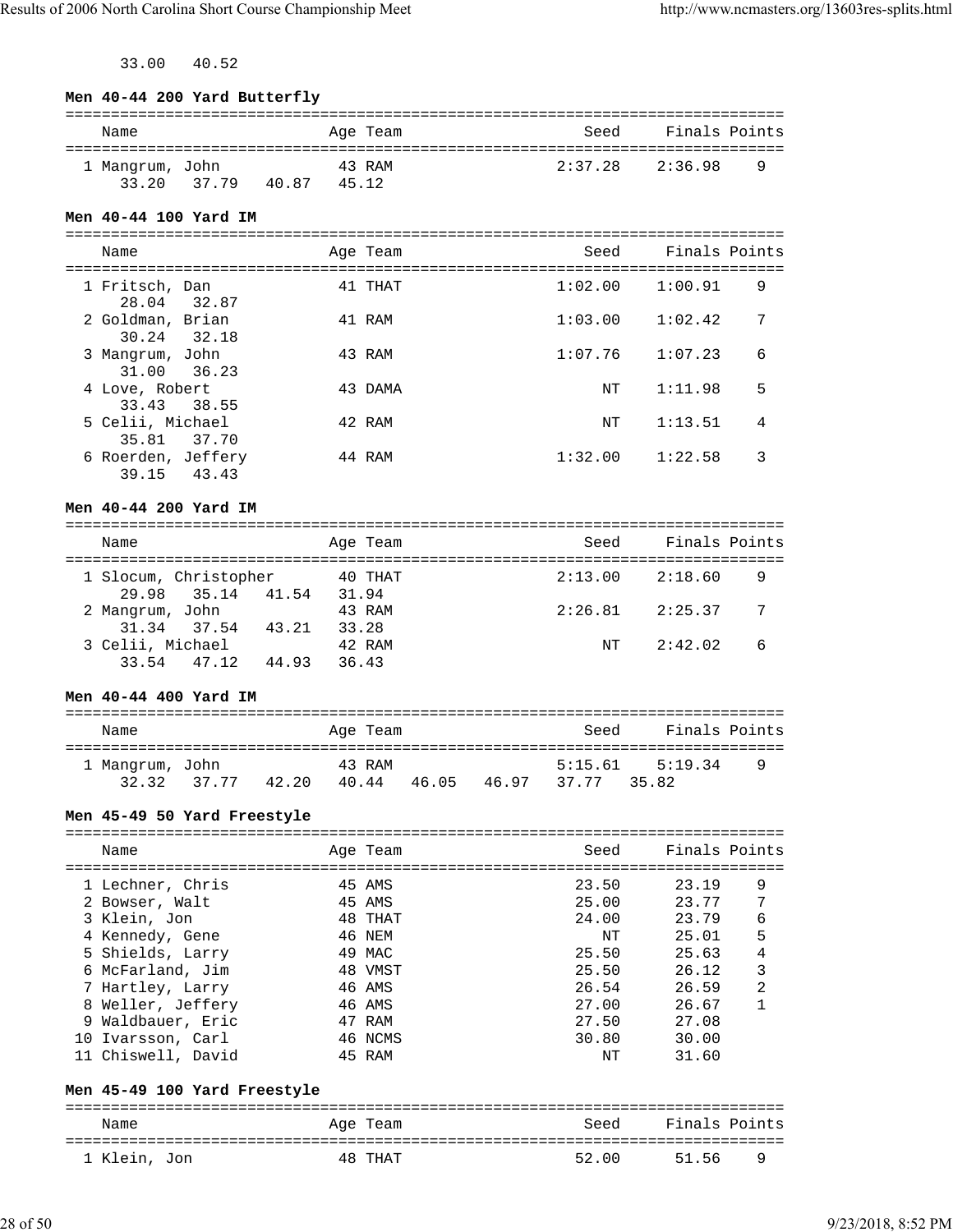33.00 40.52

**Men 40-44 200 Yard Butterfly**

| Name | Age | Team | Seed | Finals | Points |
|---|---|---|---|---|---|
| 1 Mangrum, John | 43 | RAM | 2:37.28 | 2:36.98 | 9 |
| 33.20 37.79 40.87 45.12 | | | | | |

**Men 40-44 100 Yard IM**

| Name | Age | Team | Seed | Finals | Points |
|---|---|---|---|---|---|
| 1 Fritsch, Dan | 41 | THAT | 1:02.00 | 1:00.91 | 9 |
| 28.04 32.87 | | | | | |
| 2 Goldman, Brian | 41 | RAM | 1:03.00 | 1:02.42 | 7 |
| 30.24 32.18 | | | | | |
| 3 Mangrum, John | 43 | RAM | 1:07.76 | 1:07.23 | 6 |
| 31.00 36.23 | | | | | |
| 4 Love, Robert | 43 | DAMA | NT | 1:11.98 | 5 |
| 33.43 38.55 | | | | | |
| 5 Celii, Michael | 42 | RAM | NT | 1:13.51 | 4 |
| 35.81 37.70 | | | | | |
| 6 Roerden, Jeffery | 44 | RAM | 1:32.00 | 1:22.58 | 3 |
| 39.15 43.43 | | | | | |

**Men 40-44 200 Yard IM**

| Name | Age | Team | Seed | Finals | Points |
|---|---|---|---|---|---|
| 1 Slocum, Christopher | 40 | THAT | 2:13.00 | 2:18.60 | 9 |
| 29.98 35.14 41.54 31.94 | | | | | |
| 2 Mangrum, John | 43 | RAM | 2:26.81 | 2:25.37 | 7 |
| 31.34 37.54 43.21 33.28 | | | | | |
| 3 Celii, Michael | 42 | RAM | NT | 2:42.02 | 6 |
| 33.54 47.12 44.93 36.43 | | | | | |

**Men 40-44 400 Yard IM**

| Name | Age | Team | Seed | Finals | Points |
|---|---|---|---|---|---|
| 1 Mangrum, John | 43 | RAM | 5:15.61 | 5:19.34 | 9 |
| 32.32 37.77 42.20 40.44 46.05 46.97 37.77 35.82 | | | | | |

**Men 45-49 50 Yard Freestyle**

| Name | Age | Team | Seed | Finals | Points |
|---|---|---|---|---|---|
| 1 Lechner, Chris | 45 | AMS | 23.50 | 23.19 | 9 |
| 2 Bowser, Walt | 45 | AMS | 25.00 | 23.77 | 7 |
| 3 Klein, Jon | 48 | THAT | 24.00 | 23.79 | 6 |
| 4 Kennedy, Gene | 46 | NEM | NT | 25.01 | 5 |
| 5 Shields, Larry | 49 | MAC | 25.50 | 25.63 | 4 |
| 6 McFarland, Jim | 48 | VMST | 25.50 | 26.12 | 3 |
| 7 Hartley, Larry | 46 | AMS | 26.54 | 26.59 | 2 |
| 8 Weller, Jeffery | 46 | AMS | 27.00 | 26.67 | 1 |
| 9 Waldbauer, Eric | 47 | RAM | 27.50 | 27.08 | |
| 10 Ivarsson, Carl | 46 | NCMS | 30.80 | 30.00 | |
| 11 Chiswell, David | 45 | RAM | NT | 31.60 | |

**Men 45-49 100 Yard Freestyle**

| Name | Age | Team | Seed | Finals | Points |
|---|---|---|---|---|---|
| 1 Klein, Jon | 48 | THAT | 52.00 | 51.56 | 9 |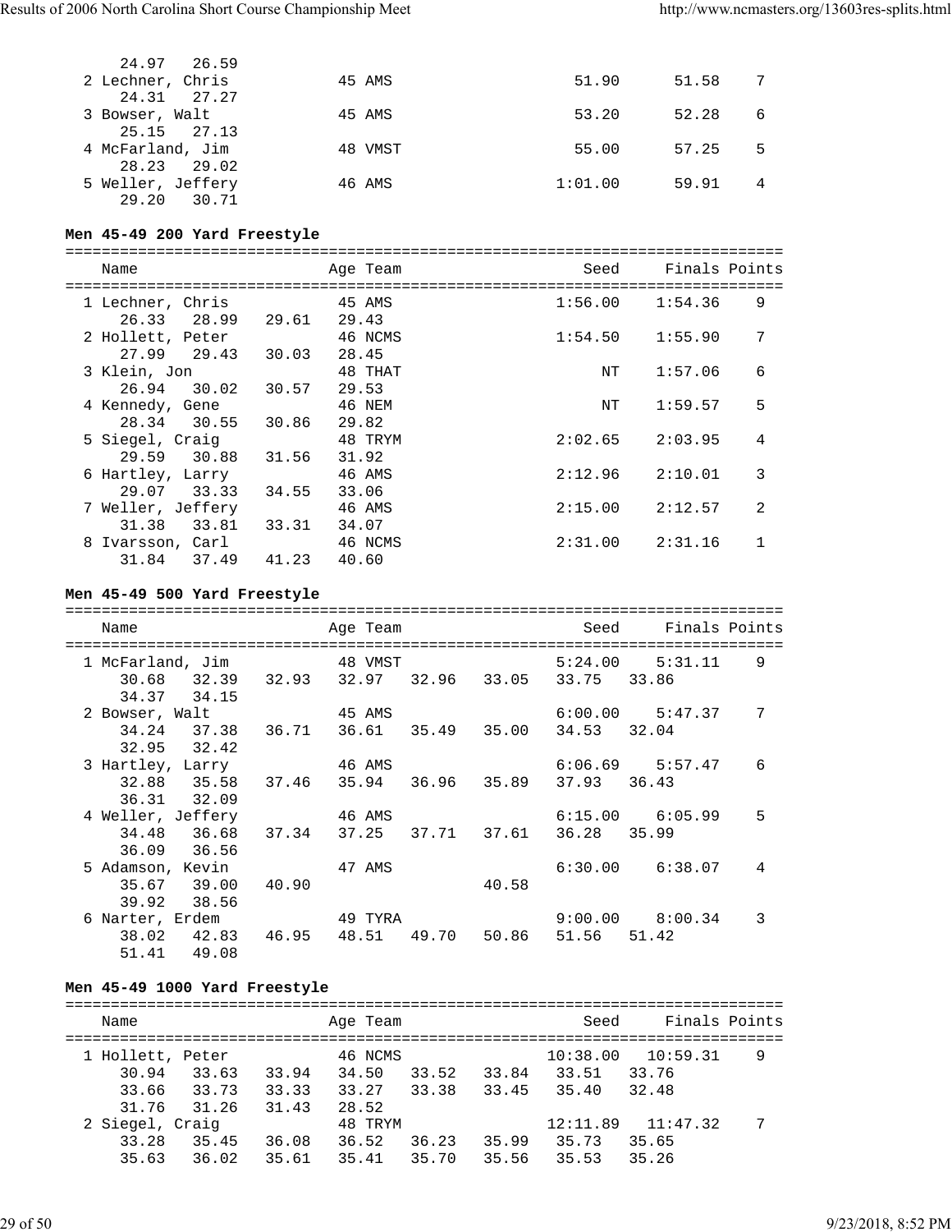```
    24.97   26.59
  2 Lechner, Chris          45 AMS                   51.90      51.58    7
    24.31   27.27
  3 Bowser, Walt            45 AMS                   53.20      52.28    6
    25.15   27.13
  4 McFarland, Jim          48 VMST                  55.00      57.25    5
    28.23   29.02
  5 Weller, Jeffery         46 AMS                 1:01.00      59.91    4
    29.20   30.71
```

### Men 45-49 200 Yard Freestyle

```
===============================================================================
    Name                    Age Team                  Seed     Finals Points
===============================================================================
  1 Lechner, Chris          45 AMS                 1:56.00    1:54.36    9
    26.33   28.99   29.61   29.43
  2 Hollett, Peter          46 NCMS                1:54.50    1:55.90    7
    27.99   29.43   30.03   28.45
  3 Klein, Jon              48 THAT                     NT    1:57.06    6
    26.94   30.02   30.57   29.53
  4 Kennedy, Gene           46 NEM                      NT    1:59.57    5
    28.34   30.55   30.86   29.82
  5 Siegel, Craig           48 TRYM                2:02.65    2:03.95    4
    29.59   30.88   31.56   31.92
  6 Hartley, Larry          46 AMS                 2:12.96    2:10.01    3
    29.07   33.33   34.55   33.06
  7 Weller, Jeffery         46 AMS                 2:15.00    2:12.57    2
    31.38   33.81   33.31   34.07
  8 Ivarsson, Carl          46 NCMS                2:31.00    2:31.16    1
    31.84   37.49   41.23   40.60
```

### Men 45-49 500 Yard Freestyle

```
===============================================================================
    Name                    Age Team                  Seed     Finals Points
===============================================================================
  1 McFarland, Jim          48 VMST                5:24.00    5:31.11    9
    30.68   32.39   32.93   32.97   32.96   33.05   33.75   33.86
    34.37   34.15
  2 Bowser, Walt            45 AMS                 6:00.00    5:47.37    7
    34.24   37.38   36.71   36.61   35.49   35.00   34.53   32.04
    32.95   32.42
  3 Hartley, Larry          46 AMS                 6:06.69    5:57.47    6
    32.88   35.58   37.46   35.94   36.96   35.89   37.93   36.43
    36.31   32.09
  4 Weller, Jeffery         46 AMS                 6:15.00    6:05.99    5
    34.48   36.68   37.34   37.25   37.71   37.61   36.28   35.99
    36.09   36.56
  5 Adamson, Kevin          47 AMS                 6:30.00    6:38.07    4
    35.67   39.00   40.90                   40.58
    39.92   38.56
  6 Narter, Erdem           49 TYRA                9:00.00    8:00.34    3
    38.02   42.83   46.95   48.51   49.70   50.86   51.56   51.42
    51.41   49.08
```

### Men 45-49 1000 Yard Freestyle

```
===============================================================================
    Name                    Age Team                  Seed     Finals Points
===============================================================================
  1 Hollett, Peter          46 NCMS               10:38.00   10:59.31    9
    30.94   33.63   33.94   34.50   33.52   33.84   33.51   33.76
    33.66   33.73   33.33   33.27   33.38   33.45   35.40   32.48
    31.76   31.26   31.43   28.52
  2 Siegel, Craig           48 TRYM               12:11.89   11:47.32    7
    33.28   35.45   36.08   36.52   36.23   35.99   35.73   35.65
    35.63   36.02   35.61   35.41   35.70   35.56   35.53   35.26
```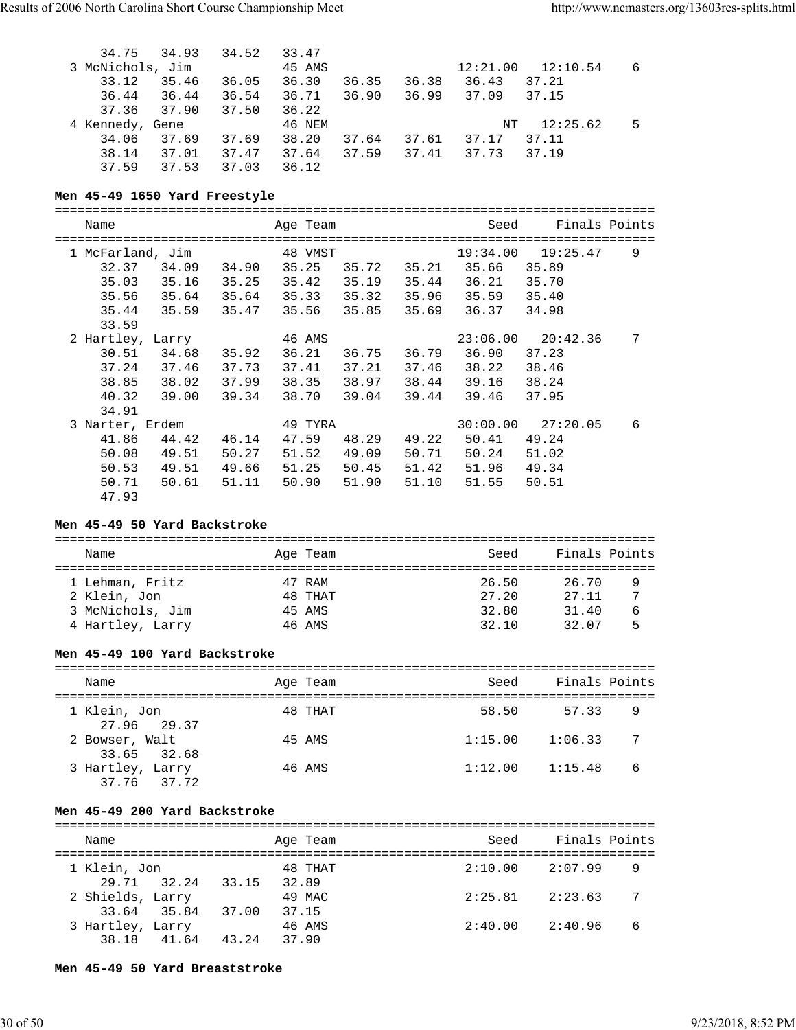```
    34.75   34.93   34.52   33.47
  3 McNichols, Jim           45 AMS                    12:21.00   12:10.54    6
     33.12   35.46   36.05   36.30   36.35   36.38   36.43   37.21
     36.44   36.44   36.54   36.71   36.90   36.99   37.09   37.15
     37.36   37.90   37.50   36.22
  4 Kennedy, Gene            46 NEM                          NT   12:25.62    5
     34.06   37.69   37.69   38.20   37.64   37.61   37.17   37.11
     38.14   37.01   37.47   37.64   37.59   37.41   37.73   37.19
     37.59   37.53   37.03   36.12
```

**Men 45-49 1650 Yard Freestyle**

```
===============================================================================
    Name                    Age Team                    Seed     Finals Points
===============================================================================
  1 McFarland, Jim           48 VMST                   19:34.00   19:25.47    9
     32.37   34.09   34.90   35.25   35.72   35.21   35.66   35.89
     35.03   35.16   35.25   35.42   35.19   35.44   36.21   35.70
     35.56   35.64   35.64   35.33   35.32   35.96   35.59   35.40
     35.44   35.59   35.47   35.56   35.85   35.69   36.37   34.98
     33.59
  2 Hartley, Larry           46 AMS                    23:06.00   20:42.36    7
     30.51   34.68   35.92   36.21   36.75   36.79   36.90   37.23
     37.24   37.46   37.73   37.41   37.21   37.46   38.22   38.46
     38.85   38.02   37.99   38.35   38.97   38.44   39.16   38.24
     40.32   39.00   39.34   38.70   39.04   39.44   39.46   37.95
     34.91
  3 Narter, Erdem            49 TYRA                   30:00.00   27:20.05    6
     41.86   44.42   46.14   47.59   48.29   49.22   50.41   49.24
     50.08   49.51   50.27   51.52   49.09   50.71   50.24   51.02
     50.53   49.51   49.66   51.25   50.45   51.42   51.96   49.34
     50.71   50.61   51.11   50.90   51.90   51.10   51.55   50.51
     47.93
```

**Men 45-49 50 Yard Backstroke**

```
===============================================================================
    Name                    Age Team                    Seed     Finals Points
===============================================================================
  1 Lehman, Fritz            47 RAM                       26.50      26.70    9
  2 Klein, Jon               48 THAT                      27.20      27.11    7
  3 McNichols, Jim           45 AMS                       32.80      31.40    6
  4 Hartley, Larry           46 AMS                       32.10      32.07    5
```

**Men 45-49 100 Yard Backstroke**

```
===============================================================================
    Name                    Age Team                    Seed     Finals Points
===============================================================================
  1 Klein, Jon               48 THAT                      58.50      57.33    9
     27.96   29.37
  2 Bowser, Walt             45 AMS                     1:15.00    1:06.33    7
     33.65   32.68
  3 Hartley, Larry           46 AMS                     1:12.00    1:15.48    6
     37.76   37.72
```

**Men 45-49 200 Yard Backstroke**

```
===============================================================================
    Name                    Age Team                    Seed     Finals Points
===============================================================================
  1 Klein, Jon               48 THAT                    2:10.00    2:07.99    9
     29.71   32.24   33.15   32.89
  2 Shields, Larry           49 MAC                     2:25.81    2:23.63    7
     33.64   35.84   37.00   37.15
  3 Hartley, Larry           46 AMS                     2:40.00    2:40.96    6
     38.18   41.64   43.24   37.90
```

**Men 45-49 50 Yard Breaststroke**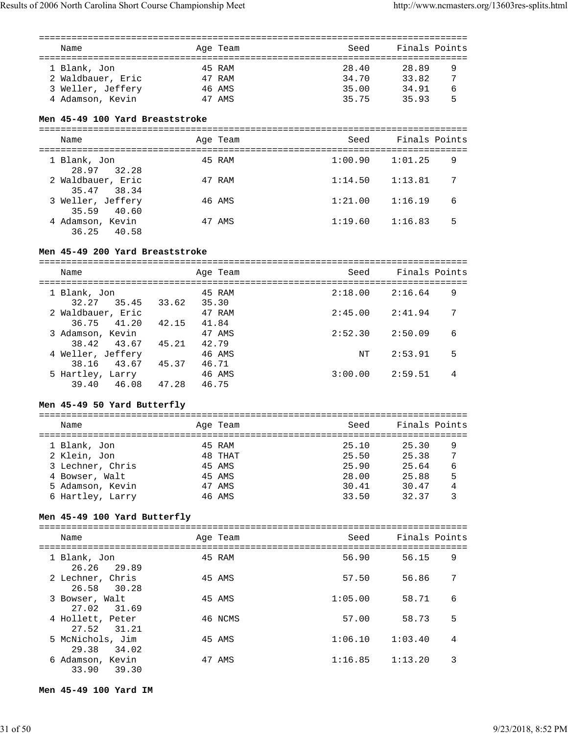| Name | Age | Team | Seed | Finals | Points |
|---|---|---|---|---|---|
| 1 Blank, Jon | 45 | RAM | 28.40 | 28.89 | 9 |
| 2 Waldbauer, Eric | 47 | RAM | 34.70 | 33.82 | 7 |
| 3 Weller, Jeffery | 46 | AMS | 35.00 | 34.91 | 6 |
| 4 Adamson, Kevin | 47 | AMS | 35.75 | 35.93 | 5 |

**Men 45-49 100 Yard Breaststroke**

| Name | Age | Team | Seed | Finals | Points |
|---|---|---|---|---|---|
| 1 Blank, Jon | 45 | RAM | 1:00.90 | 1:01.25 | 9 |
| 28.97 32.28 | | | | | |
| 2 Waldbauer, Eric | 47 | RAM | 1:14.50 | 1:13.81 | 7 |
| 35.47 38.34 | | | | | |
| 3 Weller, Jeffery | 46 | AMS | 1:21.00 | 1:16.19 | 6 |
| 35.59 40.60 | | | | | |
| 4 Adamson, Kevin | 47 | AMS | 1:19.60 | 1:16.83 | 5 |
| 36.25 40.58 | | | | | |

**Men 45-49 200 Yard Breaststroke**

| Name | Age | Team | Seed | Finals | Points |
|---|---|---|---|---|---|
| 1 Blank, Jon | 45 | RAM | 2:18.00 | 2:16.64 | 9 |
| 32.27 35.45 33.62 35.30 | | | | | |
| 2 Waldbauer, Eric | 47 | RAM | 2:45.00 | 2:41.94 | 7 |
| 36.75 41.20 42.15 41.84 | | | | | |
| 3 Adamson, Kevin | 47 | AMS | 2:52.30 | 2:50.09 | 6 |
| 38.42 43.67 45.21 42.79 | | | | | |
| 4 Weller, Jeffery | 46 | AMS | NT | 2:53.91 | 5 |
| 38.16 43.67 45.37 46.71 | | | | | |
| 5 Hartley, Larry | 46 | AMS | 3:00.00 | 2:59.51 | 4 |
| 39.40 46.08 47.28 46.75 | | | | | |

**Men 45-49 50 Yard Butterfly**

| Name | Age | Team | Seed | Finals | Points |
|---|---|---|---|---|---|
| 1 Blank, Jon | 45 | RAM | 25.10 | 25.30 | 9 |
| 2 Klein, Jon | 48 | THAT | 25.50 | 25.38 | 7 |
| 3 Lechner, Chris | 45 | AMS | 25.90 | 25.64 | 6 |
| 4 Bowser, Walt | 45 | AMS | 28.00 | 25.88 | 5 |
| 5 Adamson, Kevin | 47 | AMS | 30.41 | 30.47 | 4 |
| 6 Hartley, Larry | 46 | AMS | 33.50 | 32.37 | 3 |

**Men 45-49 100 Yard Butterfly**

| Name | Age | Team | Seed | Finals | Points |
|---|---|---|---|---|---|
| 1 Blank, Jon | 45 | RAM | 56.90 | 56.15 | 9 |
| 26.26 29.89 | | | | | |
| 2 Lechner, Chris | 45 | AMS | 57.50 | 56.86 | 7 |
| 26.58 30.28 | | | | | |
| 3 Bowser, Walt | 45 | AMS | 1:05.00 | 58.71 | 6 |
| 27.02 31.69 | | | | | |
| 4 Hollett, Peter | 46 | NCMS | 57.00 | 58.73 | 5 |
| 27.52 31.21 | | | | | |
| 5 McNichols, Jim | 45 | AMS | 1:06.10 | 1:03.40 | 4 |
| 29.38 34.02 | | | | | |
| 6 Adamson, Kevin | 47 | AMS | 1:16.85 | 1:13.20 | 3 |
| 33.90 39.30 | | | | | |

**Men 45-49 100 Yard IM**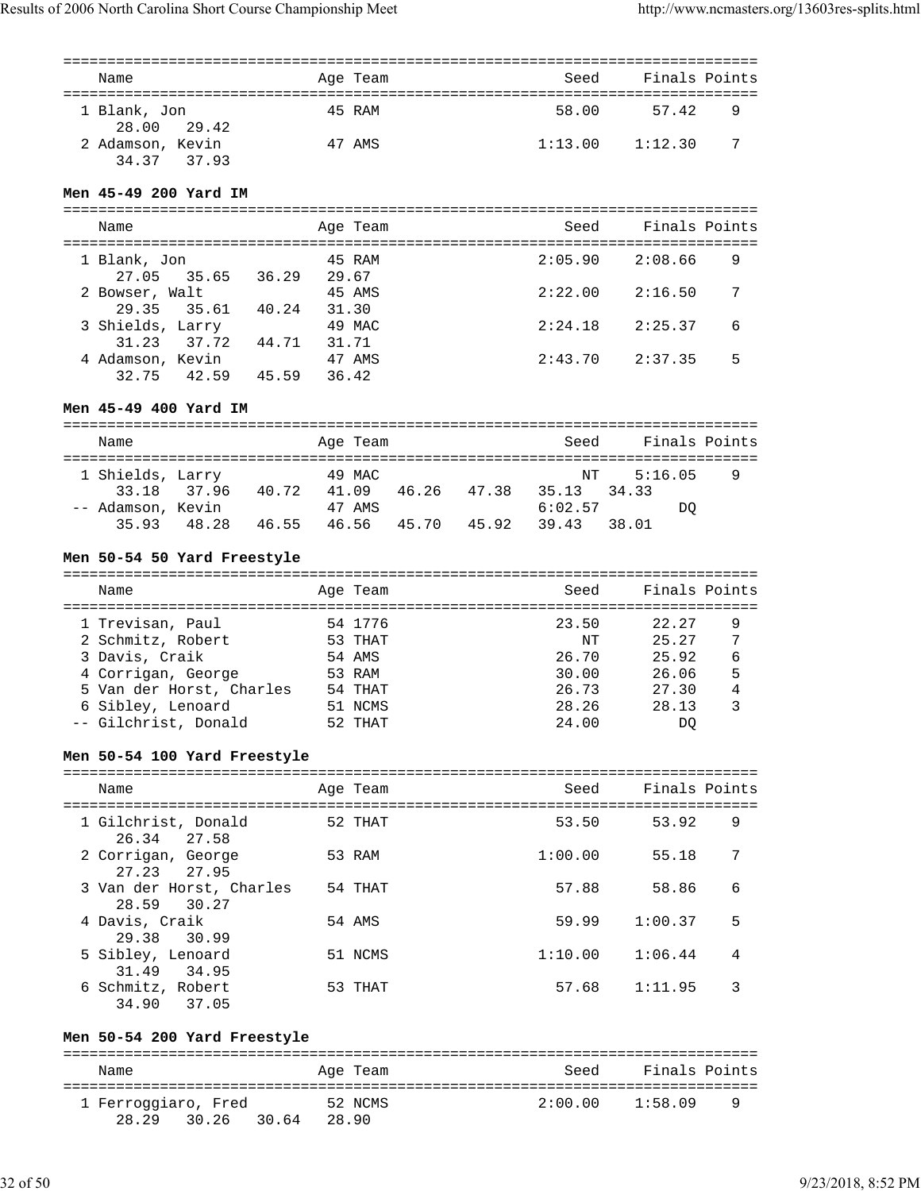| Name | Age | Team | Seed | Finals | Points |
|---|---|---|---|---|---|
| 1 Blank, Jon | 45 | RAM | 58.00 | 57.42 | 9 |
| 28.00 29.42 | | | | | |
| 2 Adamson, Kevin | 47 | AMS | 1:13.00 | 1:12.30 | 7 |
| 34.37 37.93 | | | | | |

**Men 45-49 200 Yard IM**

| Name | Age | Team | Seed | Finals | Points |
|---|---|---|---|---|---|
| 1 Blank, Jon | 45 | RAM | 2:05.90 | 2:08.66 | 9 |
| 27.05 35.65 36.29 29.67 | | | | | |
| 2 Bowser, Walt | 45 | AMS | 2:22.00 | 2:16.50 | 7 |
| 29.35 35.61 40.24 31.30 | | | | | |
| 3 Shields, Larry | 49 | MAC | 2:24.18 | 2:25.37 | 6 |
| 31.23 37.72 44.71 31.71 | | | | | |
| 4 Adamson, Kevin | 47 | AMS | 2:43.70 | 2:37.35 | 5 |
| 32.75 42.59 45.59 36.42 | | | | | |

**Men 45-49 400 Yard IM**

| Name | Age | Team | Seed | Finals | Points |
|---|---|---|---|---|---|
| 1 Shields, Larry | 49 | MAC | NT | 5:16.05 | 9 |
| 33.18 37.96 40.72 41.09 46.26 47.38 35.13 34.33 | | | | | |
| -- Adamson, Kevin | 47 | AMS | 6:02.57 | DQ | |
| 35.93 48.28 46.55 46.56 45.70 45.92 39.43 38.01 | | | | | |

**Men 50-54 50 Yard Freestyle**

| Name | Age | Team | Seed | Finals | Points |
|---|---|---|---|---|---|
| 1 Trevisan, Paul | 54 | 1776 | 23.50 | 22.27 | 9 |
| 2 Schmitz, Robert | 53 | THAT | NT | 25.27 | 7 |
| 3 Davis, Craik | 54 | AMS | 26.70 | 25.92 | 6 |
| 4 Corrigan, George | 53 | RAM | 30.00 | 26.06 | 5 |
| 5 Van der Horst, Charles | 54 | THAT | 26.73 | 27.30 | 4 |
| 6 Sibley, Lenoard | 51 | NCMS | 28.26 | 28.13 | 3 |
| -- Gilchrist, Donald | 52 | THAT | 24.00 | DQ | |

**Men 50-54 100 Yard Freestyle**

| Name | Age | Team | Seed | Finals | Points |
|---|---|---|---|---|---|
| 1 Gilchrist, Donald | 52 | THAT | 53.50 | 53.92 | 9 |
| 26.34 27.58 | | | | | |
| 2 Corrigan, George | 53 | RAM | 1:00.00 | 55.18 | 7 |
| 27.23 27.95 | | | | | |
| 3 Van der Horst, Charles | 54 | THAT | 57.88 | 58.86 | 6 |
| 28.59 30.27 | | | | | |
| 4 Davis, Craik | 54 | AMS | 59.99 | 1:00.37 | 5 |
| 29.38 30.99 | | | | | |
| 5 Sibley, Lenoard | 51 | NCMS | 1:10.00 | 1:06.44 | 4 |
| 31.49 34.95 | | | | | |
| 6 Schmitz, Robert | 53 | THAT | 57.68 | 1:11.95 | 3 |
| 34.90 37.05 | | | | | |

**Men 50-54 200 Yard Freestyle**

| Name | Age | Team | Seed | Finals | Points |
|---|---|---|---|---|---|
| 1 Ferroggiaro, Fred | 52 | NCMS | 2:00.00 | 1:58.09 | 9 |
| 28.29 30.26 30.64 28.90 | | | | | |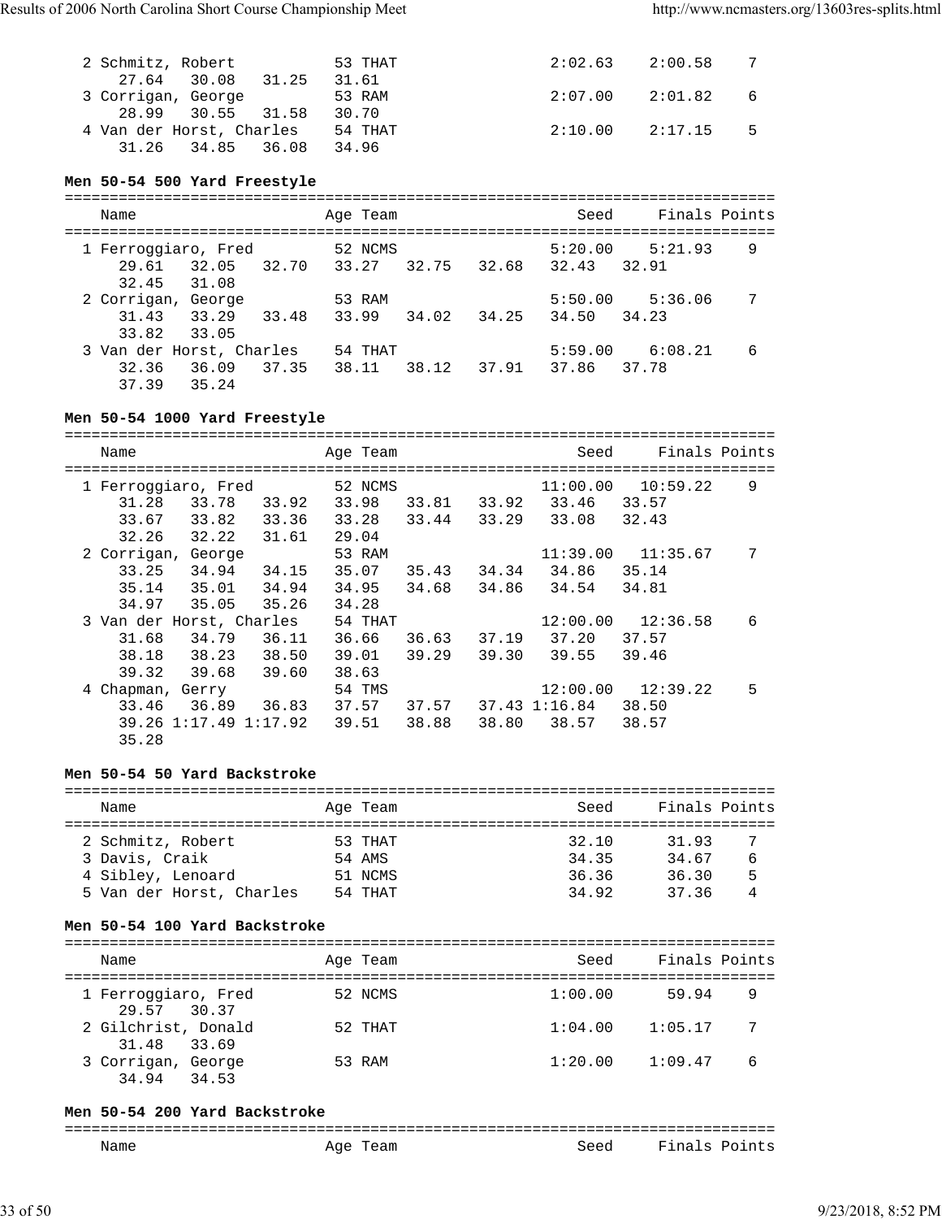```
  2 Schmitz, Robert           53 THAT                 2:02.63    2:00.58    7
     27.64    30.08    31.25    31.61
  3 Corrigan, George          53 RAM                  2:07.00    2:01.82    6
     28.99    30.55    31.58    30.70
  4 Van der Horst, Charles    54 THAT                 2:10.00    2:17.15    5
     31.26    34.85    36.08    34.96
```

**Men 50-54 500 Yard Freestyle**

```
===============================================================================
    Name                    Age Team                    Seed     Finals Points
===============================================================================
  1 Ferroggiaro, Fred         52 NCMS                 5:20.00    5:21.93    9
     29.61    32.05    32.70    33.27    32.75    32.68    32.43    32.91
     32.45    31.08
  2 Corrigan, George          53 RAM                  5:50.00    5:36.06    7
     31.43    33.29    33.48    33.99    34.02    34.25    34.50    34.23
     33.82    33.05
  3 Van der Horst, Charles    54 THAT                 5:59.00    6:08.21    6
     32.36    36.09    37.35    38.11    38.12    37.91    37.86    37.78
     37.39    35.24
```

**Men 50-54 1000 Yard Freestyle**

```
===============================================================================
    Name                    Age Team                    Seed     Finals Points
===============================================================================
  1 Ferroggiaro, Fred         52 NCMS                11:00.00   10:59.22    9
     31.28    33.78    33.92    33.98    33.81    33.92    33.46    33.57
     33.67    33.82    33.36    33.28    33.44    33.29    33.08    32.43
     32.26    32.22    31.61    29.04
  2 Corrigan, George          53 RAM                 11:39.00   11:35.67    7
     33.25    34.94    34.15    35.07    35.43    34.34    34.86    35.14
     35.14    35.01    34.94    34.95    34.68    34.86    34.54    34.81
     34.97    35.05    35.26    34.28
  3 Van der Horst, Charles    54 THAT                12:00.00   12:36.58    6
     31.68    34.79    36.11    36.66    36.63    37.19    37.20    37.57
     38.18    38.23    38.50    39.01    39.29    39.30    39.55    39.46
     39.32    39.68    39.60    38.63
  4 Chapman, Gerry            54 TMS                 12:00.00   12:39.22    5
     33.46    36.89    36.83    37.57    37.57    37.43 1:16.84    38.50
     39.26 1:17.49 1:17.92    39.51    38.88    38.80    38.57    38.57
     35.28
```

**Men 50-54 50 Yard Backstroke**

```
===============================================================================
    Name                    Age Team                    Seed     Finals Points
===============================================================================
  2 Schmitz, Robert           53 THAT                   32.10      31.93    7
  3 Davis, Craik              54 AMS                    34.35      34.67    6
  4 Sibley, Lenoard           51 NCMS                   36.36      36.30    5
  5 Van der Horst, Charles    54 THAT                   34.92      37.36    4
```

**Men 50-54 100 Yard Backstroke**

```
===============================================================================
    Name                    Age Team                    Seed     Finals Points
===============================================================================
  1 Ferroggiaro, Fred         52 NCMS                 1:00.00      59.94    9
     29.57    30.37
  2 Gilchrist, Donald         52 THAT                 1:04.00    1:05.17    7
     31.48    33.69
  3 Corrigan, George          53 RAM                  1:20.00    1:09.47    6
     34.94    34.53
```

**Men 50-54 200 Yard Backstroke**

```
===============================================================================
    Name                    Age Team                    Seed     Finals Points
```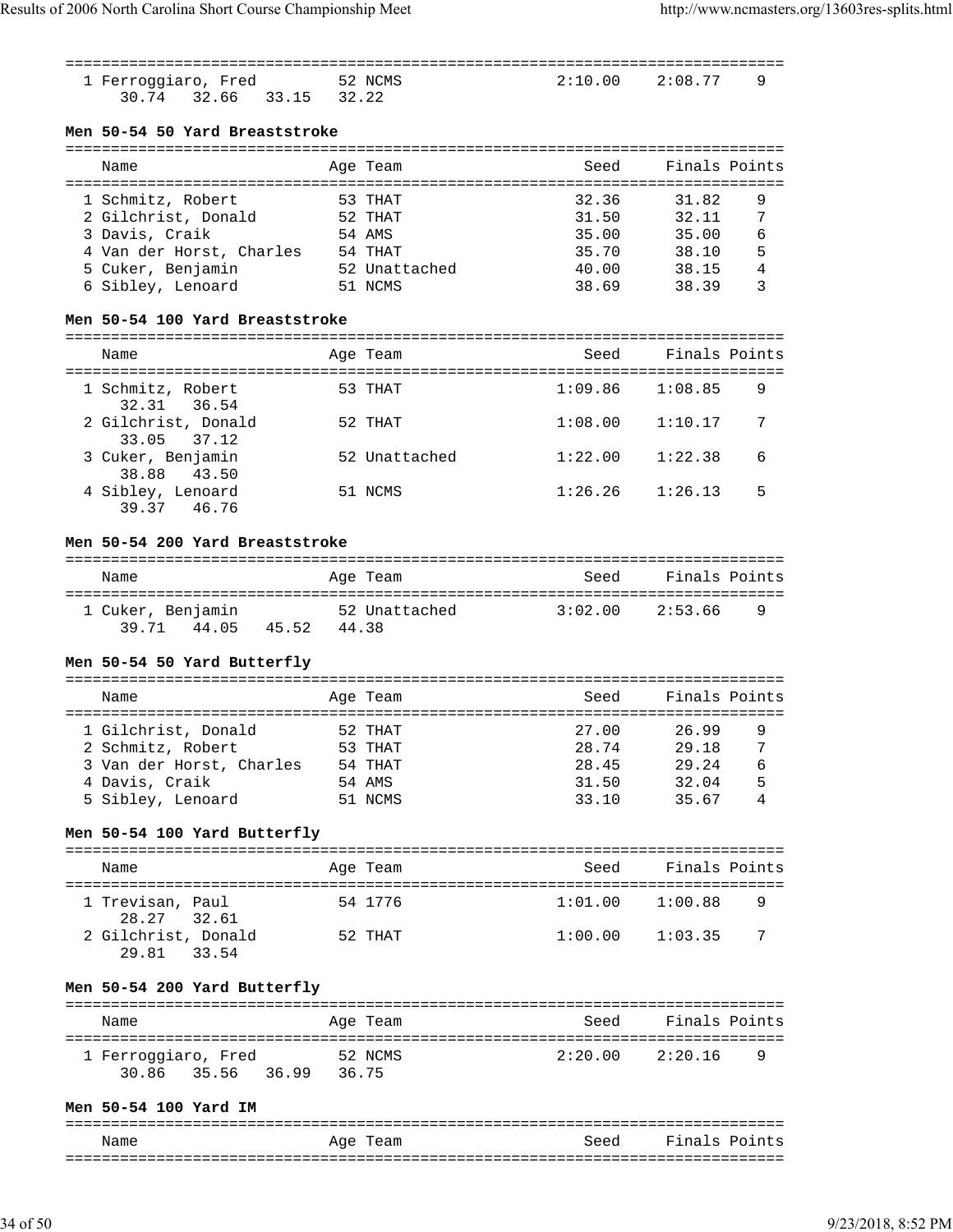| | Name | Age | Team | Seed | Finals | Points |
|---|---|---|---|---|---|---|
| 1 | Ferroggiaro, Fred | 52 | NCMS | 2:10.00 | 2:08.77 | 9 |
| | 30.74  32.66  33.15  32.22 | | | | | |

### Men 50-54 50 Yard Breaststroke

| | Name | Age | Team | Seed | Finals | Points |
|---|---|---|---|---|---|---|
| 1 | Schmitz, Robert | 53 | THAT | 32.36 | 31.82 | 9 |
| 2 | Gilchrist, Donald | 52 | THAT | 31.50 | 32.11 | 7 |
| 3 | Davis, Craik | 54 | AMS | 35.00 | 35.00 | 6 |
| 4 | Van der Horst, Charles | 54 | THAT | 35.70 | 38.10 | 5 |
| 5 | Cuker, Benjamin | 52 | Unattached | 40.00 | 38.15 | 4 |
| 6 | Sibley, Lenoard | 51 | NCMS | 38.69 | 38.39 | 3 |

### Men 50-54 100 Yard Breaststroke

| | Name | Age | Team | Seed | Finals | Points |
|---|---|---|---|---|---|---|
| 1 | Schmitz, Robert | 53 | THAT | 1:09.86 | 1:08.85 | 9 |
| | 32.31  36.54 | | | | | |
| 2 | Gilchrist, Donald | 52 | THAT | 1:08.00 | 1:10.17 | 7 |
| | 33.05  37.12 | | | | | |
| 3 | Cuker, Benjamin | 52 | Unattached | 1:22.00 | 1:22.38 | 6 |
| | 38.88  43.50 | | | | | |
| 4 | Sibley, Lenoard | 51 | NCMS | 1:26.26 | 1:26.13 | 5 |
| | 39.37  46.76 | | | | | |

### Men 50-54 200 Yard Breaststroke

| | Name | Age | Team | Seed | Finals | Points |
|---|---|---|---|---|---|---|
| 1 | Cuker, Benjamin | 52 | Unattached | 3:02.00 | 2:53.66 | 9 |
| | 39.71  44.05  45.52  44.38 | | | | | |

### Men 50-54 50 Yard Butterfly

| | Name | Age | Team | Seed | Finals | Points |
|---|---|---|---|---|---|---|
| 1 | Gilchrist, Donald | 52 | THAT | 27.00 | 26.99 | 9 |
| 2 | Schmitz, Robert | 53 | THAT | 28.74 | 29.18 | 7 |
| 3 | Van der Horst, Charles | 54 | THAT | 28.45 | 29.24 | 6 |
| 4 | Davis, Craik | 54 | AMS | 31.50 | 32.04 | 5 |
| 5 | Sibley, Lenoard | 51 | NCMS | 33.10 | 35.67 | 4 |

### Men 50-54 100 Yard Butterfly

| | Name | Age | Team | Seed | Finals | Points |
|---|---|---|---|---|---|---|
| 1 | Trevisan, Paul | 54 | 1776 | 1:01.00 | 1:00.88 | 9 |
| | 28.27  32.61 | | | | | |
| 2 | Gilchrist, Donald | 52 | THAT | 1:00.00 | 1:03.35 | 7 |
| | 29.81  33.54 | | | | | |

### Men 50-54 200 Yard Butterfly

| | Name | Age | Team | Seed | Finals | Points |
|---|---|---|---|---|---|---|
| 1 | Ferroggiaro, Fred | 52 | NCMS | 2:20.00 | 2:20.16 | 9 |
| | 30.86  35.56  36.99  36.75 | | | | | |

### Men 50-54 100 Yard IM

| | Name | Age | Team | Seed | Finals | Points |
|---|---|---|---|---|---|---|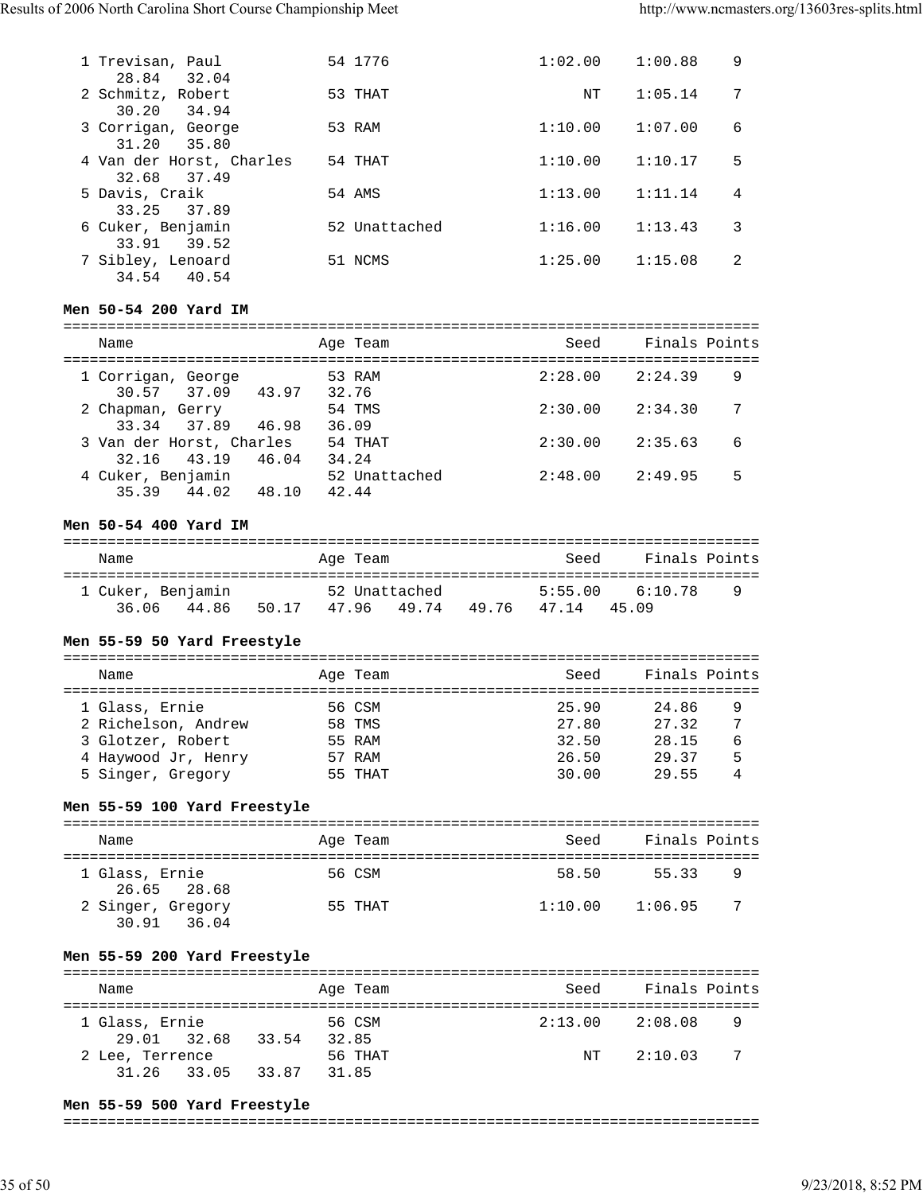| | Name | Age | Team | Seed | Finals | Points |
|---|---|---|---|---|---|---|
| 1 | Trevisan, Paul | 54 | 1776 | 1:02.00 | 1:00.88 | 9 |
| | 28.84 32.04 | | | | | |
| 2 | Schmitz, Robert | 53 | THAT | NT | 1:05.14 | 7 |
| | 30.20 34.94 | | | | | |
| 3 | Corrigan, George | 53 | RAM | 1:10.00 | 1:07.00 | 6 |
| | 31.20 35.80 | | | | | |
| 4 | Van der Horst, Charles | 54 | THAT | 1:10.00 | 1:10.17 | 5 |
| | 32.68 37.49 | | | | | |
| 5 | Davis, Craik | 54 | AMS | 1:13.00 | 1:11.14 | 4 |
| | 33.25 37.89 | | | | | |
| 6 | Cuker, Benjamin | 52 | Unattached | 1:16.00 | 1:13.43 | 3 |
| | 33.91 39.52 | | | | | |
| 7 | Sibley, Lenoard | 51 | NCMS | 1:25.00 | 1:15.08 | 2 |
| | 34.54 40.54 | | | | | |

**Men 50-54 200 Yard IM**

| | Name | Age | Team | Seed | Finals | Points |
|---|---|---|---|---|---|---|
| 1 | Corrigan, George | 53 | RAM | 2:28.00 | 2:24.39 | 9 |
| | 30.57 37.09 43.97 32.76 | | | | | |
| 2 | Chapman, Gerry | 54 | TMS | 2:30.00 | 2:34.30 | 7 |
| | 33.34 37.89 46.98 36.09 | | | | | |
| 3 | Van der Horst, Charles | 54 | THAT | 2:30.00 | 2:35.63 | 6 |
| | 32.16 43.19 46.04 34.24 | | | | | |
| 4 | Cuker, Benjamin | 52 | Unattached | 2:48.00 | 2:49.95 | 5 |
| | 35.39 44.02 48.10 42.44 | | | | | |

**Men 50-54 400 Yard IM**

| | Name | Age | Team | Seed | Finals | Points |
|---|---|---|---|---|---|---|
| 1 | Cuker, Benjamin | 52 | Unattached | 5:55.00 | 6:10.78 | 9 |
| | 36.06 44.86 50.17 47.96 49.74 49.76 47.14 45.09 | | | | | |

**Men 55-59 50 Yard Freestyle**

| | Name | Age | Team | Seed | Finals | Points |
|---|---|---|---|---|---|---|
| 1 | Glass, Ernie | 56 | CSM | 25.90 | 24.86 | 9 |
| 2 | Richelson, Andrew | 58 | TMS | 27.80 | 27.32 | 7 |
| 3 | Glotzer, Robert | 55 | RAM | 32.50 | 28.15 | 6 |
| 4 | Haywood Jr, Henry | 57 | RAM | 26.50 | 29.37 | 5 |
| 5 | Singer, Gregory | 55 | THAT | 30.00 | 29.55 | 4 |

**Men 55-59 100 Yard Freestyle**

| | Name | Age | Team | Seed | Finals | Points |
|---|---|---|---|---|---|---|
| 1 | Glass, Ernie | 56 | CSM | 58.50 | 55.33 | 9 |
| | 26.65 28.68 | | | | | |
| 2 | Singer, Gregory | 55 | THAT | 1:10.00 | 1:06.95 | 7 |
| | 30.91 36.04 | | | | | |

**Men 55-59 200 Yard Freestyle**

| | Name | Age | Team | Seed | Finals | Points |
|---|---|---|---|---|---|---|
| 1 | Glass, Ernie | 56 | CSM | 2:13.00 | 2:08.08 | 9 |
| | 29.01 32.68 33.54 32.85 | | | | | |
| 2 | Lee, Terrence | 56 | THAT | NT | 2:10.03 | 7 |
| | 31.26 33.05 33.87 31.85 | | | | | |

**Men 55-59 500 Yard Freestyle**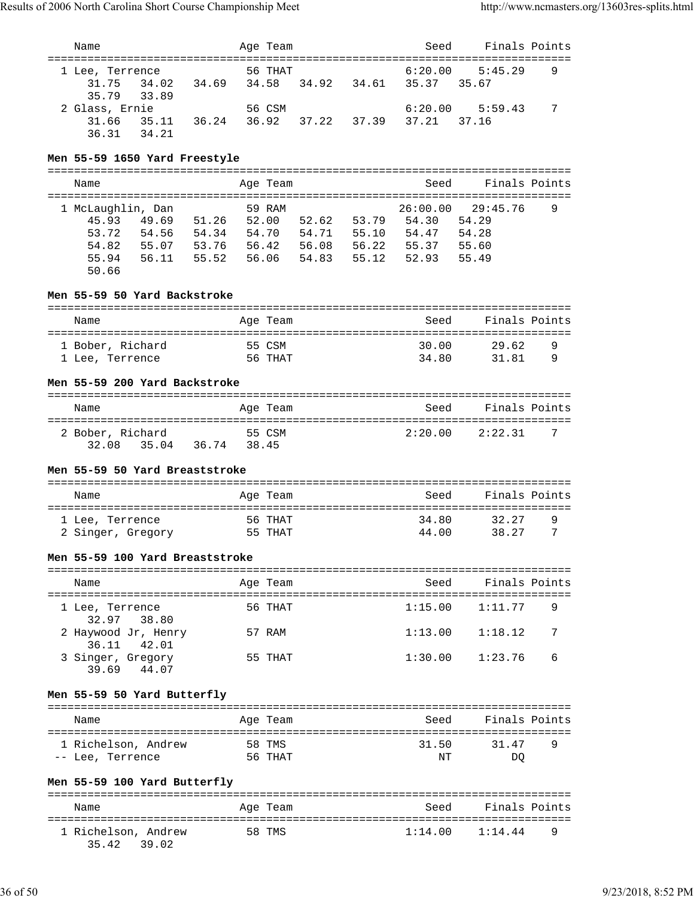| Name | Age | Team | Seed | Finals | Points |
|---|---|---|---|---|---|
| 1 Lee, Terrence | 56 | THAT | 6:20.00 | 5:45.29 | 9 |
| 31.75 34.02 34.69 34.58 34.92 34.61 35.37 35.67 35.79 33.89 | | | | | |
| 2 Glass, Ernie | 56 | CSM | 6:20.00 | 5:59.43 | 7 |
| 31.66 35.11 36.24 36.92 37.22 37.39 37.21 37.16 36.31 34.21 | | | | | |

**Men 55-59 1650 Yard Freestyle**

| Name | Age | Team | Seed | Finals | Points |
|---|---|---|---|---|---|
| 1 McLaughlin, Dan | 59 | RAM | 26:00.00 | 29:45.76 | 9 |
| 45.93 49.69 51.26 52.00 52.62 53.79 54.30 54.29 53.72 54.56 54.34 54.70 54.71 55.10 54.47 54.28 54.82 55.07 53.76 56.42 56.08 56.22 55.37 55.60 55.94 56.11 55.52 56.06 54.83 55.12 52.93 55.49 50.66 | | | | | |

**Men 55-59 50 Yard Backstroke**

| Name | Age | Team | Seed | Finals | Points |
|---|---|---|---|---|---|
| 1 Bober, Richard | 55 | CSM | 30.00 | 29.62 | 9 |
| 1 Lee, Terrence | 56 | THAT | 34.80 | 31.81 | 9 |

**Men 55-59 200 Yard Backstroke**

| Name | Age | Team | Seed | Finals | Points |
|---|---|---|---|---|---|
| 2 Bober, Richard | 55 | CSM | 2:20.00 | 2:22.31 | 7 |
| 32.08 35.04 36.74 38.45 | | | | | |

**Men 55-59 50 Yard Breaststroke**

| Name | Age | Team | Seed | Finals | Points |
|---|---|---|---|---|---|
| 1 Lee, Terrence | 56 | THAT | 34.80 | 32.27 | 9 |
| 2 Singer, Gregory | 55 | THAT | 44.00 | 38.27 | 7 |

**Men 55-59 100 Yard Breaststroke**

| Name | Age | Team | Seed | Finals | Points |
|---|---|---|---|---|---|
| 1 Lee, Terrence | 56 | THAT | 1:15.00 | 1:11.77 | 9 |
| 32.97 38.80 | | | | | |
| 2 Haywood Jr, Henry | 57 | RAM | 1:13.00 | 1:18.12 | 7 |
| 36.11 42.01 | | | | | |
| 3 Singer, Gregory | 55 | THAT | 1:30.00 | 1:23.76 | 6 |
| 39.69 44.07 | | | | | |

**Men 55-59 50 Yard Butterfly**

| Name | Age | Team | Seed | Finals | Points |
|---|---|---|---|---|---|
| 1 Richelson, Andrew | 58 | TMS | 31.50 | 31.47 | 9 |
| -- Lee, Terrence | 56 | THAT | NT | DQ | |

**Men 55-59 100 Yard Butterfly**

| Name | Age | Team | Seed | Finals | Points |
|---|---|---|---|---|---|
| 1 Richelson, Andrew | 58 | TMS | 1:14.00 | 1:14.44 | 9 |
| 35.42 39.02 | | | | | |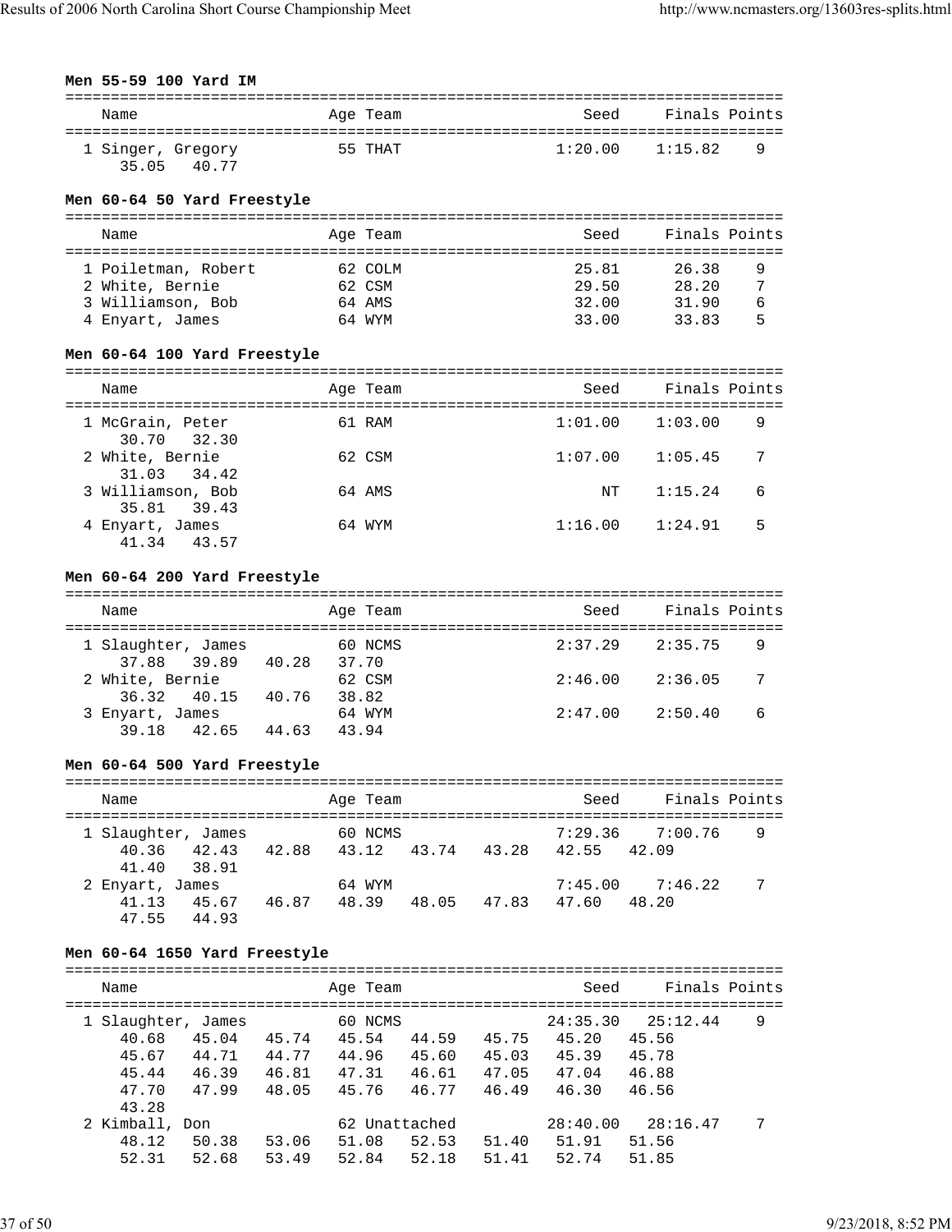**Men 55-59 100 Yard IM**

| Name | Age | Team | Seed | Finals | Points |
|---|---|---|---|---|---|
| 1 Singer, Gregory | 55 | THAT | 1:20.00 | 1:15.82 | 9 |
| 35.05 40.77 | | | | | |

**Men 60-64 50 Yard Freestyle**

| Name | Age | Team | Seed | Finals | Points |
|---|---|---|---|---|---|
| 1 Poiletman, Robert | 62 | COLM | 25.81 | 26.38 | 9 |
| 2 White, Bernie | 62 | CSM | 29.50 | 28.20 | 7 |
| 3 Williamson, Bob | 64 | AMS | 32.00 | 31.90 | 6 |
| 4 Enyart, James | 64 | WYM | 33.00 | 33.83 | 5 |

**Men 60-64 100 Yard Freestyle**

| Name | Age | Team | Seed | Finals | Points |
|---|---|---|---|---|---|
| 1 McGrain, Peter | 61 | RAM | 1:01.00 | 1:03.00 | 9 |
| 30.70 32.30 | | | | | |
| 2 White, Bernie | 62 | CSM | 1:07.00 | 1:05.45 | 7 |
| 31.03 34.42 | | | | | |
| 3 Williamson, Bob | 64 | AMS | NT | 1:15.24 | 6 |
| 35.81 39.43 | | | | | |
| 4 Enyart, James | 64 | WYM | 1:16.00 | 1:24.91 | 5 |
| 41.34 43.57 | | | | | |

**Men 60-64 200 Yard Freestyle**

| Name | Age | Team | Seed | Finals | Points |
|---|---|---|---|---|---|
| 1 Slaughter, James | 60 | NCMS | 2:37.29 | 2:35.75 | 9 |
| 37.88 39.89 40.28 37.70 | | | | | |
| 2 White, Bernie | 62 | CSM | 2:46.00 | 2:36.05 | 7 |
| 36.32 40.15 40.76 38.82 | | | | | |
| 3 Enyart, James | 64 | WYM | 2:47.00 | 2:50.40 | 6 |
| 39.18 42.65 44.63 43.94 | | | | | |

**Men 60-64 500 Yard Freestyle**

| Name | Age | Team | Seed | Finals | Points |
|---|---|---|---|---|---|
| 1 Slaughter, James | 60 | NCMS | 7:29.36 | 7:00.76 | 9 |
| 40.36 42.43 42.88 43.12 43.74 43.28 42.55 42.09 | | | | | |
| 41.40 38.91 | | | | | |
| 2 Enyart, James | 64 | WYM | 7:45.00 | 7:46.22 | 7 |
| 41.13 45.67 46.87 48.39 48.05 47.83 47.60 48.20 | | | | | |
| 47.55 44.93 | | | | | |

**Men 60-64 1650 Yard Freestyle**

| Name | Age | Team | Seed | Finals | Points |
|---|---|---|---|---|---|
| 1 Slaughter, James | 60 | NCMS | 24:35.30 | 25:12.44 | 9 |
| 40.68 45.04 45.74 45.54 44.59 45.75 45.20 45.56 | | | | | |
| 45.67 44.71 44.77 44.96 45.60 45.03 45.39 45.78 | | | | | |
| 45.44 46.39 46.81 47.31 46.61 47.05 47.04 46.88 | | | | | |
| 47.70 47.99 48.05 45.76 46.77 46.49 46.30 46.56 | | | | | |
| 43.28 | | | | | |
| 2 Kimball, Don | 62 | Unattached | 28:40.00 | 28:16.47 | 7 |
| 48.12 50.38 53.06 51.08 52.53 51.40 51.91 51.56 | | | | | |
| 52.31 52.68 53.49 52.84 52.18 51.41 52.74 51.85 | | | | | |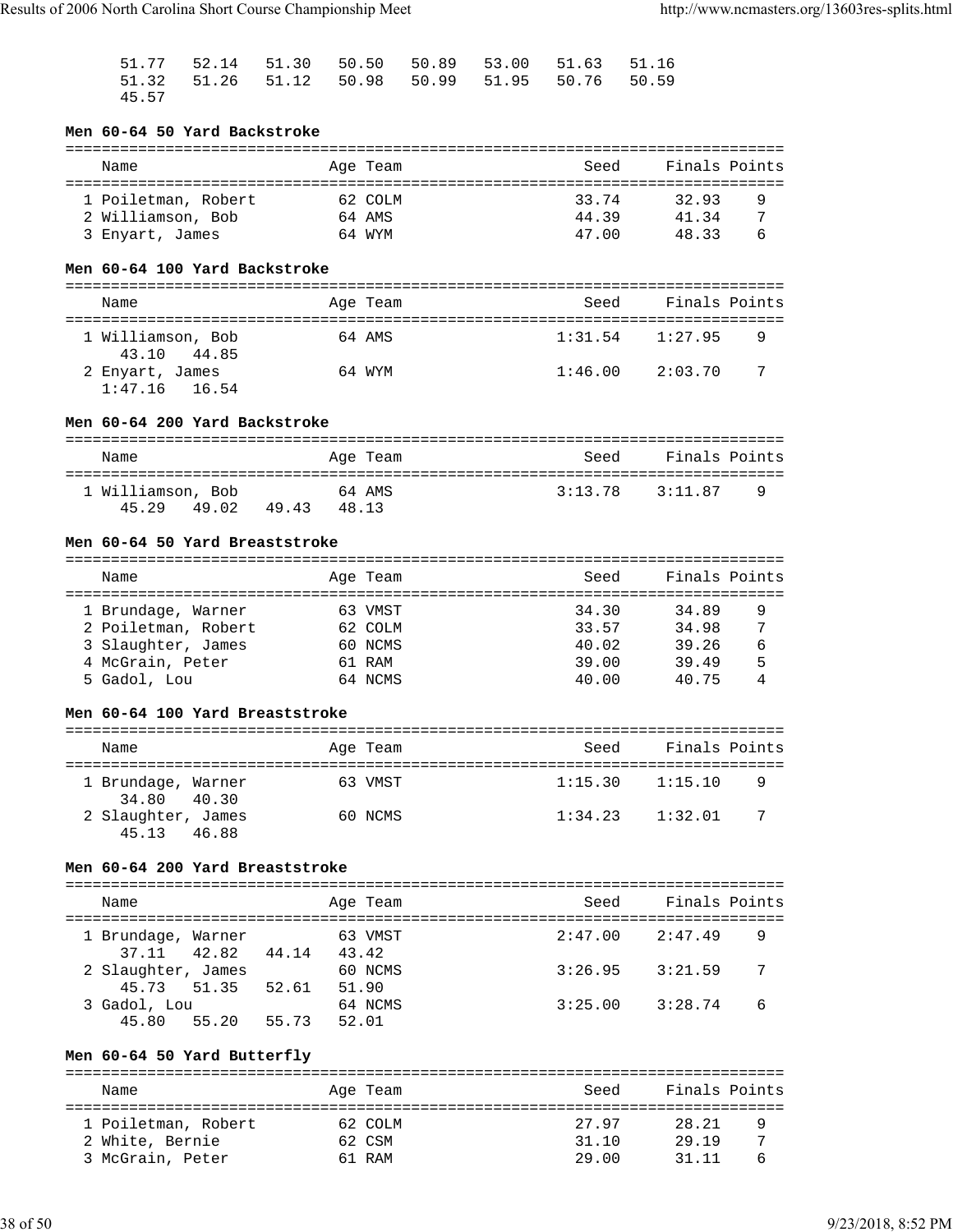51.77   52.14   51.30   50.50   50.89   53.00   51.63   51.16
51.32   51.26   51.12   50.98   50.99   51.95   50.76   50.59
45.57

### Men 60-64 50 Yard Backstroke

| Name | Age | Team | Seed | Finals | Points |
|---|---|---|---|---|---|
| 1 Poiletman, Robert | 62 | COLM | 33.74 | 32.93 | 9 |
| 2 Williamson, Bob | 64 | AMS | 44.39 | 41.34 | 7 |
| 3 Enyart, James | 64 | WYM | 47.00 | 48.33 | 6 |

### Men 60-64 100 Yard Backstroke

| Name | Age | Team | Seed | Finals | Points |
|---|---|---|---|---|---|
| 1 Williamson, Bob | 64 | AMS | 1:31.54 | 1:27.95 | 9 |
| 43.10   44.85 | | | | | |
| 2 Enyart, James | 64 | WYM | 1:46.00 | 2:03.70 | 7 |
| 1:47.16   16.54 | | | | | |

### Men 60-64 200 Yard Backstroke

| Name | Age | Team | Seed | Finals | Points |
|---|---|---|---|---|---|
| 1 Williamson, Bob | 64 | AMS | 3:13.78 | 3:11.87 | 9 |
| 45.29   49.02   49.43   48.13 | | | | | |

### Men 60-64 50 Yard Breaststroke

| Name | Age | Team | Seed | Finals | Points |
|---|---|---|---|---|---|
| 1 Brundage, Warner | 63 | VMST | 34.30 | 34.89 | 9 |
| 2 Poiletman, Robert | 62 | COLM | 33.57 | 34.98 | 7 |
| 3 Slaughter, James | 60 | NCMS | 40.02 | 39.26 | 6 |
| 4 McGrain, Peter | 61 | RAM | 39.00 | 39.49 | 5 |
| 5 Gadol, Lou | 64 | NCMS | 40.00 | 40.75 | 4 |

### Men 60-64 100 Yard Breaststroke

| Name | Age | Team | Seed | Finals | Points |
|---|---|---|---|---|---|
| 1 Brundage, Warner | 63 | VMST | 1:15.30 | 1:15.10 | 9 |
| 34.80   40.30 | | | | | |
| 2 Slaughter, James | 60 | NCMS | 1:34.23 | 1:32.01 | 7 |
| 45.13   46.88 | | | | | |

### Men 60-64 200 Yard Breaststroke

| Name | Age | Team | Seed | Finals | Points |
|---|---|---|---|---|---|
| 1 Brundage, Warner | 63 | VMST | 2:47.00 | 2:47.49 | 9 |
| 37.11   42.82   44.14   43.42 | | | | | |
| 2 Slaughter, James | 60 | NCMS | 3:26.95 | 3:21.59 | 7 |
| 45.73   51.35   52.61   51.90 | | | | | |
| 3 Gadol, Lou | 64 | NCMS | 3:25.00 | 3:28.74 | 6 |
| 45.80   55.20   55.73   52.01 | | | | | |

### Men 60-64 50 Yard Butterfly

| Name | Age | Team | Seed | Finals | Points |
|---|---|---|---|---|---|
| 1 Poiletman, Robert | 62 | COLM | 27.97 | 28.21 | 9 |
| 2 White, Bernie | 62 | CSM | 31.10 | 29.19 | 7 |
| 3 McGrain, Peter | 61 | RAM | 29.00 | 31.11 | 6 |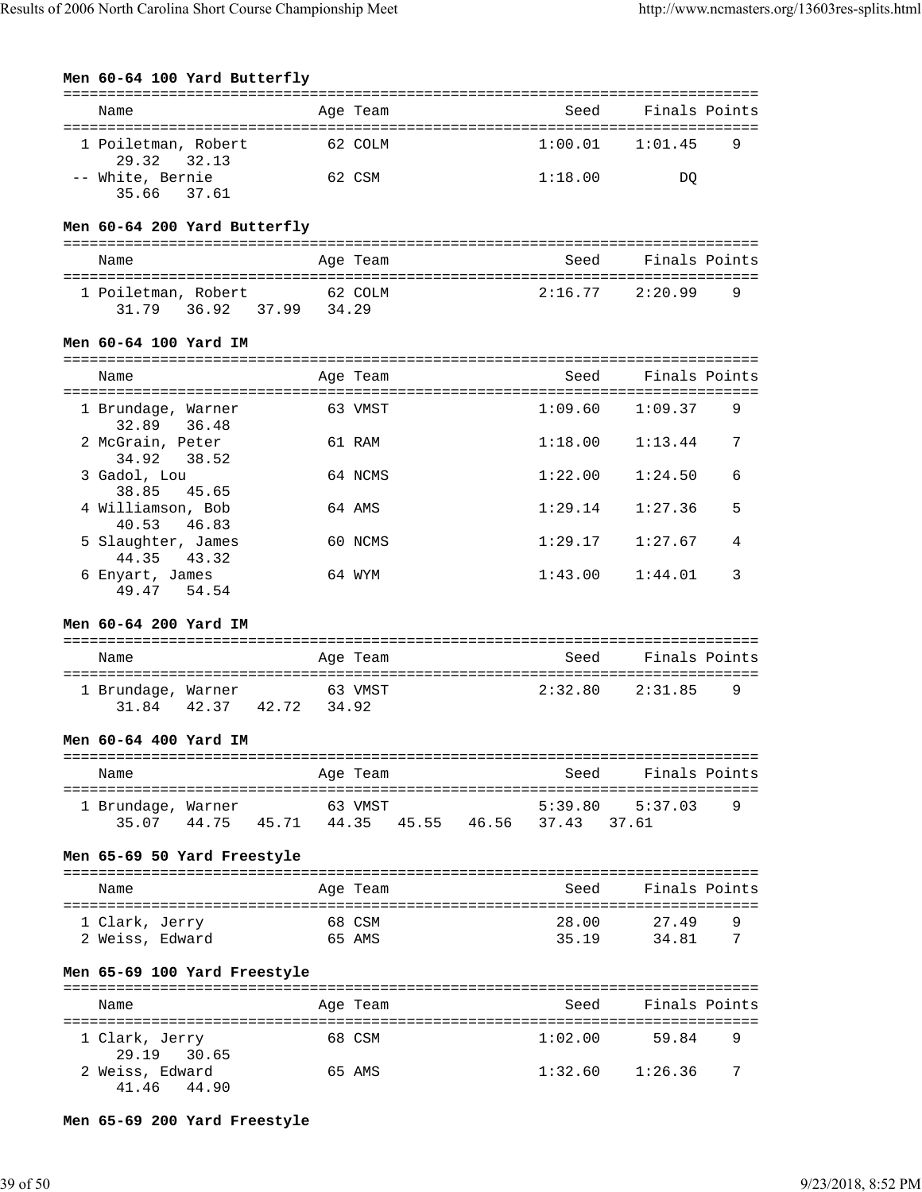**Men 60-64 100 Yard Butterfly**

| Name | Age | Team | Seed | Finals | Points |
|---|---|---|---|---|---|
| 1 Poiletman, Robert | 62 | COLM | 1:00.01 | 1:01.45 | 9 |
| 29.32 32.13 | | | | | |
| -- White, Bernie | 62 | CSM | 1:18.00 | DQ | |
| 35.66 37.61 | | | | | |

**Men 60-64 200 Yard Butterfly**

| Name | Age | Team | Seed | Finals | Points |
|---|---|---|---|---|---|
| 1 Poiletman, Robert | 62 | COLM | 2:16.77 | 2:20.99 | 9 |
| 31.79 36.92 37.99 34.29 | | | | | |

**Men 60-64 100 Yard IM**

| Name | Age | Team | Seed | Finals | Points |
|---|---|---|---|---|---|
| 1 Brundage, Warner | 63 | VMST | 1:09.60 | 1:09.37 | 9 |
| 32.89 36.48 | | | | | |
| 2 McGrain, Peter | 61 | RAM | 1:18.00 | 1:13.44 | 7 |
| 34.92 38.52 | | | | | |
| 3 Gadol, Lou | 64 | NCMS | 1:22.00 | 1:24.50 | 6 |
| 38.85 45.65 | | | | | |
| 4 Williamson, Bob | 64 | AMS | 1:29.14 | 1:27.36 | 5 |
| 40.53 46.83 | | | | | |
| 5 Slaughter, James | 60 | NCMS | 1:29.17 | 1:27.67 | 4 |
| 44.35 43.32 | | | | | |
| 6 Enyart, James | 64 | WYM | 1:43.00 | 1:44.01 | 3 |
| 49.47 54.54 | | | | | |

**Men 60-64 200 Yard IM**

| Name | Age | Team | Seed | Finals | Points |
|---|---|---|---|---|---|
| 1 Brundage, Warner | 63 | VMST | 2:32.80 | 2:31.85 | 9 |
| 31.84 42.37 42.72 34.92 | | | | | |

**Men 60-64 400 Yard IM**

| Name | Age | Team | Seed | Finals | Points |
|---|---|---|---|---|---|
| 1 Brundage, Warner | 63 | VMST | 5:39.80 | 5:37.03 | 9 |
| 35.07 44.75 45.71 44.35 45.55 46.56 37.43 37.61 | | | | | |

**Men 65-69 50 Yard Freestyle**

| Name | Age | Team | Seed | Finals | Points |
|---|---|---|---|---|---|
| 1 Clark, Jerry | 68 | CSM | 28.00 | 27.49 | 9 |
| 2 Weiss, Edward | 65 | AMS | 35.19 | 34.81 | 7 |

**Men 65-69 100 Yard Freestyle**

| Name | Age | Team | Seed | Finals | Points |
|---|---|---|---|---|---|
| 1 Clark, Jerry | 68 | CSM | 1:02.00 | 59.84 | 9 |
| 29.19 30.65 | | | | | |
| 2 Weiss, Edward | 65 | AMS | 1:32.60 | 1:26.36 | 7 |
| 41.46 44.90 | | | | | |

**Men 65-69 200 Yard Freestyle**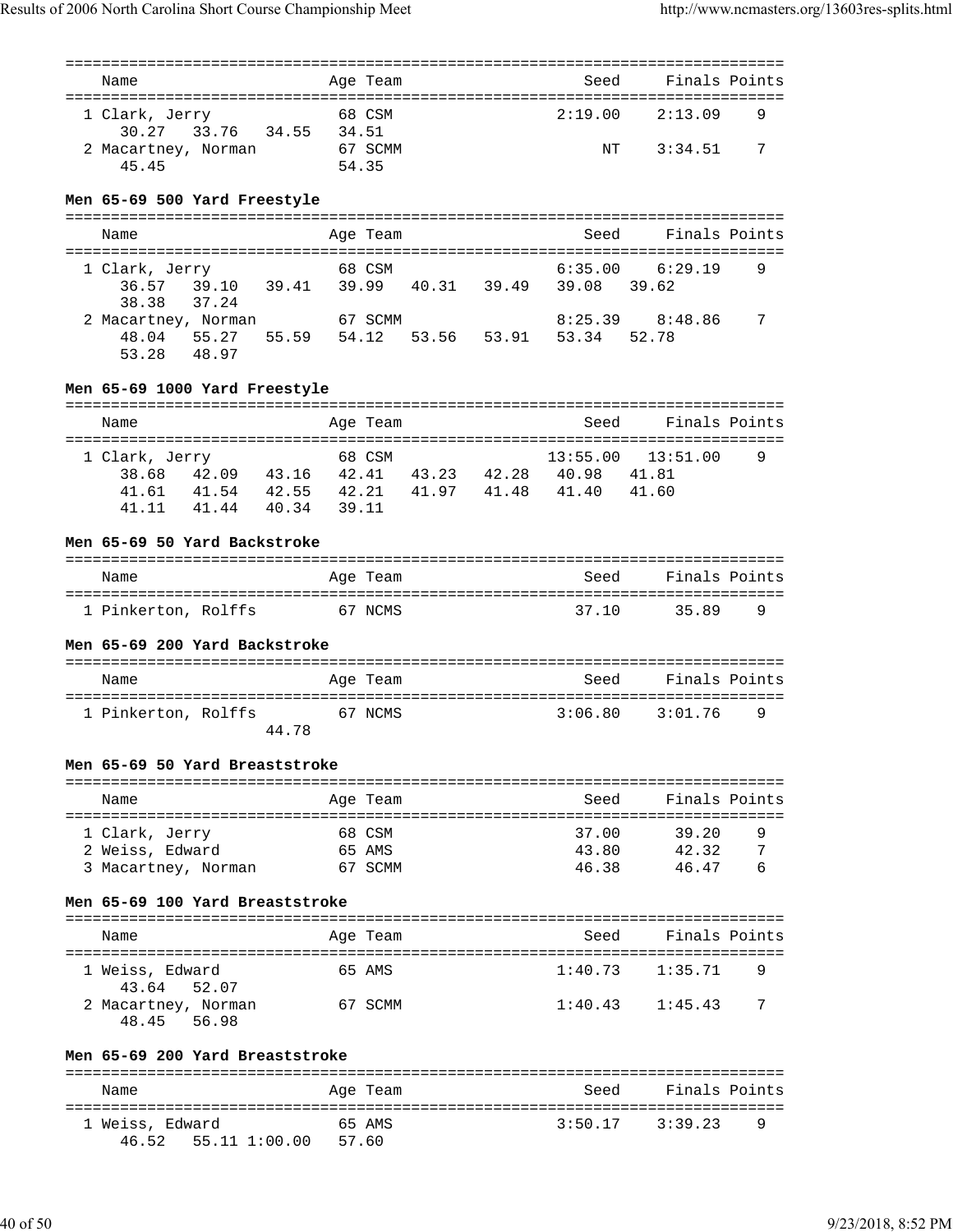| Name | Age | Team | Seed | Finals | Points |
|---|---|---|---|---|---|
| 1 Clark, Jerry | 68 | CSM | 2:19.00 | 2:13.09 | 9 |
| 30.27  33.76  34.55  34.51 | | | | | |
| 2 Macartney, Norman | 67 | SCMM | NT | 3:34.51 | 7 |
| 45.45  54.35 | | | | | |

**Men 65-69 500 Yard Freestyle**

| Name | Age | Team | Seed | Finals | Points |
|---|---|---|---|---|---|
| 1 Clark, Jerry | 68 | CSM | 6:35.00 | 6:29.19 | 9 |
| 36.57  39.10  39.41  39.99  40.31  39.49  39.08  39.62 | | | | | |
| 38.38  37.24 | | | | | |
| 2 Macartney, Norman | 67 | SCMM | 8:25.39 | 8:48.86 | 7 |
| 48.04  55.27  55.59  54.12  53.56  53.91  53.34  52.78 | | | | | |
| 53.28  48.97 | | | | | |

**Men 65-69 1000 Yard Freestyle**

| Name | Age | Team | Seed | Finals | Points |
|---|---|---|---|---|---|
| 1 Clark, Jerry | 68 | CSM | 13:55.00 | 13:51.00 | 9 |
| 38.68  42.09  43.16  42.41  43.23  42.28  40.98  41.81 | | | | | |
| 41.61  41.54  42.55  42.21  41.97  41.48  41.40  41.60 | | | | | |
| 41.11  41.44  40.34  39.11 | | | | | |

**Men 65-69 50 Yard Backstroke**

| Name | Age | Team | Seed | Finals | Points |
|---|---|---|---|---|---|
| 1 Pinkerton, Rolffs | 67 | NCMS | 37.10 | 35.89 | 9 |

**Men 65-69 200 Yard Backstroke**

| Name | Age | Team | Seed | Finals | Points |
|---|---|---|---|---|---|
| 1 Pinkerton, Rolffs | 67 | NCMS | 3:06.80 | 3:01.76 | 9 |
| 44.78 | | | | | |

**Men 65-69 50 Yard Breaststroke**

| Name | Age | Team | Seed | Finals | Points |
|---|---|---|---|---|---|
| 1 Clark, Jerry | 68 | CSM | 37.00 | 39.20 | 9 |
| 2 Weiss, Edward | 65 | AMS | 43.80 | 42.32 | 7 |
| 3 Macartney, Norman | 67 | SCMM | 46.38 | 46.47 | 6 |

**Men 65-69 100 Yard Breaststroke**

| Name | Age | Team | Seed | Finals | Points |
|---|---|---|---|---|---|
| 1 Weiss, Edward | 65 | AMS | 1:40.73 | 1:35.71 | 9 |
| 43.64  52.07 | | | | | |
| 2 Macartney, Norman | 67 | SCMM | 1:40.43 | 1:45.43 | 7 |
| 48.45  56.98 | | | | | |

**Men 65-69 200 Yard Breaststroke**

| Name | Age | Team | Seed | Finals | Points |
|---|---|---|---|---|---|
| 1 Weiss, Edward | 65 | AMS | 3:50.17 | 3:39.23 | 9 |
| 46.52  55.11 1:00.00  57.60 | | | | | |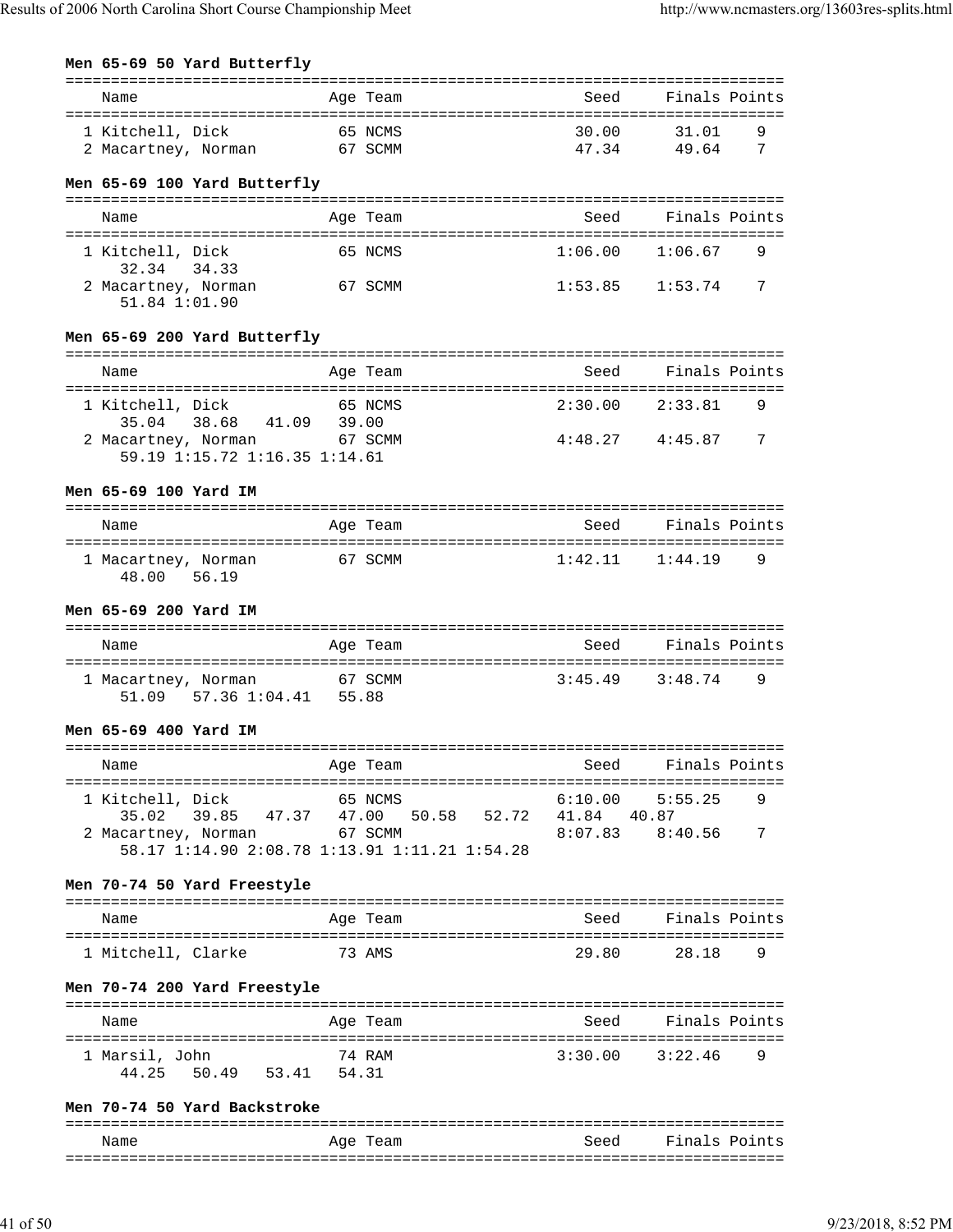**Men 65-69 50 Yard Butterfly**

| Name | Age | Team | Seed | Finals | Points |
|---|---|---|---|---|---|
| 1 Kitchell, Dick | 65 | NCMS | 30.00 | 31.01 | 9 |
| 2 Macartney, Norman | 67 | SCMM | 47.34 | 49.64 | 7 |

**Men 65-69 100 Yard Butterfly**

| Name | Age | Team | Seed | Finals | Points |
|---|---|---|---|---|---|
| 1 Kitchell, Dick | 65 | NCMS | 1:06.00 | 1:06.67 | 9 |
| 32.34 34.33 | | | | | |
| 2 Macartney, Norman | 67 | SCMM | 1:53.85 | 1:53.74 | 7 |
| 51.84 1:01.90 | | | | | |

**Men 65-69 200 Yard Butterfly**

| Name | Age | Team | Seed | Finals | Points |
|---|---|---|---|---|---|
| 1 Kitchell, Dick | 65 | NCMS | 2:30.00 | 2:33.81 | 9 |
| 35.04 38.68 41.09 39.00 | | | | | |
| 2 Macartney, Norman | 67 | SCMM | 4:48.27 | 4:45.87 | 7 |
| 59.19 1:15.72 1:16.35 1:14.61 | | | | | |

**Men 65-69 100 Yard IM**

| Name | Age | Team | Seed | Finals | Points |
|---|---|---|---|---|---|
| 1 Macartney, Norman | 67 | SCMM | 1:42.11 | 1:44.19 | 9 |
| 48.00 56.19 | | | | | |

**Men 65-69 200 Yard IM**

| Name | Age | Team | Seed | Finals | Points |
|---|---|---|---|---|---|
| 1 Macartney, Norman | 67 | SCMM | 3:45.49 | 3:48.74 | 9 |
| 51.09 57.36 1:04.41 55.88 | | | | | |

**Men 65-69 400 Yard IM**

| Name | Age | Team | Seed | Finals | Points |
|---|---|---|---|---|---|
| 1 Kitchell, Dick | 65 | NCMS | 6:10.00 | 5:55.25 | 9 |
| 35.02 39.85 47.37 47.00 50.58 52.72 41.84 40.87 | | | | | |
| 2 Macartney, Norman | 67 | SCMM | 8:07.83 | 8:40.56 | 7 |
| 58.17 1:14.90 2:08.78 1:13.91 1:11.21 1:54.28 | | | | | |

**Men 70-74 50 Yard Freestyle**

| Name | Age | Team | Seed | Finals | Points |
|---|---|---|---|---|---|
| 1 Mitchell, Clarke | 73 | AMS | 29.80 | 28.18 | 9 |

**Men 70-74 200 Yard Freestyle**

| Name | Age | Team | Seed | Finals | Points |
|---|---|---|---|---|---|
| 1 Marsil, John | 74 | RAM | 3:30.00 | 3:22.46 | 9 |
| 44.25 50.49 53.41 54.31 | | | | | |

**Men 70-74 50 Yard Backstroke**

| Name | Age | Team | Seed | Finals | Points |
|---|---|---|---|---|---|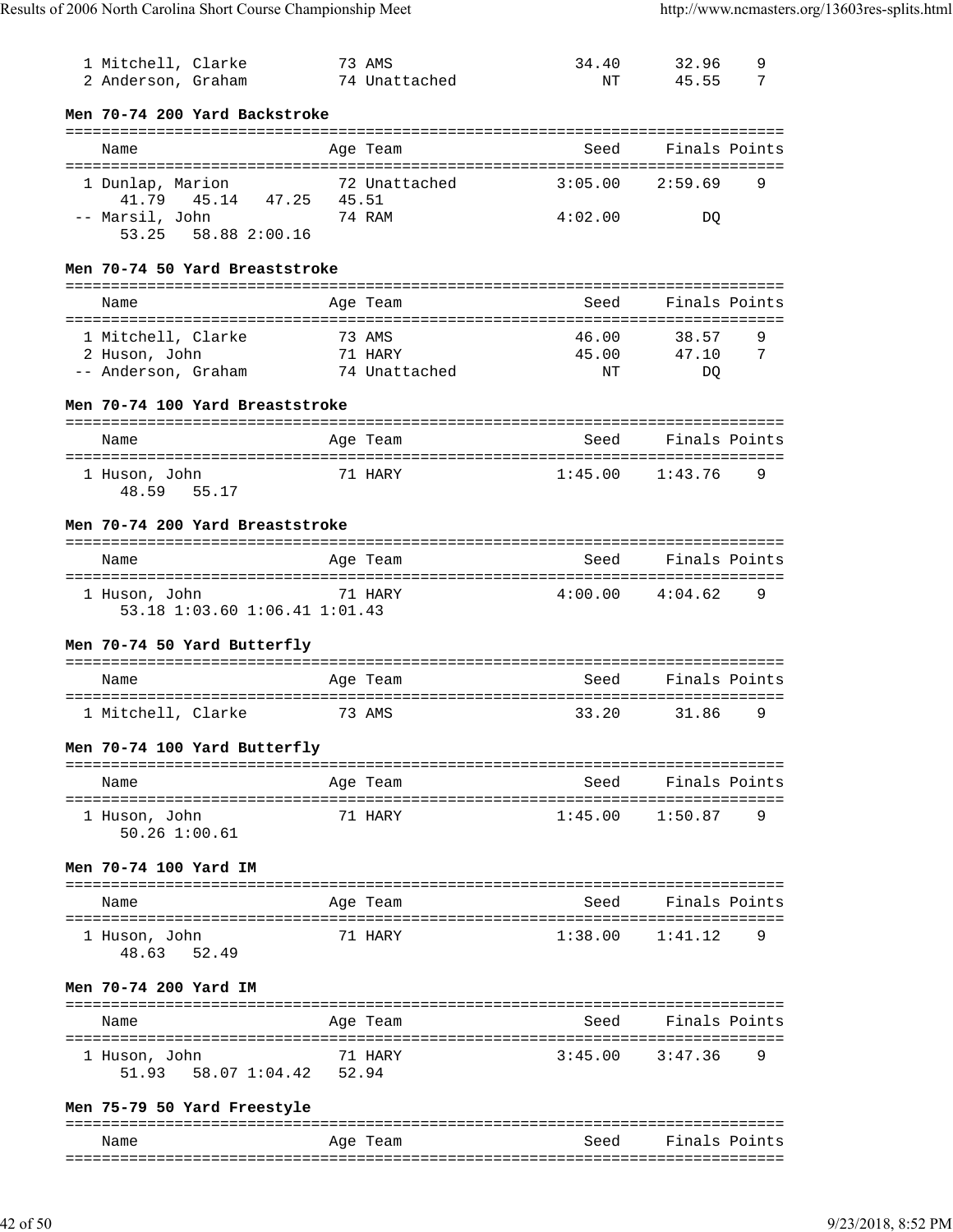| Name | Age | Team | Seed | Finals | Points |
|---|---|---|---|---|---|
| 1 Mitchell, Clarke | 73 | AMS | 34.40 | 32.96 | 9 |
| 2 Anderson, Graham | 74 | Unattached | NT | 45.55 | 7 |

### Men 70-74 200 Yard Backstroke

| Name | Age | Team | Seed | Finals | Points |
|---|---|---|---|---|---|
| 1 Dunlap, Marion | 72 | Unattached | 3:05.00 | 2:59.69 | 9 |
| 41.79 45.14 47.25 45.51 | | | | | |
| -- Marsil, John | 74 | RAM | 4:02.00 | DQ | |
| 53.25 58.88 2:00.16 | | | | | |

### Men 70-74 50 Yard Breaststroke

| Name | Age | Team | Seed | Finals | Points |
|---|---|---|---|---|---|
| 1 Mitchell, Clarke | 73 | AMS | 46.00 | 38.57 | 9 |
| 2 Huson, John | 71 | HARY | 45.00 | 47.10 | 7 |
| -- Anderson, Graham | 74 | Unattached | NT | DQ | |

### Men 70-74 100 Yard Breaststroke

| Name | Age | Team | Seed | Finals | Points |
|---|---|---|---|---|---|
| 1 Huson, John | 71 | HARY | 1:45.00 | 1:43.76 | 9 |
| 48.59 55.17 | | | | | |

### Men 70-74 200 Yard Breaststroke

| Name | Age | Team | Seed | Finals | Points |
|---|---|---|---|---|---|
| 1 Huson, John | 71 | HARY | 4:00.00 | 4:04.62 | 9 |
| 53.18 1:03.60 1:06.41 1:01.43 | | | | | |

### Men 70-74 50 Yard Butterfly

| Name | Age | Team | Seed | Finals | Points |
|---|---|---|---|---|---|
| 1 Mitchell, Clarke | 73 | AMS | 33.20 | 31.86 | 9 |

### Men 70-74 100 Yard Butterfly

| Name | Age | Team | Seed | Finals | Points |
|---|---|---|---|---|---|
| 1 Huson, John | 71 | HARY | 1:45.00 | 1:50.87 | 9 |
| 50.26 1:00.61 | | | | | |

### Men 70-74 100 Yard IM

| Name | Age | Team | Seed | Finals | Points |
|---|---|---|---|---|---|
| 1 Huson, John | 71 | HARY | 1:38.00 | 1:41.12 | 9 |
| 48.63 52.49 | | | | | |

### Men 70-74 200 Yard IM

| Name | Age | Team | Seed | Finals | Points |
|---|---|---|---|---|---|
| 1 Huson, John | 71 | HARY | 3:45.00 | 3:47.36 | 9 |
| 51.93 58.07 1:04.42 52.94 | | | | | |

### Men 75-79 50 Yard Freestyle

| Name | Age | Team | Seed | Finals | Points |
|---|---|---|---|---|---|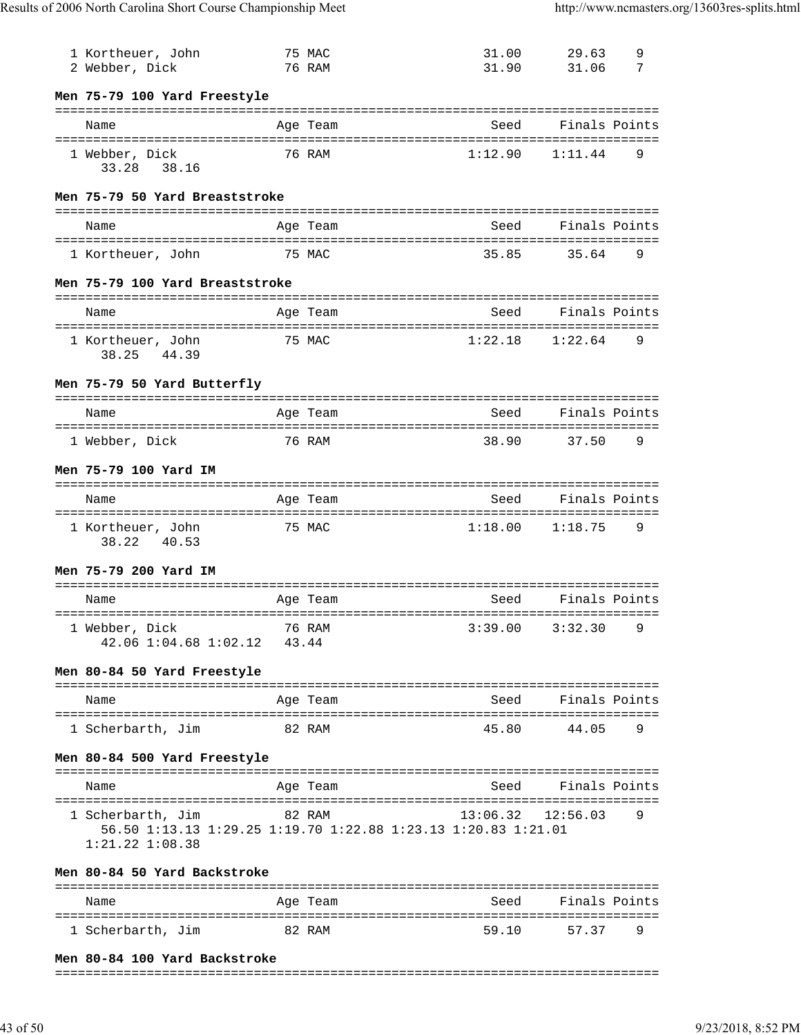| Name | Age | Team | Seed | Finals | Points |
|---|---|---|---|---|---|
| 1 Kortheuer, John | 75 | MAC | 31.00 | 29.63 | 9 |
| 2 Webber, Dick | 76 | RAM | 31.90 | 31.06 | 7 |

**Men 75-79 100 Yard Freestyle**

| Name | Age | Team | Seed | Finals | Points |
|---|---|---|---|---|---|
| 1 Webber, Dick | 76 | RAM | 1:12.90 | 1:11.44 | 9 |
| 33.28 38.16 | | | | | |

**Men 75-79 50 Yard Breaststroke**

| Name | Age | Team | Seed | Finals | Points |
|---|---|---|---|---|---|
| 1 Kortheuer, John | 75 | MAC | 35.85 | 35.64 | 9 |

**Men 75-79 100 Yard Breaststroke**

| Name | Age | Team | Seed | Finals | Points |
|---|---|---|---|---|---|
| 1 Kortheuer, John | 75 | MAC | 1:22.18 | 1:22.64 | 9 |
| 38.25 44.39 | | | | | |

**Men 75-79 50 Yard Butterfly**

| Name | Age | Team | Seed | Finals | Points |
|---|---|---|---|---|---|
| 1 Webber, Dick | 76 | RAM | 38.90 | 37.50 | 9 |

**Men 75-79 100 Yard IM**

| Name | Age | Team | Seed | Finals | Points |
|---|---|---|---|---|---|
| 1 Kortheuer, John | 75 | MAC | 1:18.00 | 1:18.75 | 9 |
| 38.22 40.53 | | | | | |

**Men 75-79 200 Yard IM**

| Name | Age | Team | Seed | Finals | Points |
|---|---|---|---|---|---|
| 1 Webber, Dick | 76 | RAM | 3:39.00 | 3:32.30 | 9 |
| 42.06 1:04.68 1:02.12 43.44 | | | | | |

**Men 80-84 50 Yard Freestyle**

| Name | Age | Team | Seed | Finals | Points |
|---|---|---|---|---|---|
| 1 Scherbarth, Jim | 82 | RAM | 45.80 | 44.05 | 9 |

**Men 80-84 500 Yard Freestyle**

| Name | Age | Team | Seed | Finals | Points |
|---|---|---|---|---|---|
| 1 Scherbarth, Jim | 82 | RAM | 13:06.32 | 12:56.03 | 9 |
| 56.50 1:13.13 1:29.25 1:19.70 1:22.88 1:23.13 1:20.83 1:21.01 1:21.22 1:08.38 | | | | | |

**Men 80-84 50 Yard Backstroke**

| Name | Age | Team | Seed | Finals | Points |
|---|---|---|---|---|---|
| 1 Scherbarth, Jim | 82 | RAM | 59.10 | 57.37 | 9 |

**Men 80-84 100 Yard Backstroke**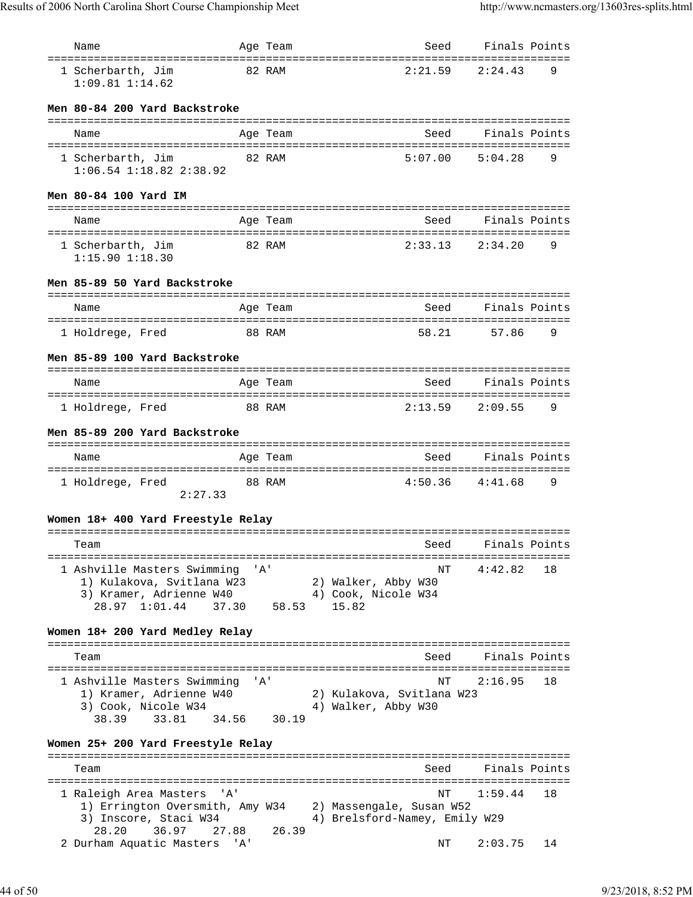| Name | Age | Team | Seed | Finals | Points |
|---|---|---|---|---|---|
| 1 Scherbarth, Jim | 82 | RAM | 2:21.59 | 2:24.43 | 9 |
| 1:09.81 1:14.62 | | | | | |

**Men 80-84 200 Yard Backstroke**

| Name | Age | Team | Seed | Finals | Points |
|---|---|---|---|---|---|
| 1 Scherbarth, Jim | 82 | RAM | 5:07.00 | 5:04.28 | 9 |
| 1:06.54 1:18.82 2:38.92 | | | | | |

**Men 80-84 100 Yard IM**

| Name | Age | Team | Seed | Finals | Points |
|---|---|---|---|---|---|
| 1 Scherbarth, Jim | 82 | RAM | 2:33.13 | 2:34.20 | 9 |
| 1:15.90 1:18.30 | | | | | |

**Men 85-89 50 Yard Backstroke**

| Name | Age | Team | Seed | Finals | Points |
|---|---|---|---|---|---|
| 1 Holdrege, Fred | 88 | RAM | 58.21 | 57.86 | 9 |

**Men 85-89 100 Yard Backstroke**

| Name | Age | Team | Seed | Finals | Points |
|---|---|---|---|---|---|
| 1 Holdrege, Fred | 88 | RAM | 2:13.59 | 2:09.55 | 9 |

**Men 85-89 200 Yard Backstroke**

| Name | Age | Team | Seed | Finals | Points |
|---|---|---|---|---|---|
| 1 Holdrege, Fred | 88 | RAM | 4:50.36 | 4:41.68 | 9 |
| 2:27.33 | | | | | |

**Women 18+ 400 Yard Freestyle Relay**

| Team | Seed | Finals | Points |
|---|---|---|---|
| 1 Ashville Masters Swimming 'A' | NT | 4:42.82 | 18 |
| 1) Kulakova, Svitlana W23 2) Walker, Abby W30 | | | |
| 3) Kramer, Adrienne W40 4) Cook, Nicole W34 | | | |
| 28.97 1:01.44 37.30 58.53 15.82 | | | |

**Women 18+ 200 Yard Medley Relay**

| Team | Seed | Finals | Points |
|---|---|---|---|
| 1 Ashville Masters Swimming 'A' | NT | 2:16.95 | 18 |
| 1) Kramer, Adrienne W40 2) Kulakova, Svitlana W23 | | | |
| 3) Cook, Nicole W34 4) Walker, Abby W30 | | | |
| 38.39 33.81 34.56 30.19 | | | |

**Women 25+ 200 Yard Freestyle Relay**

| Team | Seed | Finals | Points |
|---|---|---|---|
| 1 Raleigh Area Masters 'A' | NT | 1:59.44 | 18 |
| 1) Errington Oversmith, Amy W34 2) Massengale, Susan W52 | | | |
| 3) Inscore, Staci W34 4) Brelsford-Namey, Emily W29 | | | |
| 28.20 36.97 27.88 26.39 | | | |
| 2 Durham Aquatic Masters 'A' | NT | 2:03.75 | 14 |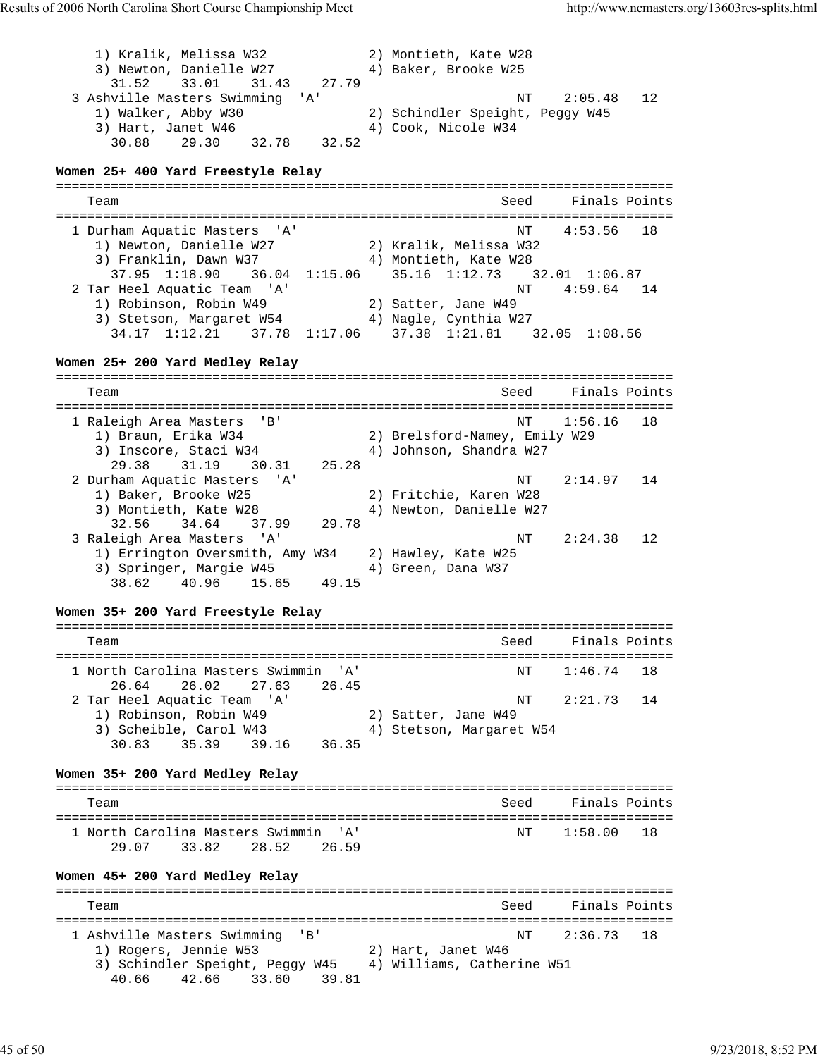```
    1) Kralik, Melissa W32            2) Montieth, Kate W28
    3) Newton, Danielle W27           4) Baker, Brooke W25
      31.52    33.01    31.43    27.79
  3 Ashville Masters Swimming  'A'                       NT    2:05.48   12
    1) Walker, Abby W30               2) Schindler Speight, Peggy W45
    3) Hart, Janet W46                4) Cook, Nicole W34
      30.88    29.30    32.78    32.52
```

**Women 25+ 400 Yard Freestyle Relay**

```
===============================================================================
    Team                                                Seed     Finals Points
===============================================================================
  1 Durham Aquatic Masters  'A'                           NT    4:53.56   18
    1) Newton, Danielle W27           2) Kralik, Melissa W32
    3) Franklin, Dawn W37             4) Montieth, Kate W28
      37.95  1:18.90    36.04  1:15.06    35.16  1:12.73    32.01  1:06.87
  2 Tar Heel Aquatic Team  'A'                            NT    4:59.64   14
    1) Robinson, Robin W49            2) Satter, Jane W49
    3) Stetson, Margaret W54          4) Nagle, Cynthia W27
      34.17  1:12.21    37.78  1:17.06    37.38  1:21.81    32.05  1:08.56
```

**Women 25+ 200 Yard Medley Relay**

```
===============================================================================
    Team                                                Seed     Finals Points
===============================================================================
  1 Raleigh Area Masters  'B'                             NT    1:56.16   18
    1) Braun, Erika W34               2) Brelsford-Namey, Emily W29
    3) Inscore, Staci W34             4) Johnson, Shandra W27
      29.38    31.19    30.31    25.28
  2 Durham Aquatic Masters  'A'                           NT    2:14.97   14
    1) Baker, Brooke W25              2) Fritchie, Karen W28
    3) Montieth, Kate W28             4) Newton, Danielle W27
      32.56    34.64    37.99    29.78
  3 Raleigh Area Masters  'A'                             NT    2:24.38   12
    1) Errington Oversmith, Amy W34   2) Hawley, Kate W25
    3) Springer, Margie W45           4) Green, Dana W37
      38.62    40.96    15.65    49.15
```

**Women 35+ 200 Yard Freestyle Relay**

```
===============================================================================
    Team                                                Seed     Finals Points
===============================================================================
  1 North Carolina Masters Swimmin  'A'                   NT    1:46.74   18
      26.64    26.02    27.63    26.45
  2 Tar Heel Aquatic Team  'A'                            NT    2:21.73   14
    1) Robinson, Robin W49            2) Satter, Jane W49
    3) Scheible, Carol W43            4) Stetson, Margaret W54
      30.83    35.39    39.16    36.35
```

**Women 35+ 200 Yard Medley Relay**

```
===============================================================================
    Team                                                Seed     Finals Points
===============================================================================
  1 North Carolina Masters Swimmin  'A'                   NT    1:58.00   18
      29.07    33.82    28.52    26.59
```

**Women 45+ 200 Yard Medley Relay**

```
===============================================================================
    Team                                                Seed     Finals Points
===============================================================================
  1 Ashville Masters Swimming  'B'                        NT    2:36.73   18
    1) Rogers, Jennie W53             2) Hart, Janet W46
    3) Schindler Speight, Peggy W45   4) Williams, Catherine W51
      40.66    42.66    33.60    39.81
```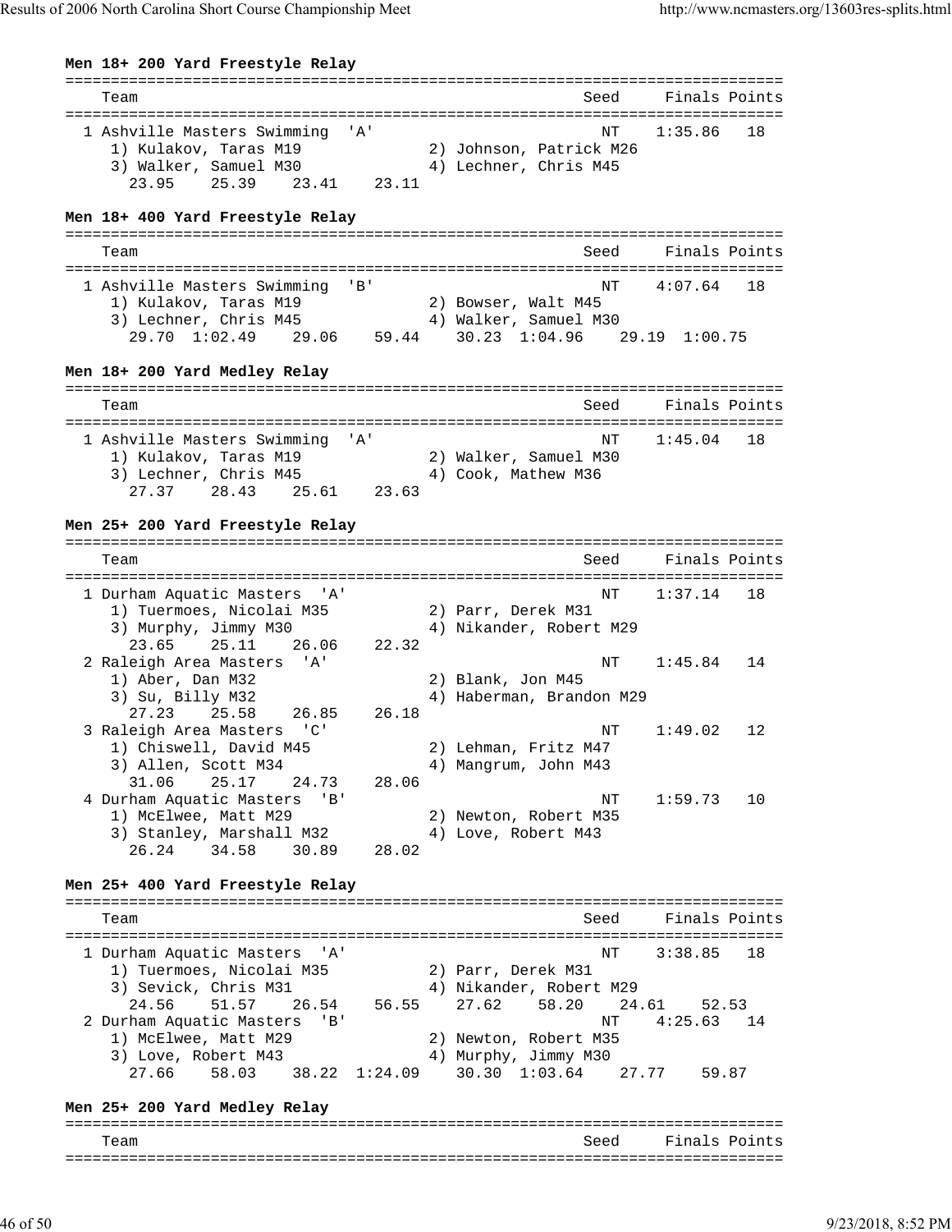**Men 18+ 200 Yard Freestyle Relay**

```
===============================================================================
    Team                                               Seed     Finals Points
===============================================================================
  1 Ashville Masters Swimming  'A'                       NT    1:35.86   18
     1) Kulakov, Taras M19             2) Johnson, Patrick M26
     3) Walker, Samuel M30             4) Lechner, Chris M45
        23.95    25.39    23.41    23.11
```

**Men 18+ 400 Yard Freestyle Relay**

```
===============================================================================
    Team                                               Seed     Finals Points
===============================================================================
  1 Ashville Masters Swimming  'B'                       NT    4:07.64   18
     1) Kulakov, Taras M19             2) Bowser, Walt M45
     3) Lechner, Chris M45             4) Walker, Samuel M30
        29.70  1:02.49    29.06    59.44    30.23  1:04.96    29.19  1:00.75
```

**Men 18+ 200 Yard Medley Relay**

```
===============================================================================
    Team                                               Seed     Finals Points
===============================================================================
  1 Ashville Masters Swimming  'A'                       NT    1:45.04   18
     1) Kulakov, Taras M19             2) Walker, Samuel M30
     3) Lechner, Chris M45             4) Cook, Mathew M36
        27.37    28.43    25.61    23.63
```

**Men 25+ 200 Yard Freestyle Relay**

```
===============================================================================
    Team                                               Seed     Finals Points
===============================================================================
  1 Durham Aquatic Masters  'A'                          NT    1:37.14   18
     1) Tuermoes, Nicolai M35          2) Parr, Derek M31
     3) Murphy, Jimmy M30              4) Nikander, Robert M29
        23.65    25.11    26.06    22.32
  2 Raleigh Area Masters  'A'                            NT    1:45.84   14
     1) Aber, Dan M32                  2) Blank, Jon M45
     3) Su, Billy M32                  4) Haberman, Brandon M29
        27.23    25.58    26.85    26.18
  3 Raleigh Area Masters  'C'                            NT    1:49.02   12
     1) Chiswell, David M45            2) Lehman, Fritz M47
     3) Allen, Scott M34               4) Mangrum, John M43
        31.06    25.17    24.73    28.06
  4 Durham Aquatic Masters  'B'                          NT    1:59.73   10
     1) McElwee, Matt M29              2) Newton, Robert M35
     3) Stanley, Marshall M32          4) Love, Robert M43
        26.24    34.58    30.89    28.02
```

**Men 25+ 400 Yard Freestyle Relay**

```
===============================================================================
    Team                                               Seed     Finals Points
===============================================================================
  1 Durham Aquatic Masters  'A'                          NT    3:38.85   18
     1) Tuermoes, Nicolai M35          2) Parr, Derek M31
     3) Sevick, Chris M31              4) Nikander, Robert M29
        24.56    51.57    26.54    56.55    27.62    58.20    24.61    52.53
  2 Durham Aquatic Masters  'B'                          NT    4:25.63   14
     1) McElwee, Matt M29              2) Newton, Robert M35
     3) Love, Robert M43               4) Murphy, Jimmy M30
        27.66    58.03    38.22  1:24.09    30.30  1:03.64    27.77    59.87
```

**Men 25+ 200 Yard Medley Relay**

```
===============================================================================
    Team                                               Seed     Finals Points
===============================================================================
```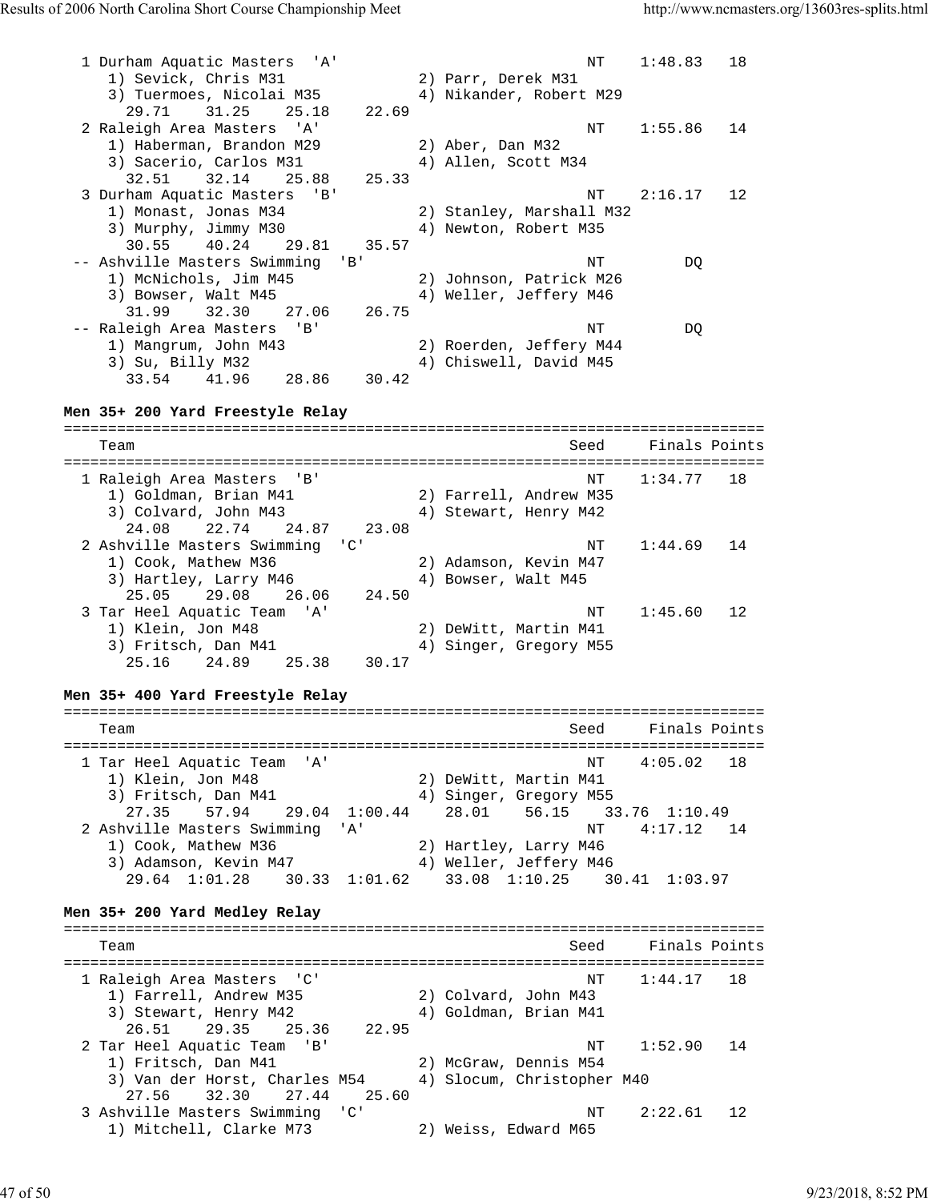```
  1 Durham Aquatic Masters  'A'                          NT    1:48.83   18
     1) Sevick, Chris M31              2) Parr, Derek M31
     3) Tuermoes, Nicolai M35          4) Nikander, Robert M29
       29.71    31.25    25.18    22.69
  2 Raleigh Area Masters  'A'                            NT    1:55.86   14
     1) Haberman, Brandon M29          2) Aber, Dan M32
     3) Sacerio, Carlos M31            4) Allen, Scott M34
       32.51    32.14    25.88    25.33
  3 Durham Aquatic Masters  'B'                          NT    2:16.17   12
     1) Monast, Jonas M34              2) Stanley, Marshall M32
     3) Murphy, Jimmy M30              4) Newton, Robert M35
       30.55    40.24    29.81    35.57
 -- Ashville Masters Swimming  'B'                       NT         DQ
     1) McNichols, Jim M45             2) Johnson, Patrick M26
     3) Bowser, Walt M45               4) Weller, Jeffery M46
       31.99    32.30    27.06    26.75
 -- Raleigh Area Masters  'B'                            NT         DQ
     1) Mangrum, John M43              2) Roerden, Jeffery M44
     3) Su, Billy M32                  4) Chiswell, David M45
       33.54    41.96    28.86    30.42
```

**Men 35+ 200 Yard Freestyle Relay**

```
===============================================================================
    Team                                                Seed     Finals Points
===============================================================================
  1 Raleigh Area Masters  'B'                            NT    1:34.77   18
     1) Goldman, Brian M41             2) Farrell, Andrew M35
     3) Colvard, John M43              4) Stewart, Henry M42
       24.08    22.74    24.87    23.08
  2 Ashville Masters Swimming  'C'                       NT    1:44.69   14
     1) Cook, Mathew M36               2) Adamson, Kevin M47
     3) Hartley, Larry M46             4) Bowser, Walt M45
       25.05    29.08    26.06    24.50
  3 Tar Heel Aquatic Team  'A'                           NT    1:45.60   12
     1) Klein, Jon M48                 2) DeWitt, Martin M41
     3) Fritsch, Dan M41               4) Singer, Gregory M55
       25.16    24.89    25.38    30.17
```

**Men 35+ 400 Yard Freestyle Relay**

```
===============================================================================
    Team                                                Seed     Finals Points
===============================================================================
  1 Tar Heel Aquatic Team  'A'                           NT    4:05.02   18
     1) Klein, Jon M48                 2) DeWitt, Martin M41
     3) Fritsch, Dan M41               4) Singer, Gregory M55
       27.35    57.94    29.04  1:00.44    28.01    56.15    33.76  1:10.49
  2 Ashville Masters Swimming  'A'                       NT    4:17.12   14
     1) Cook, Mathew M36               2) Hartley, Larry M46
     3) Adamson, Kevin M47             4) Weller, Jeffery M46
       29.64  1:01.28    30.33  1:01.62    33.08  1:10.25    30.41  1:03.97
```

**Men 35+ 200 Yard Medley Relay**

```
===============================================================================
    Team                                                Seed     Finals Points
===============================================================================
  1 Raleigh Area Masters  'C'                            NT    1:44.17   18
     1) Farrell, Andrew M35            2) Colvard, John M43
     3) Stewart, Henry M42             4) Goldman, Brian M41
       26.51    29.35    25.36    22.95
  2 Tar Heel Aquatic Team  'B'                           NT    1:52.90   14
     1) Fritsch, Dan M41               2) McGraw, Dennis M54
     3) Van der Horst, Charles M54     4) Slocum, Christopher M40
       27.56    32.30    27.44    25.60
  3 Ashville Masters Swimming  'C'                       NT    2:22.61   12
     1) Mitchell, Clarke M73           2) Weiss, Edward M65
```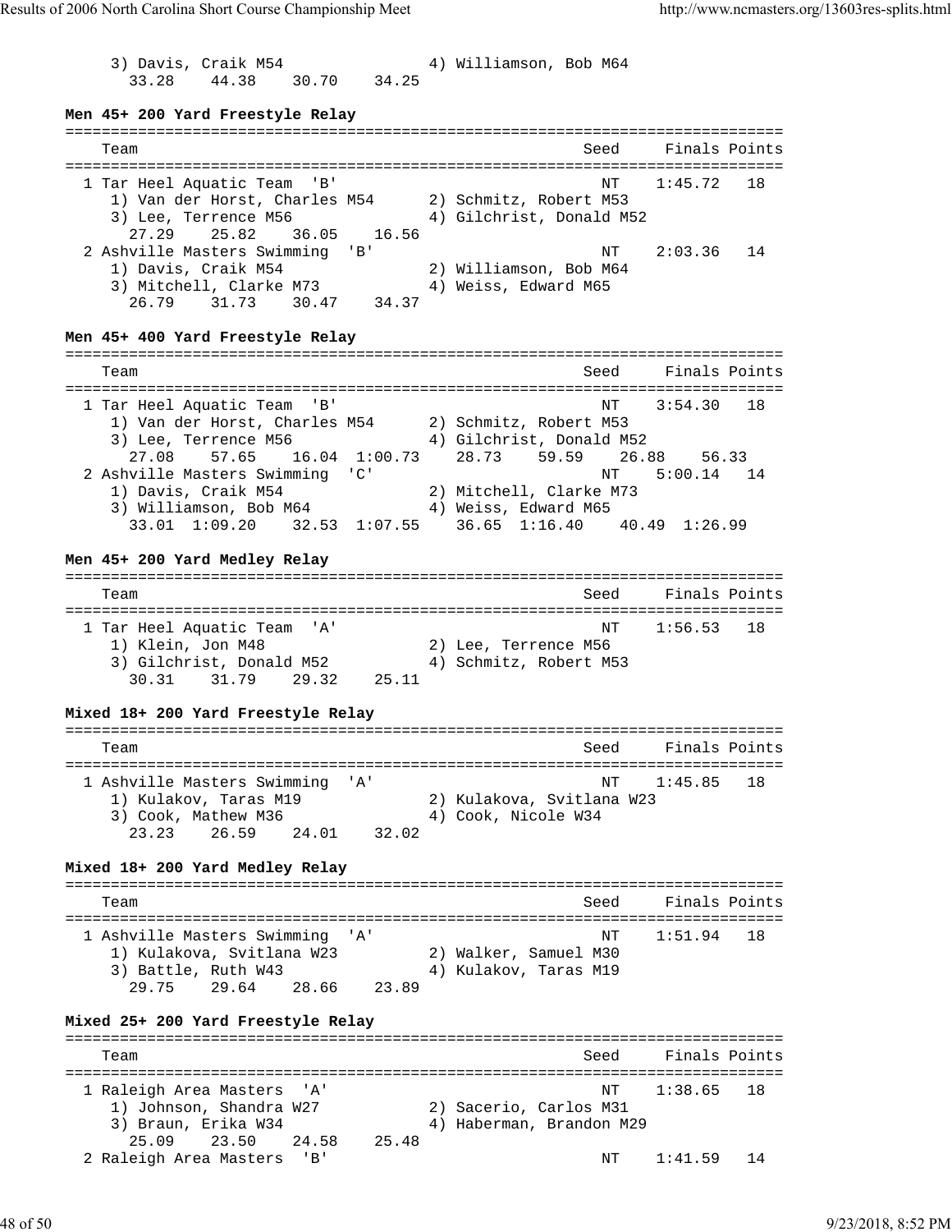```
     3) Davis, Craik M54                4) Williamson, Bob M64
       33.28    44.38    30.70    34.25
```

**Men 45+ 200 Yard Freestyle Relay**

```
===============================================================================
    Team                                                Seed     Finals Points
===============================================================================
  1 Tar Heel Aquatic Team  'B'                            NT    1:45.72   18
     1) Van der Horst, Charles M54      2) Schmitz, Robert M53
     3) Lee, Terrence M56               4) Gilchrist, Donald M52
       27.29    25.82    36.05    16.56
  2 Ashville Masters Swimming  'B'                        NT    2:03.36   14
     1) Davis, Craik M54                2) Williamson, Bob M64
     3) Mitchell, Clarke M73            4) Weiss, Edward M65
       26.79    31.73    30.47    34.37
```

**Men 45+ 400 Yard Freestyle Relay**

```
===============================================================================
    Team                                                Seed     Finals Points
===============================================================================
  1 Tar Heel Aquatic Team  'B'                            NT    3:54.30   18
     1) Van der Horst, Charles M54      2) Schmitz, Robert M53
     3) Lee, Terrence M56               4) Gilchrist, Donald M52
       27.08    57.65    16.04  1:00.73    28.73    59.59    26.88    56.33
  2 Ashville Masters Swimming  'C'                        NT    5:00.14   14
     1) Davis, Craik M54                2) Mitchell, Clarke M73
     3) Williamson, Bob M64             4) Weiss, Edward M65
       33.01  1:09.20    32.53  1:07.55    36.65  1:16.40    40.49  1:26.99
```

**Men 45+ 200 Yard Medley Relay**

```
===============================================================================
    Team                                                Seed     Finals Points
===============================================================================
  1 Tar Heel Aquatic Team  'A'                            NT    1:56.53   18
     1) Klein, Jon M48                  2) Lee, Terrence M56
     3) Gilchrist, Donald M52           4) Schmitz, Robert M53
       30.31    31.79    29.32    25.11
```

**Mixed 18+ 200 Yard Freestyle Relay**

```
===============================================================================
    Team                                                Seed     Finals Points
===============================================================================
  1 Ashville Masters Swimming  'A'                        NT    1:45.85   18
     1) Kulakov, Taras M19              2) Kulakova, Svitlana W23
     3) Cook, Mathew M36                4) Cook, Nicole W34
       23.23    26.59    24.01    32.02
```

**Mixed 18+ 200 Yard Medley Relay**

```
===============================================================================
    Team                                                Seed     Finals Points
===============================================================================
  1 Ashville Masters Swimming  'A'                        NT    1:51.94   18
     1) Kulakova, Svitlana W23          2) Walker, Samuel M30
     3) Battle, Ruth W43                4) Kulakov, Taras M19
       29.75    29.64    28.66    23.89
```

**Mixed 25+ 200 Yard Freestyle Relay**

```
===============================================================================
    Team                                                Seed     Finals Points
===============================================================================
  1 Raleigh Area Masters  'A'                             NT    1:38.65   18
     1) Johnson, Shandra W27            2) Sacerio, Carlos M31
     3) Braun, Erika W34                4) Haberman, Brandon M29
       25.09    23.50    24.58    25.48
  2 Raleigh Area Masters  'B'                             NT    1:41.59   14
```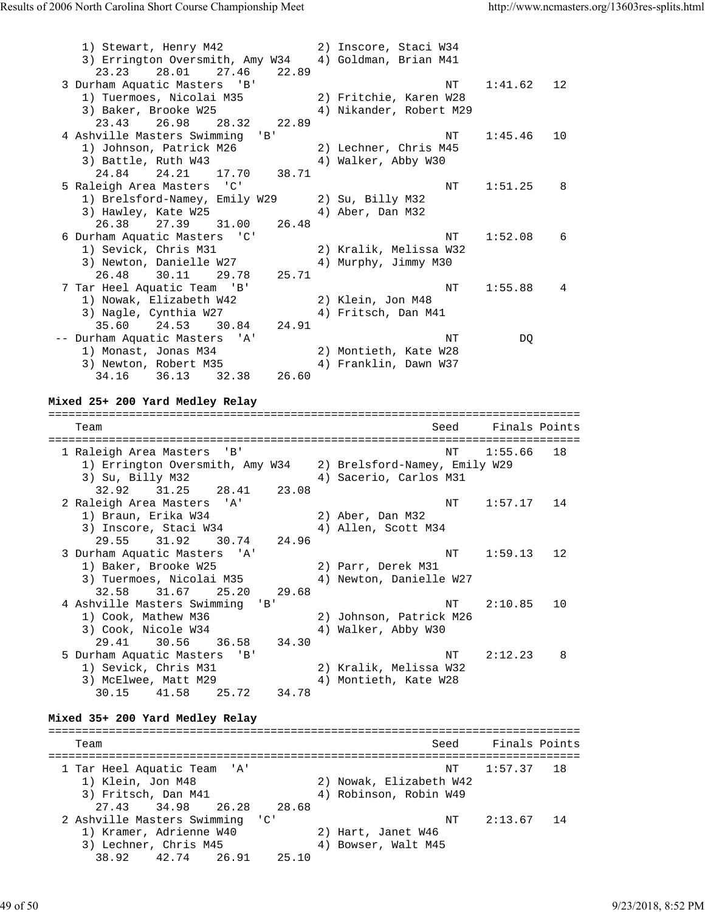```
    1) Stewart, Henry M42              2) Inscore, Staci W34
    3) Errington Oversmith, Amy W34    4) Goldman, Brian M41
      23.23    28.01    27.46    22.89
  3 Durham Aquatic Masters  'B'                          NT    1:41.62   12
    1) Tuermoes, Nicolai M35           2) Fritchie, Karen W28
    3) Baker, Brooke W25               4) Nikander, Robert M29
      23.43    26.98    28.32    22.89
  4 Ashville Masters Swimming  'B'                       NT    1:45.46   10
    1) Johnson, Patrick M26            2) Lechner, Chris M45
    3) Battle, Ruth W43                4) Walker, Abby W30
      24.84    24.21    17.70    38.71
  5 Raleigh Area Masters  'C'                            NT    1:51.25    8
    1) Brelsford-Namey, Emily W29      2) Su, Billy M32
    3) Hawley, Kate W25                4) Aber, Dan M32
      26.38    27.39    31.00    26.48
  6 Durham Aquatic Masters  'C'                          NT    1:52.08    6
    1) Sevick, Chris M31               2) Kralik, Melissa W32
    3) Newton, Danielle W27            4) Murphy, Jimmy M30
      26.48    30.11    29.78    25.71
  7 Tar Heel Aquatic Team  'B'                           NT    1:55.88    4
    1) Nowak, Elizabeth W42            2) Klein, Jon M48
    3) Nagle, Cynthia W27              4) Fritsch, Dan M41
      35.60    24.53    30.84    24.91
 -- Durham Aquatic Masters  'A'                          NT         DQ
    1) Monast, Jonas M34               2) Montieth, Kate W28
    3) Newton, Robert M35              4) Franklin, Dawn W37
      34.16    36.13    32.38    26.60
```

**Mixed 25+ 200 Yard Medley Relay**

```
===============================================================================
    Team                                              Seed     Finals Points
===============================================================================
  1 Raleigh Area Masters  'B'                          NT    1:55.66   18
    1) Errington Oversmith, Amy W34    2) Brelsford-Namey, Emily W29
    3) Su, Billy M32                   4) Sacerio, Carlos M31
      32.92    31.25    28.41    23.08
  2 Raleigh Area Masters  'A'                          NT    1:57.17   14
    1) Braun, Erika W34                2) Aber, Dan M32
    3) Inscore, Staci W34              4) Allen, Scott M34
      29.55    31.92    30.74    24.96
  3 Durham Aquatic Masters  'A'                        NT    1:59.13   12
    1) Baker, Brooke W25               2) Parr, Derek M31
    3) Tuermoes, Nicolai M35           4) Newton, Danielle W27
      32.58    31.67    25.20    29.68
  4 Ashville Masters Swimming  'B'                     NT    2:10.85   10
    1) Cook, Mathew M36                2) Johnson, Patrick M26
    3) Cook, Nicole W34                4) Walker, Abby W30
      29.41    30.56    36.58    34.30
  5 Durham Aquatic Masters  'B'                        NT    2:12.23    8
    1) Sevick, Chris M31               2) Kralik, Melissa W32
    3) McElwee, Matt M29               4) Montieth, Kate W28
      30.15    41.58    25.72    34.78
```

**Mixed 35+ 200 Yard Medley Relay**

```
===============================================================================
    Team                                              Seed     Finals Points
===============================================================================
  1 Tar Heel Aquatic Team  'A'                         NT    1:57.37   18
    1) Klein, Jon M48                  2) Nowak, Elizabeth W42
    3) Fritsch, Dan M41                4) Robinson, Robin W49
      27.43    34.98    26.28    28.68
  2 Ashville Masters Swimming  'C'                     NT    2:13.67   14
    1) Kramer, Adrienne W40            2) Hart, Janet W46
    3) Lechner, Chris M45              4) Bowser, Walt M45
      38.92    42.74    26.91    25.10
```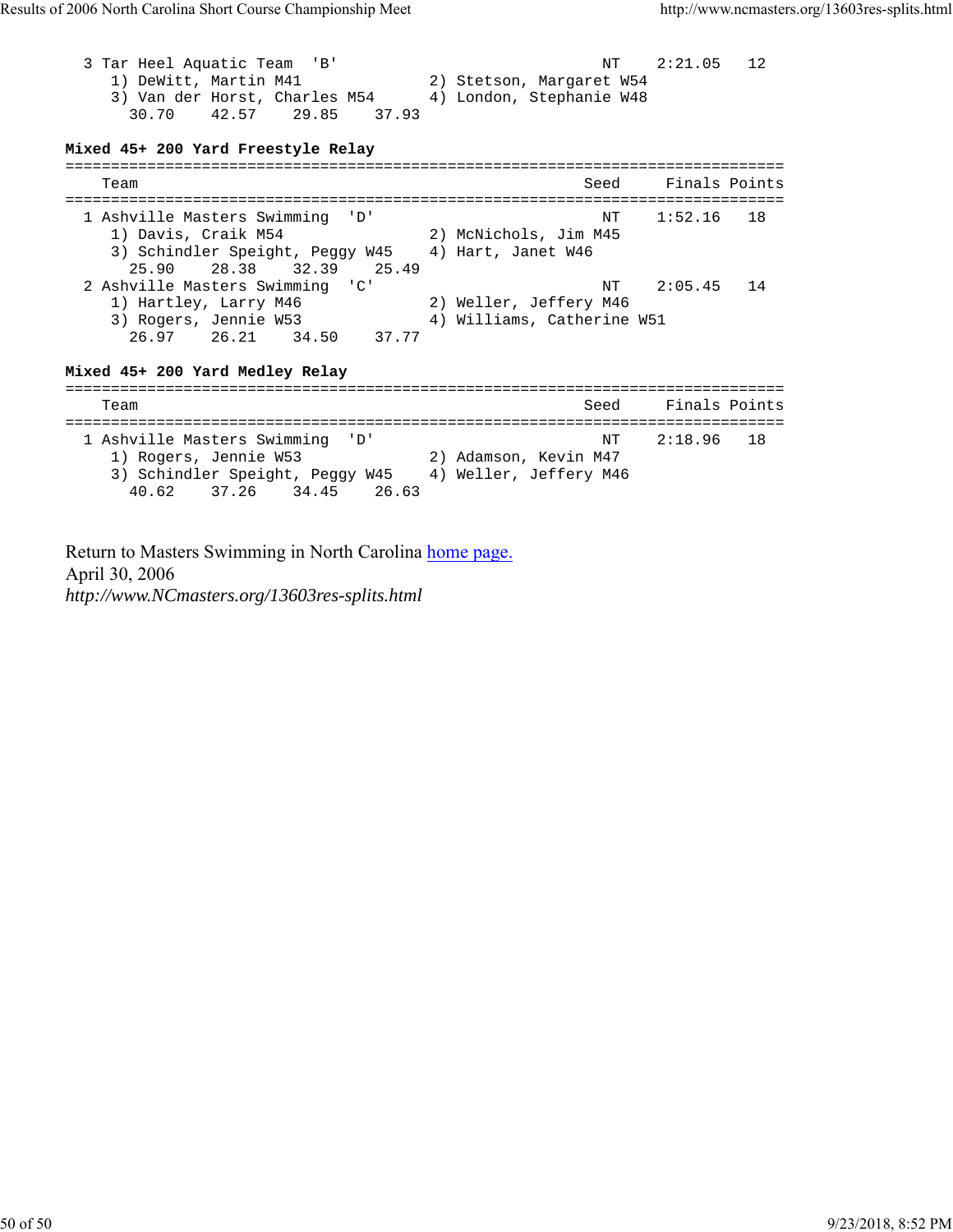```
  3 Tar Heel Aquatic Team  'B'                          NT    2:21.05   12
     1) DeWitt, Martin M41             2) Stetson, Margaret W54
     3) Van der Horst, Charles M54     4) London, Stephanie W48
       30.70    42.57    29.85    37.93
```

**Mixed 45+ 200 Yard Freestyle Relay**

```
===============================================================================
    Team                                                Seed     Finals Points
===============================================================================
  1 Ashville Masters Swimming  'D'                      NT    1:52.16   18
     1) Davis, Craik M54               2) McNichols, Jim M45
     3) Schindler Speight, Peggy W45   4) Hart, Janet W46
       25.90    28.38    32.39    25.49
  2 Ashville Masters Swimming  'C'                      NT    2:05.45   14
     1) Hartley, Larry M46             2) Weller, Jeffery M46
     3) Rogers, Jennie W53             4) Williams, Catherine W51
       26.97    26.21    34.50    37.77
```

**Mixed 45+ 200 Yard Medley Relay**

```
===============================================================================
    Team                                                Seed     Finals Points
===============================================================================
  1 Ashville Masters Swimming  'D'                      NT    2:18.96   18
     1) Rogers, Jennie W53             2) Adamson, Kevin M47
     3) Schindler Speight, Peggy W45   4) Weller, Jeffery M46
       40.62    37.26    34.45    26.63
```

Return to Masters Swimming in North Carolina home page.
April 30, 2006
*http://www.NCmasters.org/13603res-splits.html*